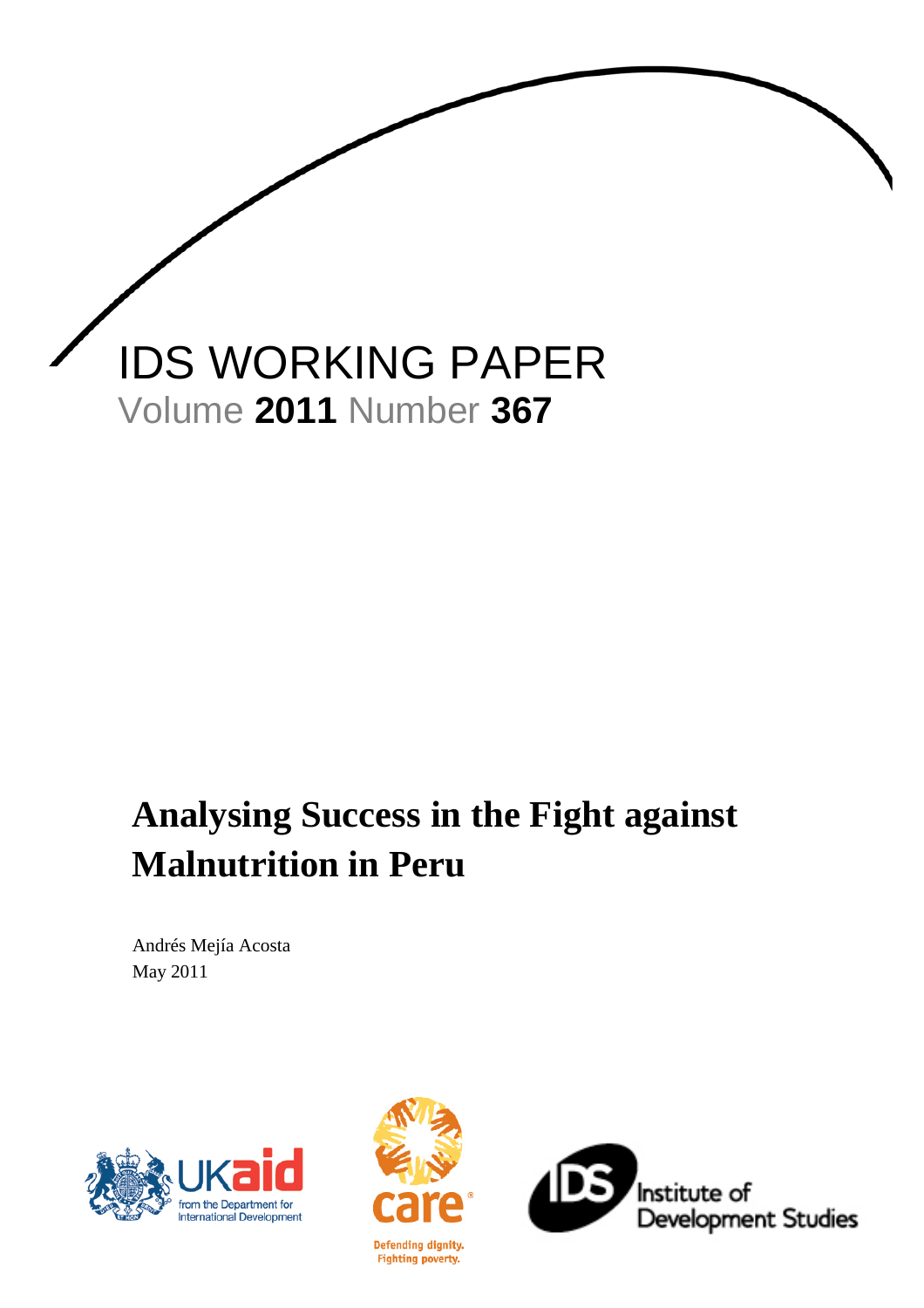IDS WORKING PAPER

Volume **2011** Number **367**

# Analysing Success in the Fight against Malnutrition in Peru

Andrés Mejía Acosta

May 2011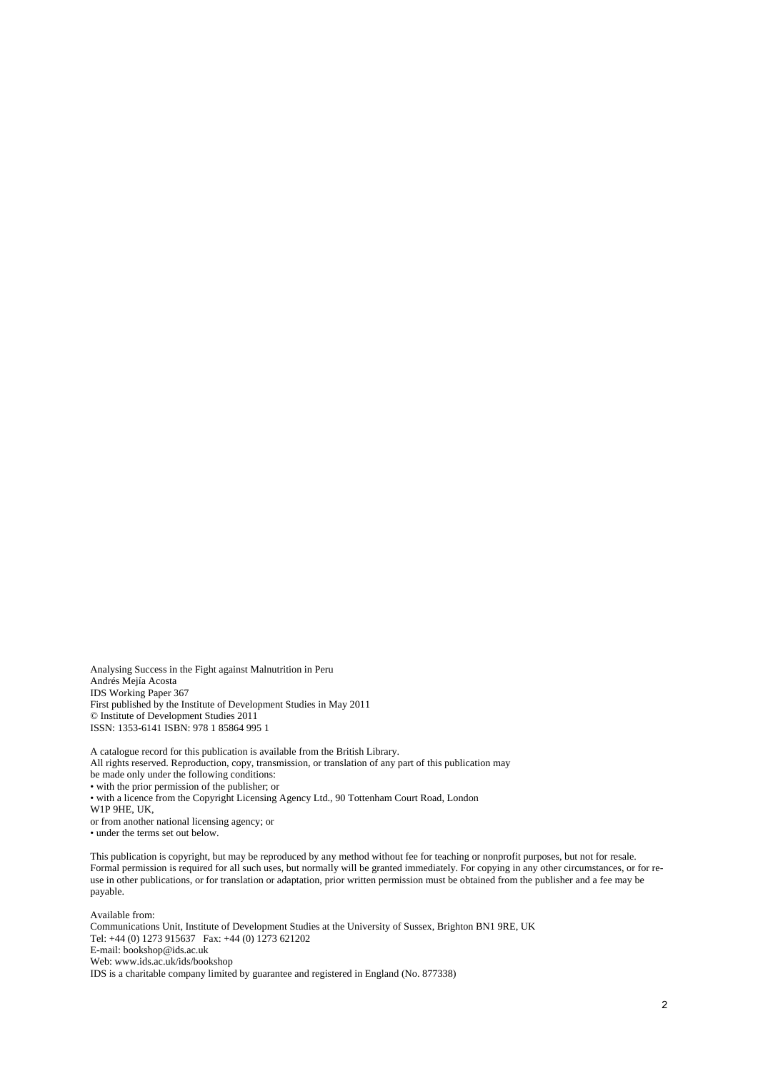Analysing Success in the Fight against Malnutrition in Peru
Andrés Mejía Acosta
IDS Working Paper 367
First published by the Institute of Development Studies in May 2011
© Institute of Development Studies 2011
ISSN: 1353-6141 ISBN: 978 1 85864 995 1

A catalogue record for this publication is available from the British Library.
All rights reserved. Reproduction, copy, transmission, or translation of any part of this publication may be made only under the following conditions:

- with the prior permission of the publisher; or
- with a licence from the Copyright Licensing Agency Ltd., 90 Tottenham Court Road, London W1P 9HE, UK,

or from another national licensing agency; or

- under the terms set out below.

This publication is copyright, but may be reproduced by any method without fee for teaching or nonprofit purposes, but not for resale. Formal permission is required for all such uses, but normally will be granted immediately. For copying in any other circumstances, or for re-use in other publications, or for translation or adaptation, prior written permission must be obtained from the publisher and a fee may be payable.

Available from:
Communications Unit, Institute of Development Studies at the University of Sussex, Brighton BN1 9RE, UK
Tel: +44 (0) 1273 915637 Fax: +44 (0) 1273 621202
E-mail: bookshop@ids.ac.uk
Web: www.ids.ac.uk/ids/bookshop
IDS is a charitable company limited by guarantee and registered in England (No. 877338)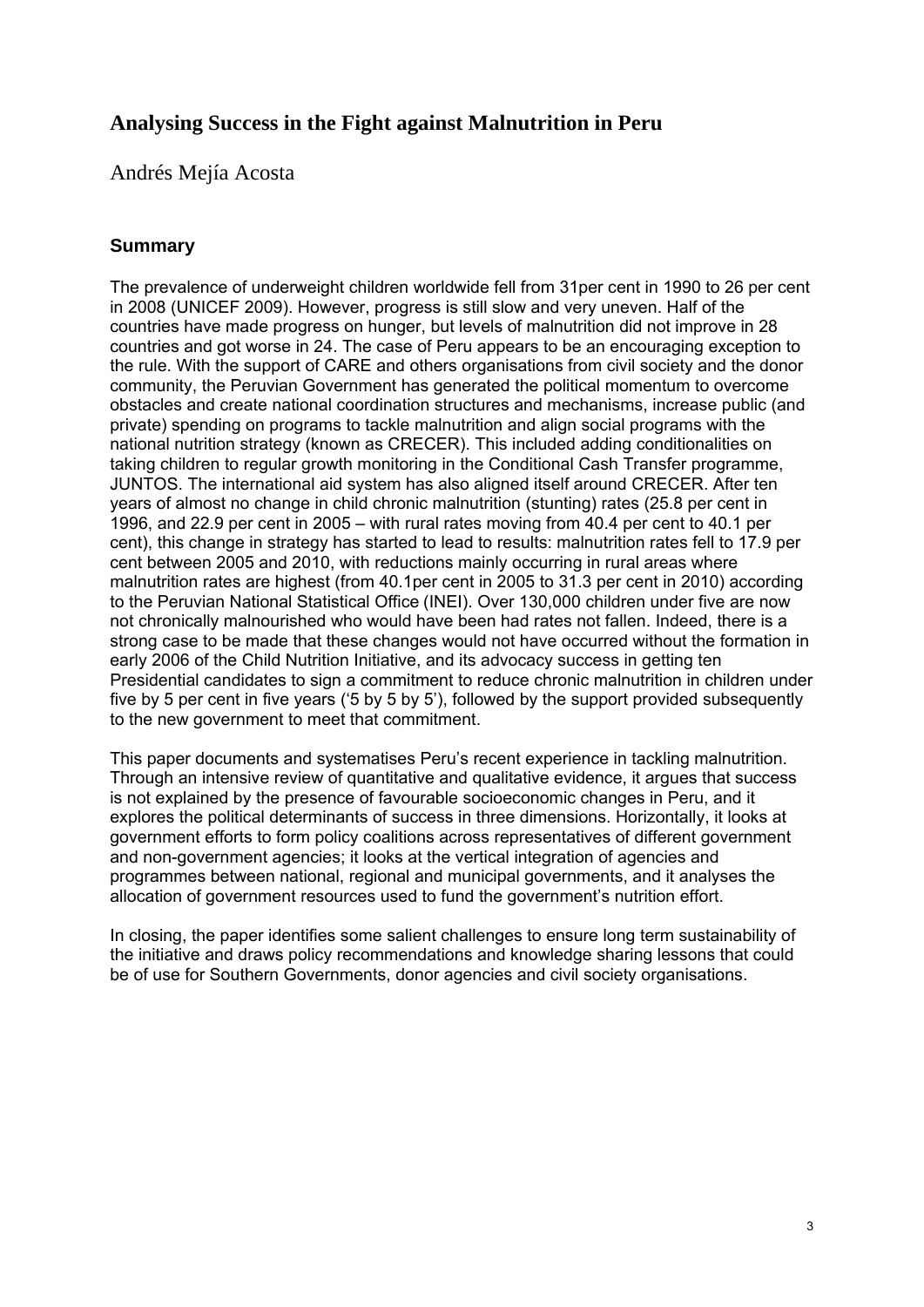# Analysing Success in the Fight against Malnutrition in Peru

Andrés Mejía Acosta

## Summary

The prevalence of underweight children worldwide fell from 31per cent in 1990 to 26 per cent in 2008 (UNICEF 2009). However, progress is still slow and very uneven. Half of the countries have made progress on hunger, but levels of malnutrition did not improve in 28 countries and got worse in 24. The case of Peru appears to be an encouraging exception to the rule. With the support of CARE and others organisations from civil society and the donor community, the Peruvian Government has generated the political momentum to overcome obstacles and create national coordination structures and mechanisms, increase public (and private) spending on programs to tackle malnutrition and align social programs with the national nutrition strategy (known as CRECER). This included adding conditionalities on taking children to regular growth monitoring in the Conditional Cash Transfer programme, JUNTOS. The international aid system has also aligned itself around CRECER. After ten years of almost no change in child chronic malnutrition (stunting) rates (25.8 per cent in 1996, and 22.9 per cent in 2005 – with rural rates moving from 40.4 per cent to 40.1 per cent), this change in strategy has started to lead to results: malnutrition rates fell to 17.9 per cent between 2005 and 2010, with reductions mainly occurring in rural areas where malnutrition rates are highest (from 40.1per cent in 2005 to 31.3 per cent in 2010) according to the Peruvian National Statistical Office (INEI). Over 130,000 children under five are now not chronically malnourished who would have been had rates not fallen. Indeed, there is a strong case to be made that these changes would not have occurred without the formation in early 2006 of the Child Nutrition Initiative, and its advocacy success in getting ten Presidential candidates to sign a commitment to reduce chronic malnutrition in children under five by 5 per cent in five years ('5 by 5 by 5'), followed by the support provided subsequently to the new government to meet that commitment.

This paper documents and systematises Peru's recent experience in tackling malnutrition. Through an intensive review of quantitative and qualitative evidence, it argues that success is not explained by the presence of favourable socioeconomic changes in Peru, and it explores the political determinants of success in three dimensions. Horizontally, it looks at government efforts to form policy coalitions across representatives of different government and non-government agencies; it looks at the vertical integration of agencies and programmes between national, regional and municipal governments, and it analyses the allocation of government resources used to fund the government's nutrition effort.

In closing, the paper identifies some salient challenges to ensure long term sustainability of the initiative and draws policy recommendations and knowledge sharing lessons that could be of use for Southern Governments, donor agencies and civil society organisations.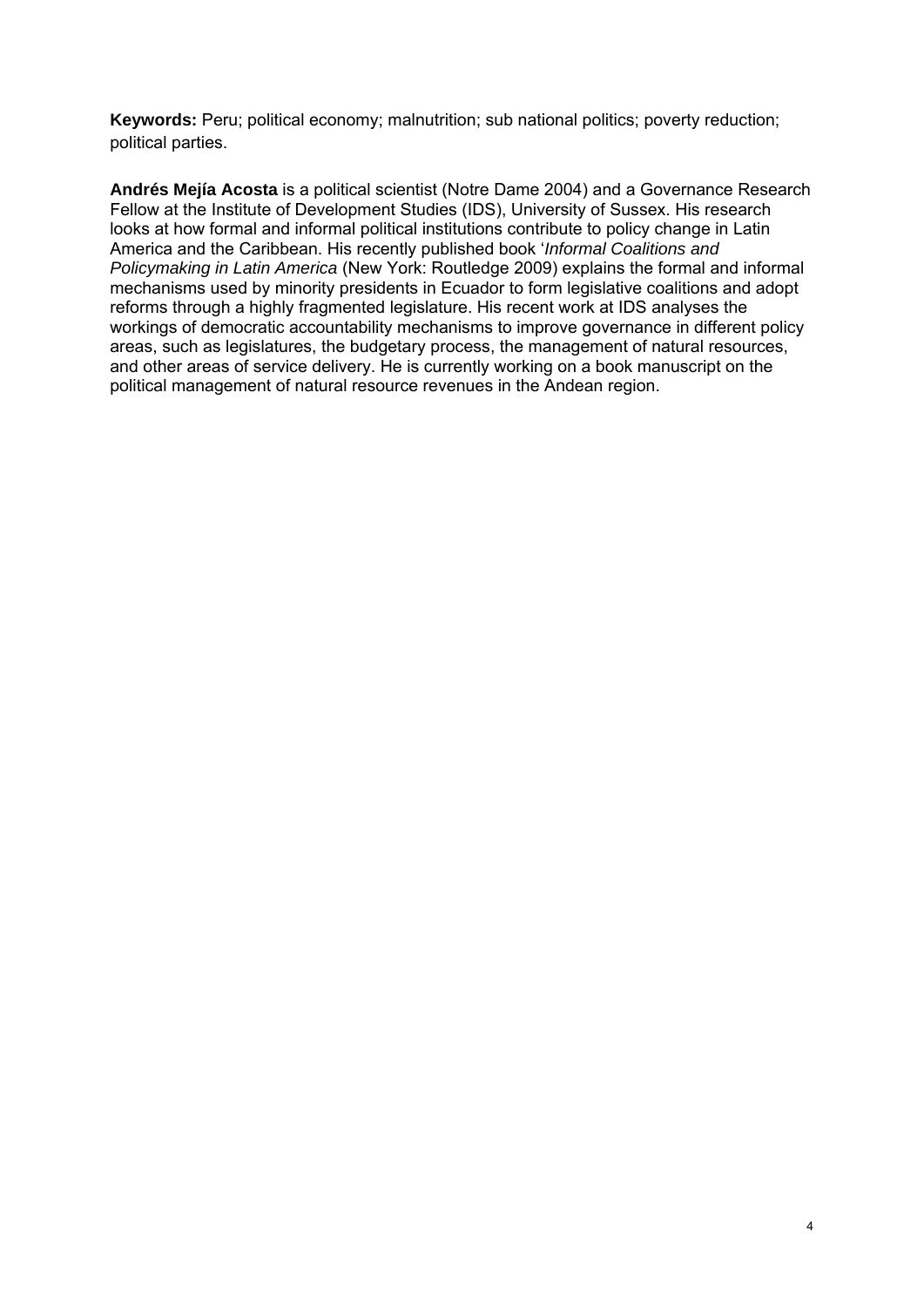**Keywords:** Peru; political economy; malnutrition; sub national politics; poverty reduction; political parties.

**Andrés Mejía Acosta** is a political scientist (Notre Dame 2004) and a Governance Research Fellow at the Institute of Development Studies (IDS), University of Sussex. His research looks at how formal and informal political institutions contribute to policy change in Latin America and the Caribbean. His recently published book '*Informal Coalitions and Policymaking in Latin America* (New York: Routledge 2009) explains the formal and informal mechanisms used by minority presidents in Ecuador to form legislative coalitions and adopt reforms through a highly fragmented legislature. His recent work at IDS analyses the workings of democratic accountability mechanisms to improve governance in different policy areas, such as legislatures, the budgetary process, the management of natural resources, and other areas of service delivery. He is currently working on a book manuscript on the political management of natural resource revenues in the Andean region.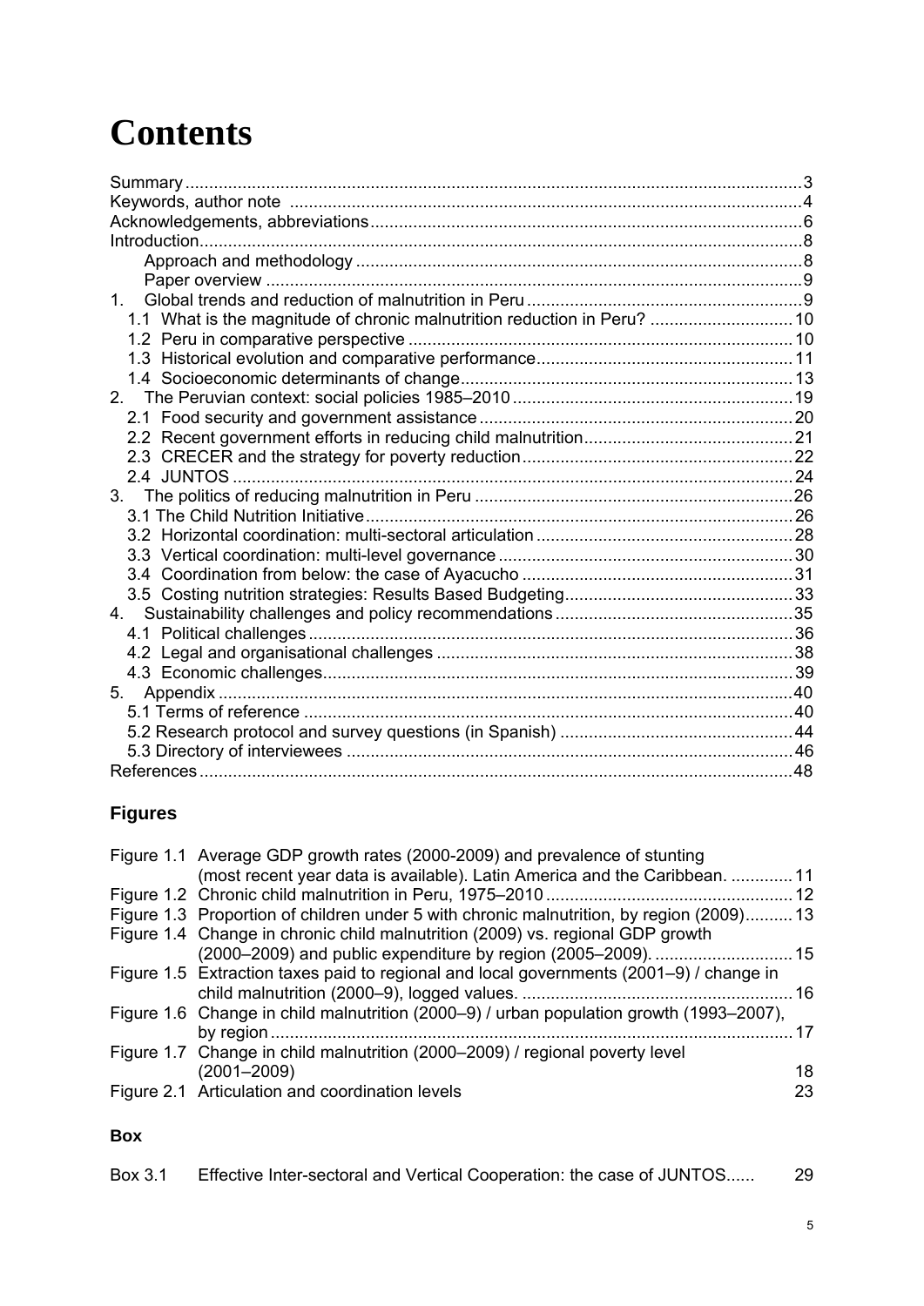# Contents

- Summary ... 3
- Keywords, author note ... 4
- Acknowledgements, abbreviations ... 6
- Introduction ... 8
  - Approach and methodology ... 8
  - Paper overview ... 9
- 1. Global trends and reduction of malnutrition in Peru ... 9
  - 1.1 What is the magnitude of chronic malnutrition reduction in Peru? ... 10
  - 1.2 Peru in comparative perspective ... 10
  - 1.3 Historical evolution and comparative performance ... 11
  - 1.4 Socioeconomic determinants of change ... 13
- 2. The Peruvian context: social policies 1985–2010 ... 19
  - 2.1 Food security and government assistance ... 20
  - 2.2 Recent government efforts in reducing child malnutrition ... 21
  - 2.3 CRECER and the strategy for poverty reduction ... 22
  - 2.4 JUNTOS ... 24
- 3. The politics of reducing malnutrition in Peru ... 26
  - 3.1 The Child Nutrition Initiative ... 26
  - 3.2 Horizontal coordination: multi-sectoral articulation ... 28
  - 3.3 Vertical coordination: multi-level governance ... 30
  - 3.4 Coordination from below: the case of Ayacucho ... 31
  - 3.5 Costing nutrition strategies: Results Based Budgeting ... 33
- 4. Sustainability challenges and policy recommendations ... 35
  - 4.1 Political challenges ... 36
  - 4.2 Legal and organisational challenges ... 38
  - 4.3 Economic challenges ... 39
- 5. Appendix ... 40
  - 5.1 Terms of reference ... 40
  - 5.2 Research protocol and survey questions (in Spanish) ... 44
  - 5.3 Directory of interviewees ... 46
- References ... 48

## Figures

- Figure 1.1 Average GDP growth rates (2000-2009) and prevalence of stunting (most recent year data is available). Latin America and the Caribbean. ... 11
- Figure 1.2 Chronic child malnutrition in Peru, 1975–2010 ... 12
- Figure 1.3 Proportion of children under 5 with chronic malnutrition, by region (2009) ... 13
- Figure 1.4 Change in chronic child malnutrition (2009) vs. regional GDP growth (2000–2009) and public expenditure by region (2005–2009). ... 15
- Figure 1.5 Extraction taxes paid to regional and local governments (2001–9) / change in child malnutrition (2000–9), logged values. ... 16
- Figure 1.6 Change in child malnutrition (2000–9) / urban population growth (1993–2007), by region ... 17
- Figure 1.7 Change in child malnutrition (2000–2009) / regional poverty level (2001–2009) ... 18
- Figure 2.1 Articulation and coordination levels ... 23

## Box

- Box 3.1 Effective Inter-sectoral and Vertical Cooperation: the case of JUNTOS ... 29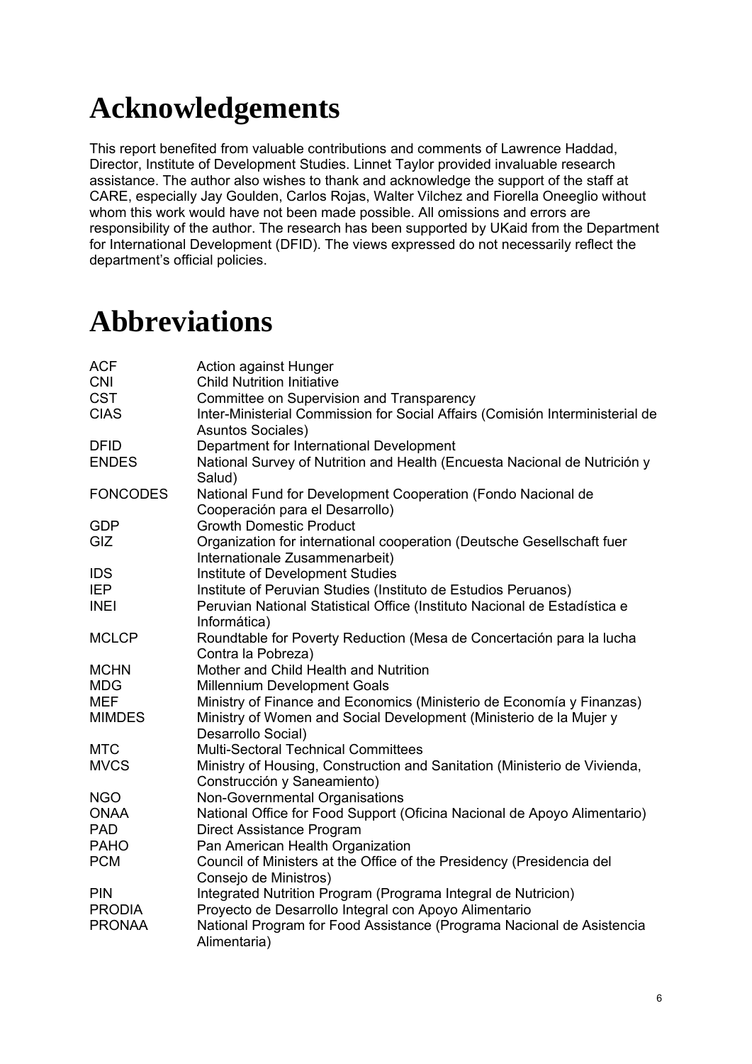# Acknowledgements

This report benefited from valuable contributions and comments of Lawrence Haddad, Director, Institute of Development Studies. Linnet Taylor provided invaluable research assistance. The author also wishes to thank and acknowledge the support of the staff at CARE, especially Jay Goulden, Carlos Rojas, Walter Vilchez and Fiorella Oneeglio without whom this work would have not been made possible. All omissions and errors are responsibility of the author. The research has been supported by UKaid from the Department for International Development (DFID). The views expressed do not necessarily reflect the department's official policies.

# Abbreviations

| | |
|---|---|
| ACF | Action against Hunger |
| CNI | Child Nutrition Initiative |
| CST | Committee on Supervision and Transparency |
| CIAS | Inter-Ministerial Commission for Social Affairs (Comisión Interministerial de Asuntos Sociales) |
| DFID | Department for International Development |
| ENDES | National Survey of Nutrition and Health (Encuesta Nacional de Nutrición y Salud) |
| FONCODES | National Fund for Development Cooperation (Fondo Nacional de Cooperación para el Desarrollo) |
| GDP | Growth Domestic Product |
| GIZ | Organization for international cooperation (Deutsche Gesellschaft fuer Internationale Zusammenarbeit) |
| IDS | Institute of Development Studies |
| IEP | Institute of Peruvian Studies (Instituto de Estudios Peruanos) |
| INEI | Peruvian National Statistical Office (Instituto Nacional de Estadística e Informática) |
| MCLCP | Roundtable for Poverty Reduction (Mesa de Concertación para la lucha Contra la Pobreza) |
| MCHN | Mother and Child Health and Nutrition |
| MDG | Millennium Development Goals |
| MEF | Ministry of Finance and Economics (Ministerio de Economía y Finanzas) |
| MIMDES | Ministry of Women and Social Development (Ministerio de la Mujer y Desarrollo Social) |
| MTC | Multi-Sectoral Technical Committees |
| MVCS | Ministry of Housing, Construction and Sanitation (Ministerio de Vivienda, Construcción y Saneamiento) |
| NGO | Non-Governmental Organisations |
| ONAA | National Office for Food Support (Oficina Nacional de Apoyo Alimentario) |
| PAD | Direct Assistance Program |
| PAHO | Pan American Health Organization |
| PCM | Council of Ministers at the Office of the Presidency (Presidencia del Consejo de Ministros) |
| PIN | Integrated Nutrition Program (Programa Integral de Nutricion) |
| PRODIA | Proyecto de Desarrollo Integral con Apoyo Alimentario |
| PRONAA | National Program for Food Assistance (Programa Nacional de Asistencia Alimentaria) |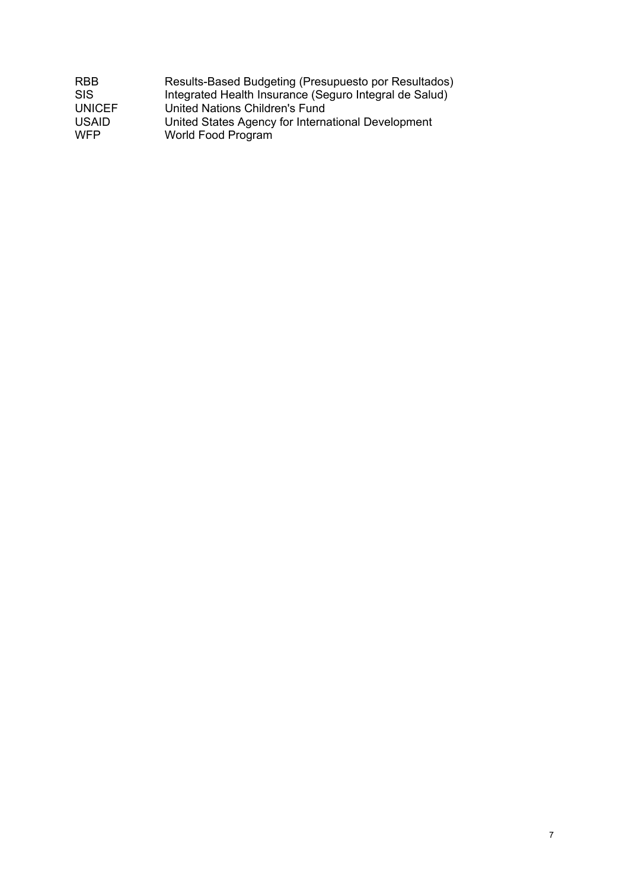| | |
|---|---|
| RBB | Results-Based Budgeting (Presupuesto por Resultados) |
| SIS | Integrated Health Insurance (Seguro Integral de Salud) |
| UNICEF | United Nations Children's Fund |
| USAID | United States Agency for International Development |
| WFP | World Food Program |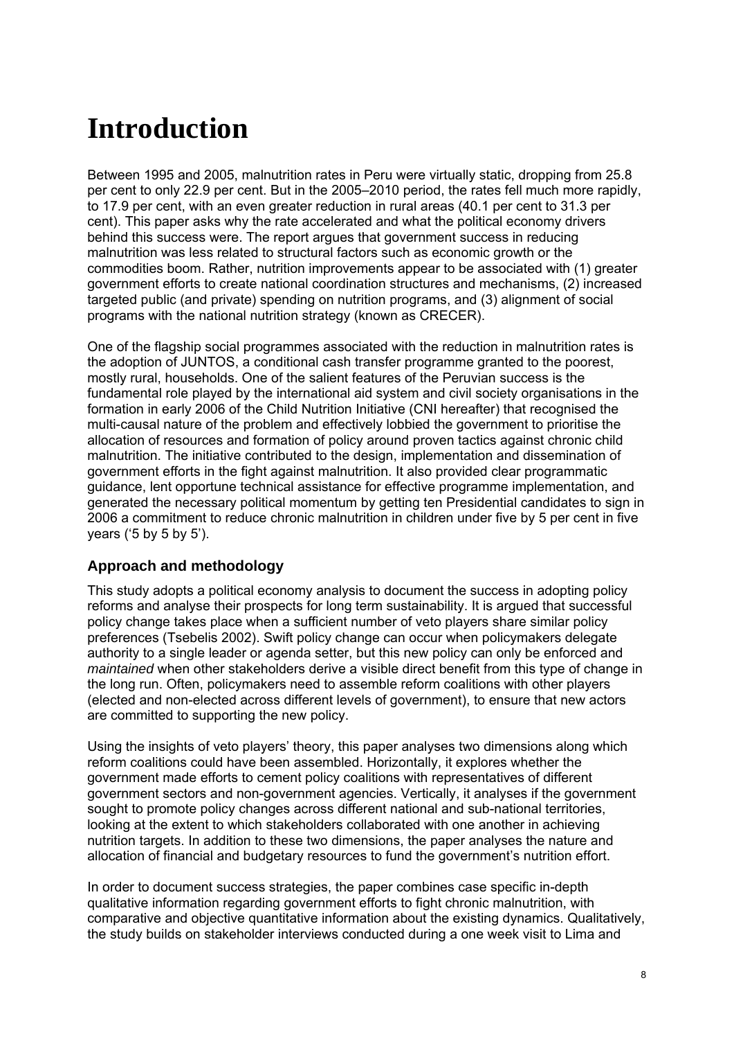# Introduction

Between 1995 and 2005, malnutrition rates in Peru were virtually static, dropping from 25.8 per cent to only 22.9 per cent. But in the 2005–2010 period, the rates fell much more rapidly, to 17.9 per cent, with an even greater reduction in rural areas (40.1 per cent to 31.3 per cent). This paper asks why the rate accelerated and what the political economy drivers behind this success were. The report argues that government success in reducing malnutrition was less related to structural factors such as economic growth or the commodities boom. Rather, nutrition improvements appear to be associated with (1) greater government efforts to create national coordination structures and mechanisms, (2) increased targeted public (and private) spending on nutrition programs, and (3) alignment of social programs with the national nutrition strategy (known as CRECER).

One of the flagship social programmes associated with the reduction in malnutrition rates is the adoption of JUNTOS, a conditional cash transfer programme granted to the poorest, mostly rural, households. One of the salient features of the Peruvian success is the fundamental role played by the international aid system and civil society organisations in the formation in early 2006 of the Child Nutrition Initiative (CNI hereafter) that recognised the multi-causal nature of the problem and effectively lobbied the government to prioritise the allocation of resources and formation of policy around proven tactics against chronic child malnutrition. The initiative contributed to the design, implementation and dissemination of government efforts in the fight against malnutrition. It also provided clear programmatic guidance, lent opportune technical assistance for effective programme implementation, and generated the necessary political momentum by getting ten Presidential candidates to sign in 2006 a commitment to reduce chronic malnutrition in children under five by 5 per cent in five years ('5 by 5 by 5').

## Approach and methodology

This study adopts a political economy analysis to document the success in adopting policy reforms and analyse their prospects for long term sustainability. It is argued that successful policy change takes place when a sufficient number of veto players share similar policy preferences (Tsebelis 2002). Swift policy change can occur when policymakers delegate authority to a single leader or agenda setter, but this new policy can only be enforced and *maintained* when other stakeholders derive a visible direct benefit from this type of change in the long run. Often, policymakers need to assemble reform coalitions with other players (elected and non-elected across different levels of government), to ensure that new actors are committed to supporting the new policy.

Using the insights of veto players' theory, this paper analyses two dimensions along which reform coalitions could have been assembled. Horizontally, it explores whether the government made efforts to cement policy coalitions with representatives of different government sectors and non-government agencies. Vertically, it analyses if the government sought to promote policy changes across different national and sub-national territories, looking at the extent to which stakeholders collaborated with one another in achieving nutrition targets. In addition to these two dimensions, the paper analyses the nature and allocation of financial and budgetary resources to fund the government's nutrition effort.

In order to document success strategies, the paper combines case specific in-depth qualitative information regarding government efforts to fight chronic malnutrition, with comparative and objective quantitative information about the existing dynamics. Qualitatively, the study builds on stakeholder interviews conducted during a one week visit to Lima and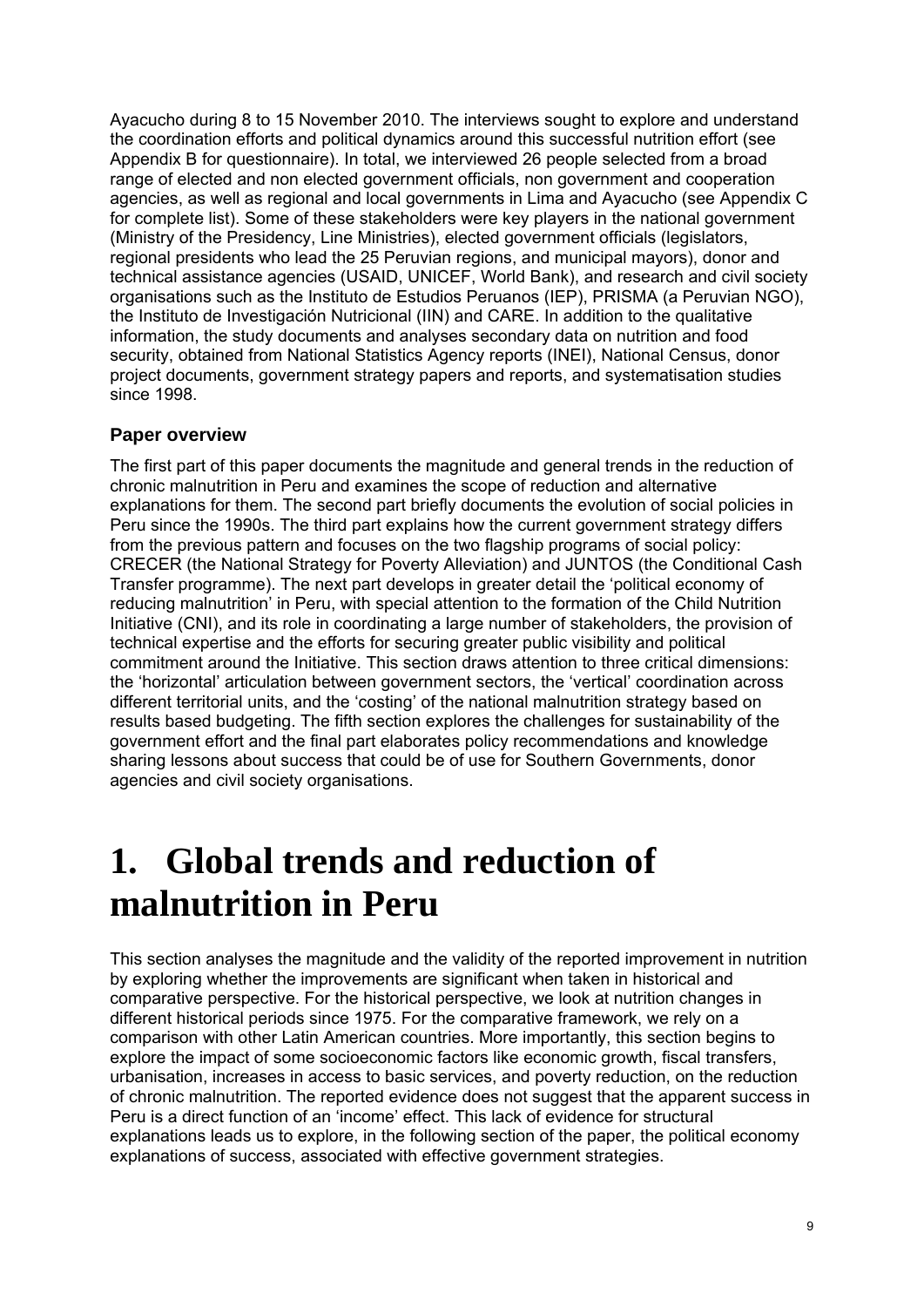Ayacucho during 8 to 15 November 2010. The interviews sought to explore and understand the coordination efforts and political dynamics around this successful nutrition effort (see Appendix B for questionnaire). In total, we interviewed 26 people selected from a broad range of elected and non elected government officials, non government and cooperation agencies, as well as regional and local governments in Lima and Ayacucho (see Appendix C for complete list). Some of these stakeholders were key players in the national government (Ministry of the Presidency, Line Ministries), elected government officials (legislators, regional presidents who lead the 25 Peruvian regions, and municipal mayors), donor and technical assistance agencies (USAID, UNICEF, World Bank), and research and civil society organisations such as the Instituto de Estudios Peruanos (IEP), PRISMA (a Peruvian NGO), the Instituto de Investigación Nutricional (IIN) and CARE. In addition to the qualitative information, the study documents and analyses secondary data on nutrition and food security, obtained from National Statistics Agency reports (INEI), National Census, donor project documents, government strategy papers and reports, and systematisation studies since 1998.

### Paper overview

The first part of this paper documents the magnitude and general trends in the reduction of chronic malnutrition in Peru and examines the scope of reduction and alternative explanations for them. The second part briefly documents the evolution of social policies in Peru since the 1990s. The third part explains how the current government strategy differs from the previous pattern and focuses on the two flagship programs of social policy: CRECER (the National Strategy for Poverty Alleviation) and JUNTOS (the Conditional Cash Transfer programme). The next part develops in greater detail the 'political economy of reducing malnutrition' in Peru, with special attention to the formation of the Child Nutrition Initiative (CNI), and its role in coordinating a large number of stakeholders, the provision of technical expertise and the efforts for securing greater public visibility and political commitment around the Initiative. This section draws attention to three critical dimensions: the 'horizontal' articulation between government sectors, the 'vertical' coordination across different territorial units, and the 'costing' of the national malnutrition strategy based on results based budgeting. The fifth section explores the challenges for sustainability of the government effort and the final part elaborates policy recommendations and knowledge sharing lessons about success that could be of use for Southern Governments, donor agencies and civil society organisations.

# 1. Global trends and reduction of malnutrition in Peru

This section analyses the magnitude and the validity of the reported improvement in nutrition by exploring whether the improvements are significant when taken in historical and comparative perspective. For the historical perspective, we look at nutrition changes in different historical periods since 1975. For the comparative framework, we rely on a comparison with other Latin American countries. More importantly, this section begins to explore the impact of some socioeconomic factors like economic growth, fiscal transfers, urbanisation, increases in access to basic services, and poverty reduction, on the reduction of chronic malnutrition. The reported evidence does not suggest that the apparent success in Peru is a direct function of an 'income' effect. This lack of evidence for structural explanations leads us to explore, in the following section of the paper, the political economy explanations of success, associated with effective government strategies.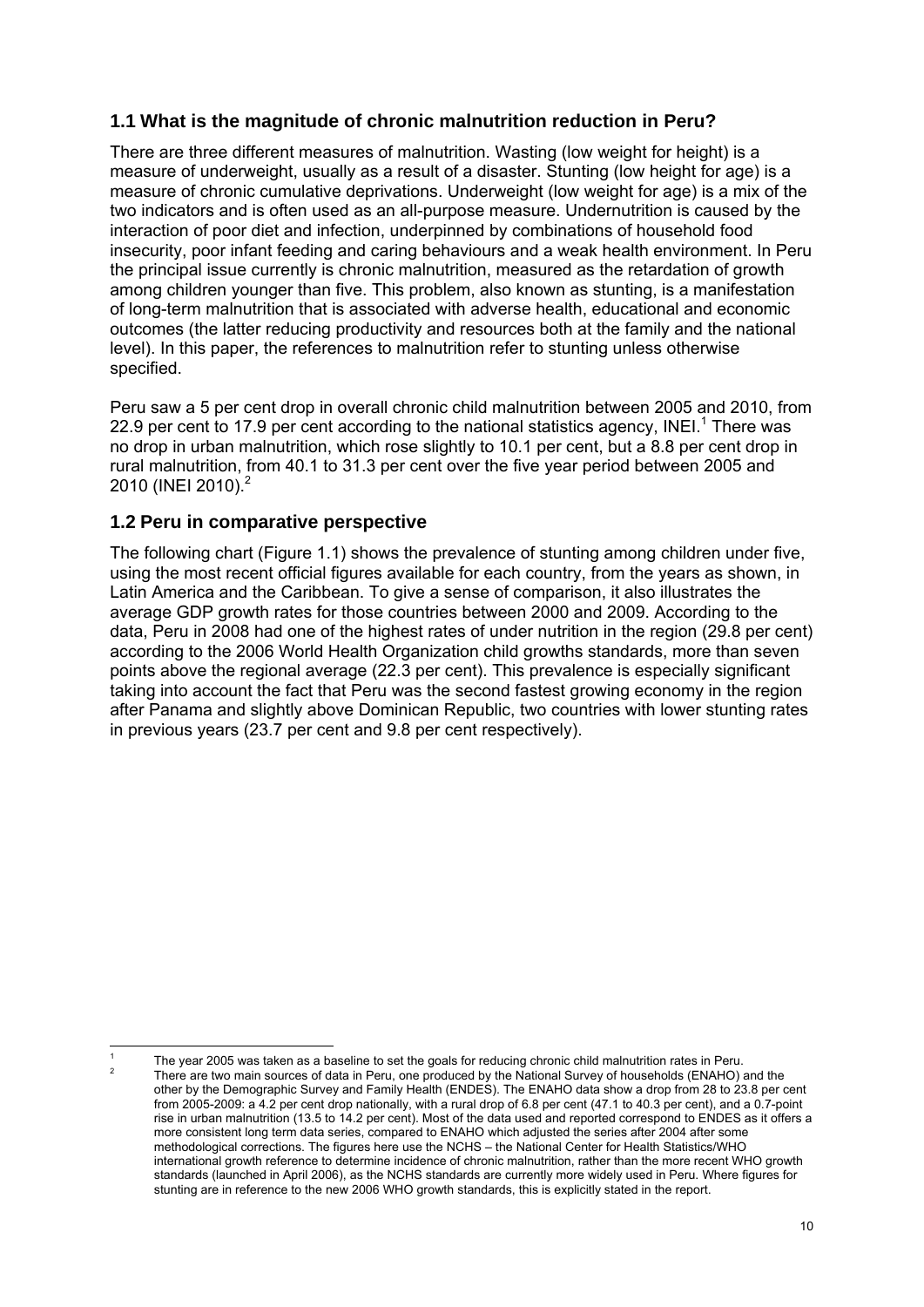## 1.1 What is the magnitude of chronic malnutrition reduction in Peru?

There are three different measures of malnutrition. Wasting (low weight for height) is a measure of underweight, usually as a result of a disaster. Stunting (low height for age) is a measure of chronic cumulative deprivations. Underweight (low weight for age) is a mix of the two indicators and is often used as an all-purpose measure. Undernutrition is caused by the interaction of poor diet and infection, underpinned by combinations of household food insecurity, poor infant feeding and caring behaviours and a weak health environment. In Peru the principal issue currently is chronic malnutrition, measured as the retardation of growth among children younger than five. This problem, also known as stunting, is a manifestation of long-term malnutrition that is associated with adverse health, educational and economic outcomes (the latter reducing productivity and resources both at the family and the national level). In this paper, the references to malnutrition refer to stunting unless otherwise specified.

Peru saw a 5 per cent drop in overall chronic child malnutrition between 2005 and 2010, from 22.9 per cent to 17.9 per cent according to the national statistics agency, INEI.[1] There was no drop in urban malnutrition, which rose slightly to 10.1 per cent, but a 8.8 per cent drop in rural malnutrition, from 40.1 to 31.3 per cent over the five year period between 2005 and 2010 (INEI 2010).[2]

## 1.2 Peru in comparative perspective

The following chart (Figure 1.1) shows the prevalence of stunting among children under five, using the most recent official figures available for each country, from the years as shown, in Latin America and the Caribbean. To give a sense of comparison, it also illustrates the average GDP growth rates for those countries between 2000 and 2009. According to the data, Peru in 2008 had one of the highest rates of under nutrition in the region (29.8 per cent) according to the 2006 World Health Organization child growths standards, more than seven points above the regional average (22.3 per cent). This prevalence is especially significant taking into account the fact that Peru was the second fastest growing economy in the region after Panama and slightly above Dominican Republic, two countries with lower stunting rates in previous years (23.7 per cent and 9.8 per cent respectively).

---

[1] The year 2005 was taken as a baseline to set the goals for reducing chronic child malnutrition rates in Peru.

[2] There are two main sources of data in Peru, one produced by the National Survey of households (ENAHO) and the other by the Demographic Survey and Family Health (ENDES). The ENAHO data show a drop from 28 to 23.8 per cent from 2005-2009: a 4.2 per cent drop nationally, with a rural drop of 6.8 per cent (47.1 to 40.3 per cent), and a 0.7-point rise in urban malnutrition (13.5 to 14.2 per cent). Most of the data used and reported correspond to ENDES as it offers a more consistent long term data series, compared to ENAHO which adjusted the series after 2004 after some methodological corrections. The figures here use the NCHS – the National Center for Health Statistics/WHO international growth reference to determine incidence of chronic malnutrition, rather than the more recent WHO growth standards (launched in April 2006), as the NCHS standards are currently more widely used in Peru. Where figures for stunting are in reference to the new 2006 WHO growth standards, this is explicitly stated in the report.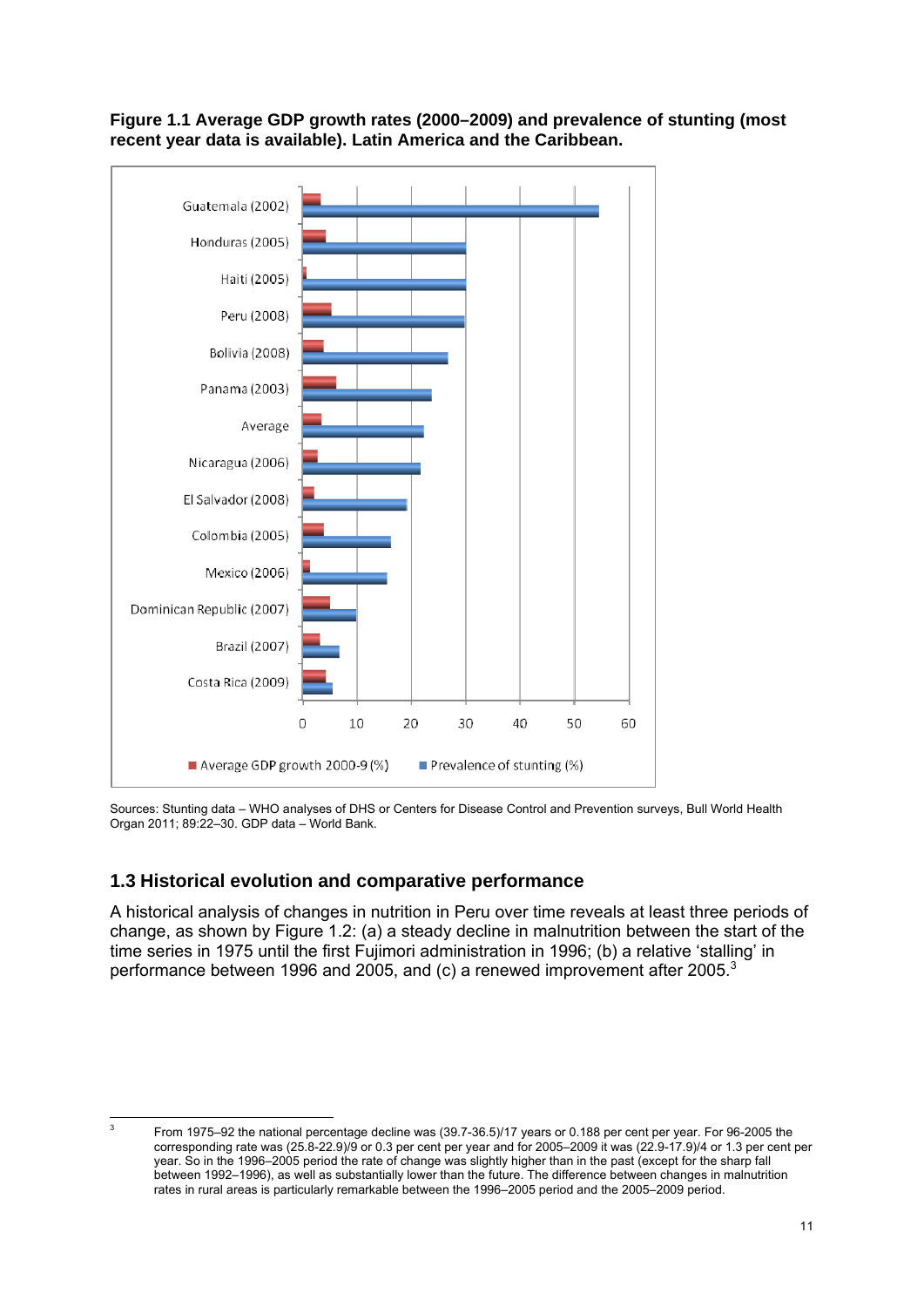**Figure 1.1 Average GDP growth rates (2000–2009) and prevalence of stunting (most recent year data is available). Latin America and the Caribbean.**

Sources: Stunting data – WHO analyses of DHS or Centers for Disease Control and Prevention surveys, Bull World Health Organ 2011; 89:22–30. GDP data – World Bank.

## 1.3 Historical evolution and comparative performance

A historical analysis of changes in nutrition in Peru over time reveals at least three periods of change, as shown by Figure 1.2: (a) a steady decline in malnutrition between the start of the time series in 1975 until the first Fujimori administration in 1996; (b) a relative 'stalling' in performance between 1996 and 2005, and (c) a renewed improvement after 2005.[3]

[3] From 1975–92 the national percentage decline was (39.7-36.5)/17 years or 0.188 per cent per year. For 96-2005 the corresponding rate was (25.8-22.9)/9 or 0.3 per cent per year and for 2005–2009 it was (22.9-17.9)/4 or 1.3 per cent per year. So in the 1996–2005 period the rate of change was slightly higher than in the past (except for the sharp fall between 1992–1996), as well as substantially lower than the future. The difference between changes in malnutrition rates in rural areas is particularly remarkable between the 1996–2005 period and the 2005–2009 period.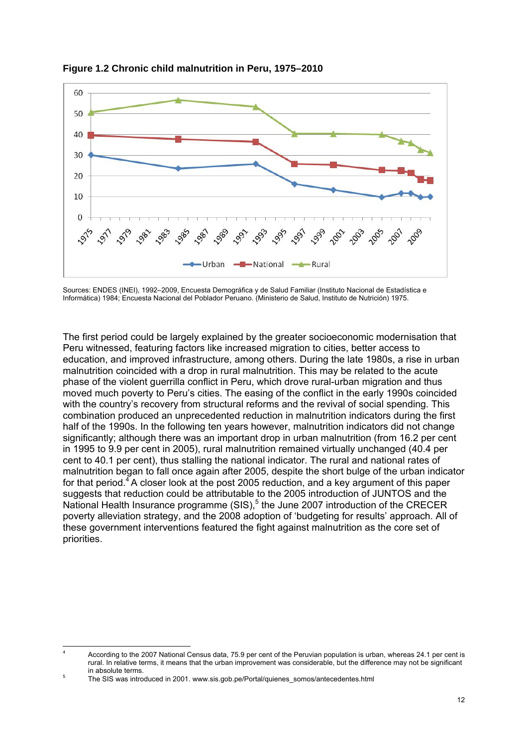**Figure 1.2 Chronic child malnutrition in Peru, 1975–2010**

Sources: ENDES (INEI), 1992–2009, Encuesta Demográfica y de Salud Familiar (Instituto Nacional de Estadística e Informática) 1984; Encuesta Nacional del Poblador Peruano. (Ministerio de Salud, Instituto de Nutrición) 1975.

The first period could be largely explained by the greater socioeconomic modernisation that Peru witnessed, featuring factors like increased migration to cities, better access to education, and improved infrastructure, among others. During the late 1980s, a rise in urban malnutrition coincided with a drop in rural malnutrition. This may be related to the acute phase of the violent guerrilla conflict in Peru, which drove rural-urban migration and thus moved much poverty to Peru's cities. The easing of the conflict in the early 1990s coincided with the country's recovery from structural reforms and the revival of social spending. This combination produced an unprecedented reduction in malnutrition indicators during the first half of the 1990s. In the following ten years however, malnutrition indicators did not change significantly; although there was an important drop in urban malnutrition (from 16.2 per cent in 1995 to 9.9 per cent in 2005), rural malnutrition remained virtually unchanged (40.4 per cent to 40.1 per cent), thus stalling the national indicator. The rural and national rates of malnutrition began to fall once again after 2005, despite the short bulge of the urban indicator for that period.[4] A closer look at the post 2005 reduction, and a key argument of this paper suggests that reduction could be attributable to the 2005 introduction of JUNTOS and the National Health Insurance programme (SIS),[5] the June 2007 introduction of the CRECER poverty alleviation strategy, and the 2008 adoption of 'budgeting for results' approach. All of these government interventions featured the fight against malnutrition as the core set of priorities.

[4] According to the 2007 National Census data, 75.9 per cent of the Peruvian population is urban, whereas 24.1 per cent is rural. In relative terms, it means that the urban improvement was considerable, but the difference may not be significant in absolute terms.

[5] The SIS was introduced in 2001. www.sis.gob.pe/Portal/quienes_somos/antecedentes.html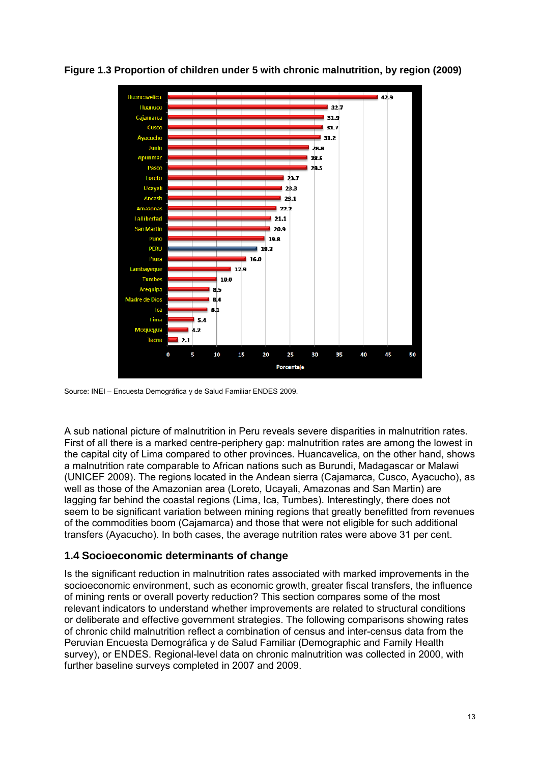**Figure 1.3 Proportion of children under 5 with chronic malnutrition, by region (2009)**

| Region | Porcentaje |
|---|---|
| Huancavelica | 42.9 |
| Huanuco | 32.7 |
| Cajamarca | 31.9 |
| Cusco | 31.7 |
| Ayacucho | 31.2 |
| Junin | 28.8 |
| Apurimac | 28.5 |
| Pasco | 28.5 |
| Loreto | 23.7 |
| Ucayali | 23.3 |
| Ancash | 23.1 |
| Amazonas | 22.2 |
| La Libertad | 21.1 |
| San Martin | 20.9 |
| Puno | 19.8 |
| PERU | 18.3 |
| Piura | 16.0 |
| Lambayeque | 12.9 |
| Tumbes | 10.0 |
| Arequipa | 8.5 |
| Madre de Dios | 8.4 |
| Ica | 8.1 |
| Lima | 5.4 |
| Moquegua | 4.2 |
| Tacna | 2.1 |

Source: INEI – Encuesta Demográfica y de Salud Familiar ENDES 2009.

A sub national picture of malnutrition in Peru reveals severe disparities in malnutrition rates. First of all there is a marked centre-periphery gap: malnutrition rates are among the lowest in the capital city of Lima compared to other provinces. Huancavelica, on the other hand, shows a malnutrition rate comparable to African nations such as Burundi, Madagascar or Malawi (UNICEF 2009). The regions located in the Andean sierra (Cajamarca, Cusco, Ayacucho), as well as those of the Amazonian area (Loreto, Ucayali, Amazonas and San Martin) are lagging far behind the coastal regions (Lima, Ica, Tumbes). Interestingly, there does not seem to be significant variation between mining regions that greatly benefitted from revenues of the commodities boom (Cajamarca) and those that were not eligible for such additional transfers (Ayacucho). In both cases, the average nutrition rates were above 31 per cent.

## 1.4 Socioeconomic determinants of change

Is the significant reduction in malnutrition rates associated with marked improvements in the socioeconomic environment, such as economic growth, greater fiscal transfers, the influence of mining rents or overall poverty reduction? This section compares some of the most relevant indicators to understand whether improvements are related to structural conditions or deliberate and effective government strategies. The following comparisons showing rates of chronic child malnutrition reflect a combination of census and inter-census data from the Peruvian Encuesta Demográfica y de Salud Familiar (Demographic and Family Health survey), or ENDES. Regional-level data on chronic malnutrition was collected in 2000, with further baseline surveys completed in 2007 and 2009.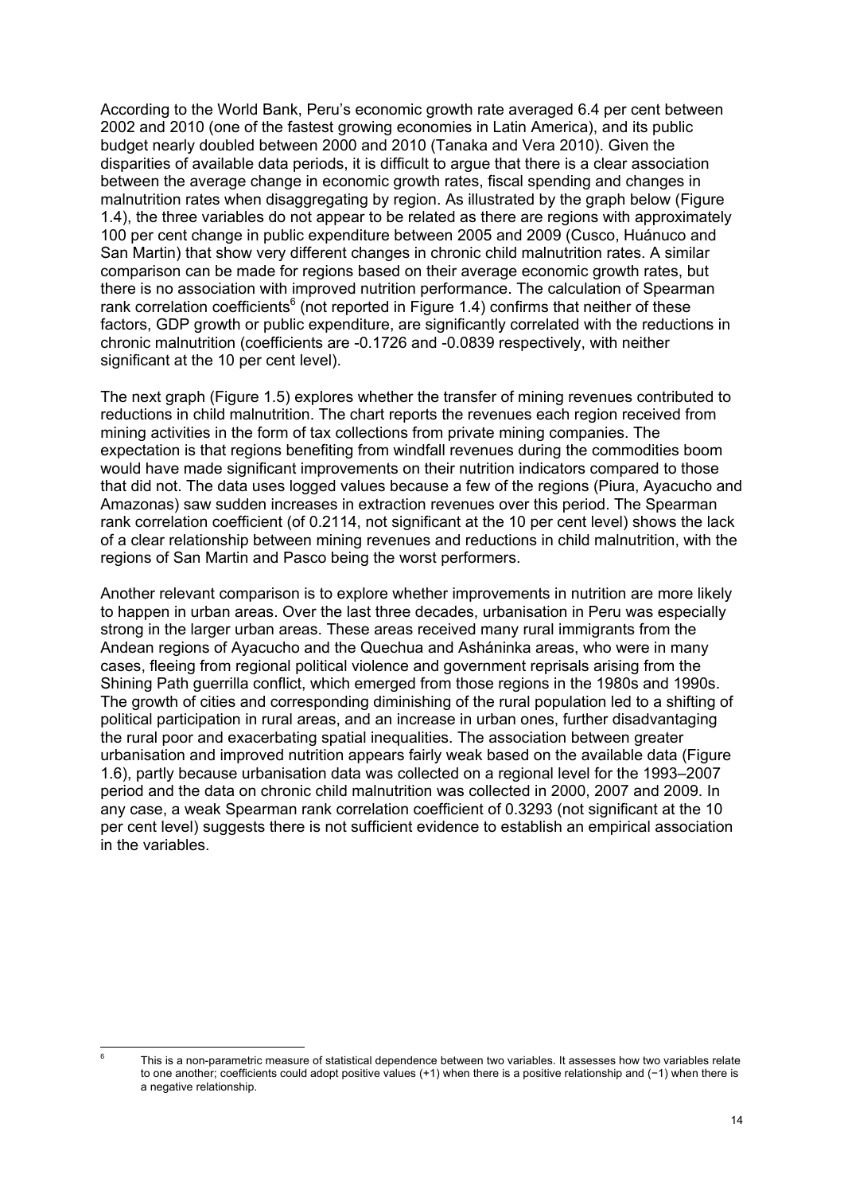According to the World Bank, Peru's economic growth rate averaged 6.4 per cent between 2002 and 2010 (one of the fastest growing economies in Latin America), and its public budget nearly doubled between 2000 and 2010 (Tanaka and Vera 2010). Given the disparities of available data periods, it is difficult to argue that there is a clear association between the average change in economic growth rates, fiscal spending and changes in malnutrition rates when disaggregating by region. As illustrated by the graph below (Figure 1.4), the three variables do not appear to be related as there are regions with approximately 100 per cent change in public expenditure between 2005 and 2009 (Cusco, Huánuco and San Martin) that show very different changes in chronic child malnutrition rates. A similar comparison can be made for regions based on their average economic growth rates, but there is no association with improved nutrition performance. The calculation of Spearman rank correlation coefficients[6] (not reported in Figure 1.4) confirms that neither of these factors, GDP growth or public expenditure, are significantly correlated with the reductions in chronic malnutrition (coefficients are -0.1726 and -0.0839 respectively, with neither significant at the 10 per cent level).

The next graph (Figure 1.5) explores whether the transfer of mining revenues contributed to reductions in child malnutrition. The chart reports the revenues each region received from mining activities in the form of tax collections from private mining companies. The expectation is that regions benefiting from windfall revenues during the commodities boom would have made significant improvements on their nutrition indicators compared to those that did not. The data uses logged values because a few of the regions (Piura, Ayacucho and Amazonas) saw sudden increases in extraction revenues over this period. The Spearman rank correlation coefficient (of 0.2114, not significant at the 10 per cent level) shows the lack of a clear relationship between mining revenues and reductions in child malnutrition, with the regions of San Martin and Pasco being the worst performers.

Another relevant comparison is to explore whether improvements in nutrition are more likely to happen in urban areas. Over the last three decades, urbanisation in Peru was especially strong in the larger urban areas. These areas received many rural immigrants from the Andean regions of Ayacucho and the Quechua and Asháninka areas, who were in many cases, fleeing from regional political violence and government reprisals arising from the Shining Path guerrilla conflict, which emerged from those regions in the 1980s and 1990s. The growth of cities and corresponding diminishing of the rural population led to a shifting of political participation in rural areas, and an increase in urban ones, further disadvantaging the rural poor and exacerbating spatial inequalities. The association between greater urbanisation and improved nutrition appears fairly weak based on the available data (Figure 1.6), partly because urbanisation data was collected on a regional level for the 1993–2007 period and the data on chronic child malnutrition was collected in 2000, 2007 and 2009. In any case, a weak Spearman rank correlation coefficient of 0.3293 (not significant at the 10 per cent level) suggests there is not sufficient evidence to establish an empirical association in the variables.

---

[6] This is a non-parametric measure of statistical dependence between two variables. It assesses how two variables relate to one another; coefficients could adopt positive values (+1) when there is a positive relationship and (−1) when there is a negative relationship.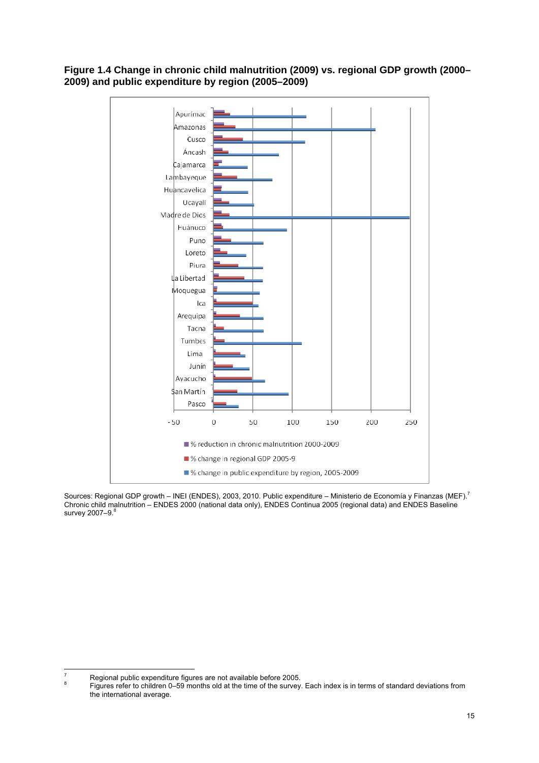**Figure 1.4 Change in chronic child malnutrition (2009) vs. regional GDP growth (2000–2009) and public expenditure by region (2005–2009)**

Sources: Regional GDP growth – INEI (ENDES), 2003, 2010. Public expenditure – Ministerio de Economía y Finanzas (MEF).[7] Chronic child malnutrition – ENDES 2000 (national data only), ENDES Continua 2005 (regional data) and ENDES Baseline survey 2007–9.[8]

---

[7] Regional public expenditure figures are not available before 2005.

[8] Figures refer to children 0–59 months old at the time of the survey. Each index is in terms of standard deviations from the international average.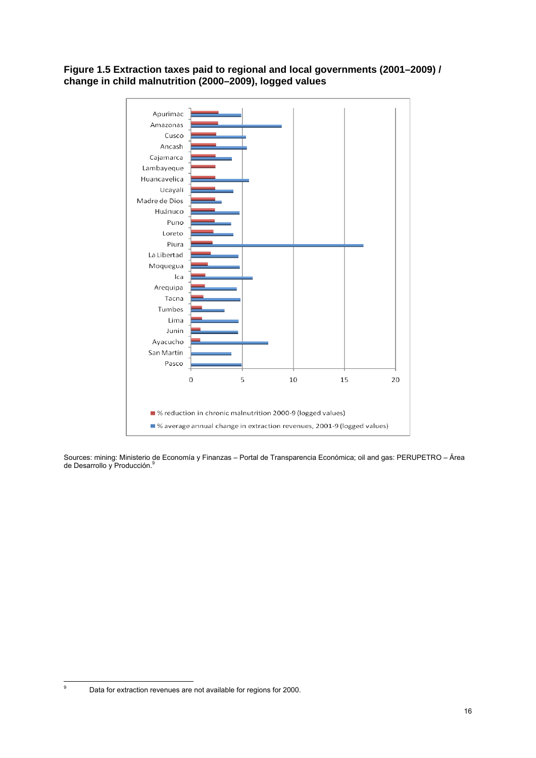**Figure 1.5 Extraction taxes paid to regional and local governments (2001–2009) / change in child malnutrition (2000–2009), logged values**

Sources: mining: Ministerio de Economía y Finanzas – Portal de Transparencia Económica; oil and gas: PERUPETRO – Área de Desarrollo y Producción.[9]

[9] Data for extraction revenues are not available for regions for 2000.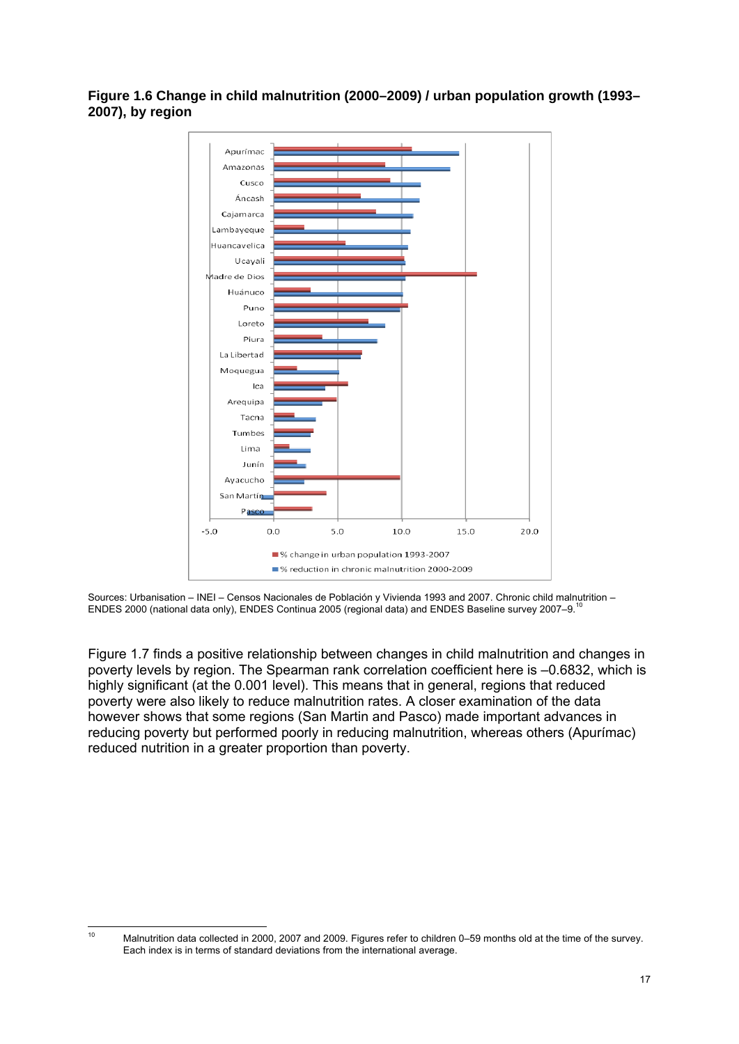**Figure 1.6 Change in child malnutrition (2000–2009) / urban population growth (1993–2007), by region**

Sources: Urbanisation – INEI – Censos Nacionales de Población y Vivienda 1993 and 2007. Chronic child malnutrition – ENDES 2000 (national data only), ENDES Continua 2005 (regional data) and ENDES Baseline survey 2007–9.[10]

Figure 1.7 finds a positive relationship between changes in child malnutrition and changes in poverty levels by region. The Spearman rank correlation coefficient here is –0.6832, which is highly significant (at the 0.001 level). This means that in general, regions that reduced poverty were also likely to reduce malnutrition rates. A closer examination of the data however shows that some regions (San Martin and Pasco) made important advances in reducing poverty but performed poorly in reducing malnutrition, whereas others (Apurímac) reduced nutrition in a greater proportion than poverty.

[10] Malnutrition data collected in 2000, 2007 and 2009. Figures refer to children 0–59 months old at the time of the survey. Each index is in terms of standard deviations from the international average.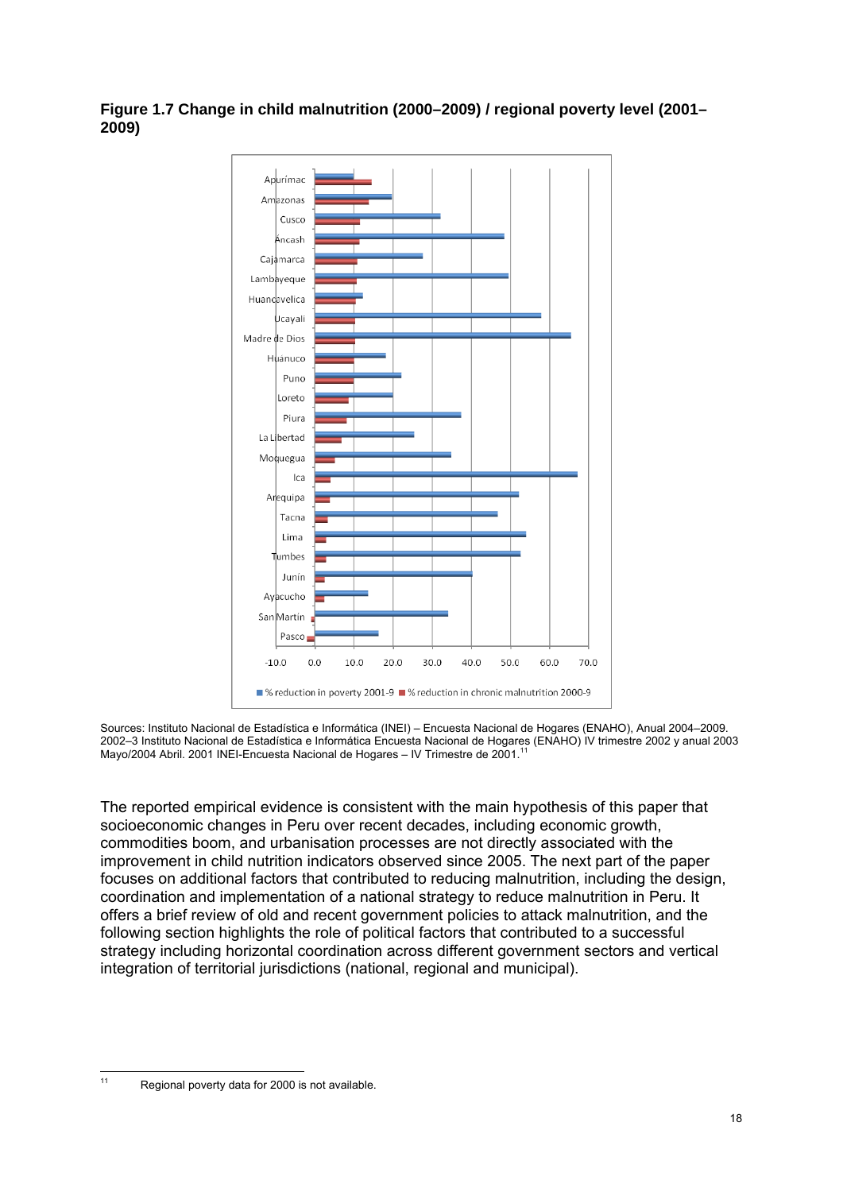**Figure 1.7 Change in child malnutrition (2000–2009) / regional poverty level (2001–2009)**

Sources: Instituto Nacional de Estadística e Informática (INEI) – Encuesta Nacional de Hogares (ENAHO), Anual 2004–2009. 2002–3 Instituto Nacional de Estadística e Informática Encuesta Nacional de Hogares (ENAHO) IV trimestre 2002 y anual 2003 Mayo/2004 Abril. 2001 INEI-Encuesta Nacional de Hogares – IV Trimestre de 2001.[11]

The reported empirical evidence is consistent with the main hypothesis of this paper that socioeconomic changes in Peru over recent decades, including economic growth, commodities boom, and urbanisation processes are not directly associated with the improvement in child nutrition indicators observed since 2005. The next part of the paper focuses on additional factors that contributed to reducing malnutrition, including the design, coordination and implementation of a national strategy to reduce malnutrition in Peru. It offers a brief review of old and recent government policies to attack malnutrition, and the following section highlights the role of political factors that contributed to a successful strategy including horizontal coordination across different government sectors and vertical integration of territorial jurisdictions (national, regional and municipal).

[11] Regional poverty data for 2000 is not available.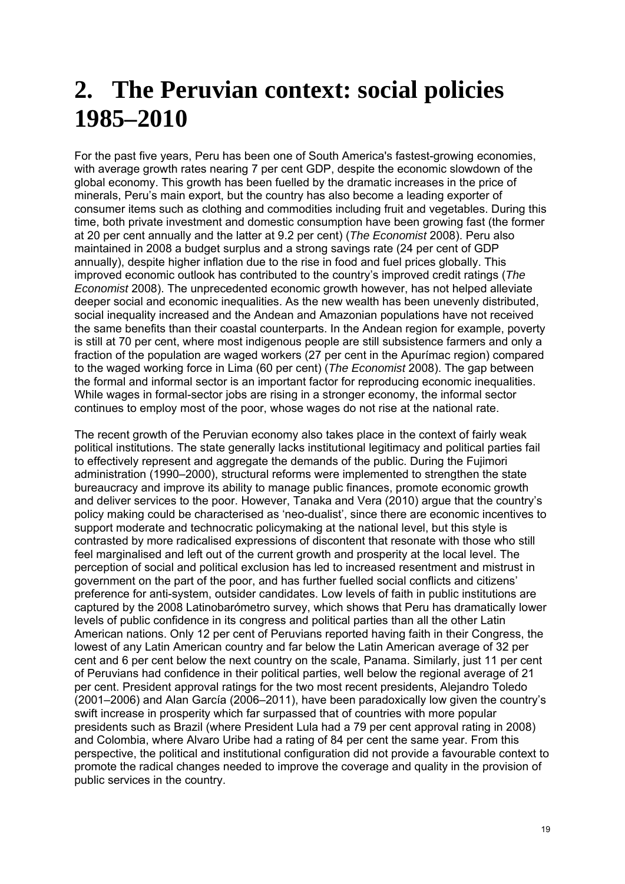# 2. The Peruvian context: social policies 1985–2010

For the past five years, Peru has been one of South America's fastest-growing economies, with average growth rates nearing 7 per cent GDP, despite the economic slowdown of the global economy. This growth has been fuelled by the dramatic increases in the price of minerals, Peru's main export, but the country has also become a leading exporter of consumer items such as clothing and commodities including fruit and vegetables. During this time, both private investment and domestic consumption have been growing fast (the former at 20 per cent annually and the latter at 9.2 per cent) (*The Economist* 2008). Peru also maintained in 2008 a budget surplus and a strong savings rate (24 per cent of GDP annually), despite higher inflation due to the rise in food and fuel prices globally. This improved economic outlook has contributed to the country's improved credit ratings (*The Economist* 2008). The unprecedented economic growth however, has not helped alleviate deeper social and economic inequalities. As the new wealth has been unevenly distributed, social inequality increased and the Andean and Amazonian populations have not received the same benefits than their coastal counterparts. In the Andean region for example, poverty is still at 70 per cent, where most indigenous people are still subsistence farmers and only a fraction of the population are waged workers (27 per cent in the Apurímac region) compared to the waged working force in Lima (60 per cent) (*The Economist* 2008). The gap between the formal and informal sector is an important factor for reproducing economic inequalities. While wages in formal-sector jobs are rising in a stronger economy, the informal sector continues to employ most of the poor, whose wages do not rise at the national rate.

The recent growth of the Peruvian economy also takes place in the context of fairly weak political institutions. The state generally lacks institutional legitimacy and political parties fail to effectively represent and aggregate the demands of the public. During the Fujimori administration (1990–2000), structural reforms were implemented to strengthen the state bureaucracy and improve its ability to manage public finances, promote economic growth and deliver services to the poor. However, Tanaka and Vera (2010) argue that the country's policy making could be characterised as 'neo-dualist', since there are economic incentives to support moderate and technocratic policymaking at the national level, but this style is contrasted by more radicalised expressions of discontent that resonate with those who still feel marginalised and left out of the current growth and prosperity at the local level. The perception of social and political exclusion has led to increased resentment and mistrust in government on the part of the poor, and has further fuelled social conflicts and citizens' preference for anti-system, outsider candidates. Low levels of faith in public institutions are captured by the 2008 Latinobarómetro survey, which shows that Peru has dramatically lower levels of public confidence in its congress and political parties than all the other Latin American nations. Only 12 per cent of Peruvians reported having faith in their Congress, the lowest of any Latin American country and far below the Latin American average of 32 per cent and 6 per cent below the next country on the scale, Panama. Similarly, just 11 per cent of Peruvians had confidence in their political parties, well below the regional average of 21 per cent. President approval ratings for the two most recent presidents, Alejandro Toledo (2001–2006) and Alan García (2006–2011), have been paradoxically low given the country's swift increase in prosperity which far surpassed that of countries with more popular presidents such as Brazil (where President Lula had a 79 per cent approval rating in 2008) and Colombia, where Alvaro Uribe had a rating of 84 per cent the same year. From this perspective, the political and institutional configuration did not provide a favourable context to promote the radical changes needed to improve the coverage and quality in the provision of public services in the country.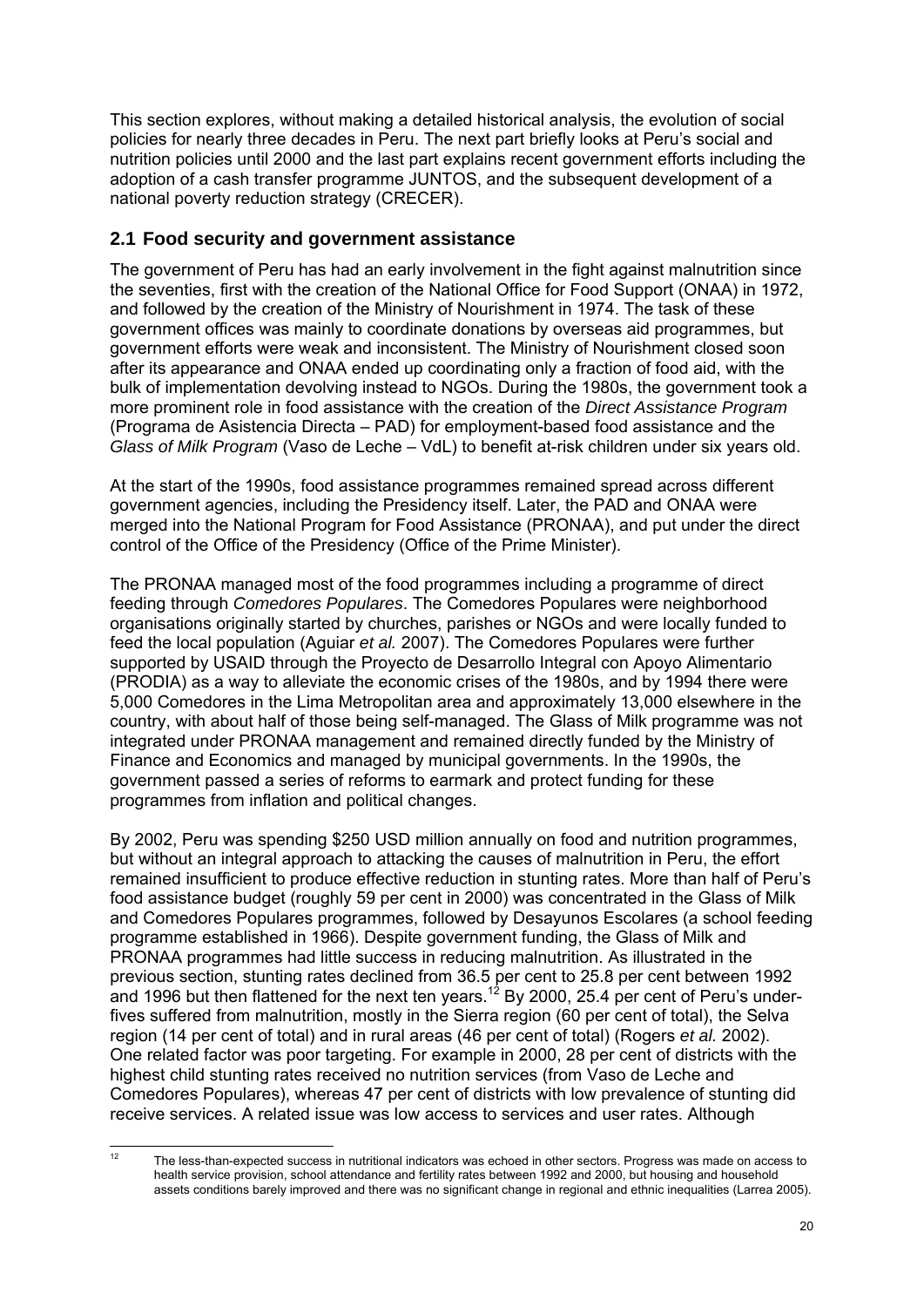This section explores, without making a detailed historical analysis, the evolution of social policies for nearly three decades in Peru. The next part briefly looks at Peru's social and nutrition policies until 2000 and the last part explains recent government efforts including the adoption of a cash transfer programme JUNTOS, and the subsequent development of a national poverty reduction strategy (CRECER).

## 2.1 Food security and government assistance

The government of Peru has had an early involvement in the fight against malnutrition since the seventies, first with the creation of the National Office for Food Support (ONAA) in 1972, and followed by the creation of the Ministry of Nourishment in 1974. The task of these government offices was mainly to coordinate donations by overseas aid programmes, but government efforts were weak and inconsistent. The Ministry of Nourishment closed soon after its appearance and ONAA ended up coordinating only a fraction of food aid, with the bulk of implementation devolving instead to NGOs. During the 1980s, the government took a more prominent role in food assistance with the creation of the *Direct Assistance Program* (Programa de Asistencia Directa – PAD) for employment-based food assistance and the *Glass of Milk Program* (Vaso de Leche – VdL) to benefit at-risk children under six years old.

At the start of the 1990s, food assistance programmes remained spread across different government agencies, including the Presidency itself. Later, the PAD and ONAA were merged into the National Program for Food Assistance (PRONAA), and put under the direct control of the Office of the Presidency (Office of the Prime Minister).

The PRONAA managed most of the food programmes including a programme of direct feeding through *Comedores Populares*. The Comedores Populares were neighborhood organisations originally started by churches, parishes or NGOs and were locally funded to feed the local population (Aguiar *et al.* 2007). The Comedores Populares were further supported by USAID through the Proyecto de Desarrollo Integral con Apoyo Alimentario (PRODIA) as a way to alleviate the economic crises of the 1980s, and by 1994 there were 5,000 Comedores in the Lima Metropolitan area and approximately 13,000 elsewhere in the country, with about half of those being self-managed. The Glass of Milk programme was not integrated under PRONAA management and remained directly funded by the Ministry of Finance and Economics and managed by municipal governments. In the 1990s, the government passed a series of reforms to earmark and protect funding for these programmes from inflation and political changes.

By 2002, Peru was spending $250 USD million annually on food and nutrition programmes, but without an integral approach to attacking the causes of malnutrition in Peru, the effort remained insufficient to produce effective reduction in stunting rates. More than half of Peru's food assistance budget (roughly 59 per cent in 2000) was concentrated in the Glass of Milk and Comedores Populares programmes, followed by Desayunos Escolares (a school feeding programme established in 1966). Despite government funding, the Glass of Milk and PRONAA programmes had little success in reducing malnutrition. As illustrated in the previous section, stunting rates declined from 36.5 per cent to 25.8 per cent between 1992 and 1996 but then flattened for the next ten years.[12] By 2000, 25.4 per cent of Peru's under-fives suffered from malnutrition, mostly in the Sierra region (60 per cent of total), the Selva region (14 per cent of total) and in rural areas (46 per cent of total) (Rogers *et al.* 2002). One related factor was poor targeting. For example in 2000, 28 per cent of districts with the highest child stunting rates received no nutrition services (from Vaso de Leche and Comedores Populares), whereas 47 per cent of districts with low prevalence of stunting did receive services. A related issue was low access to services and user rates. Although

[12] The less-than-expected success in nutritional indicators was echoed in other sectors. Progress was made on access to health service provision, school attendance and fertility rates between 1992 and 2000, but housing and household assets conditions barely improved and there was no significant change in regional and ethnic inequalities (Larrea 2005).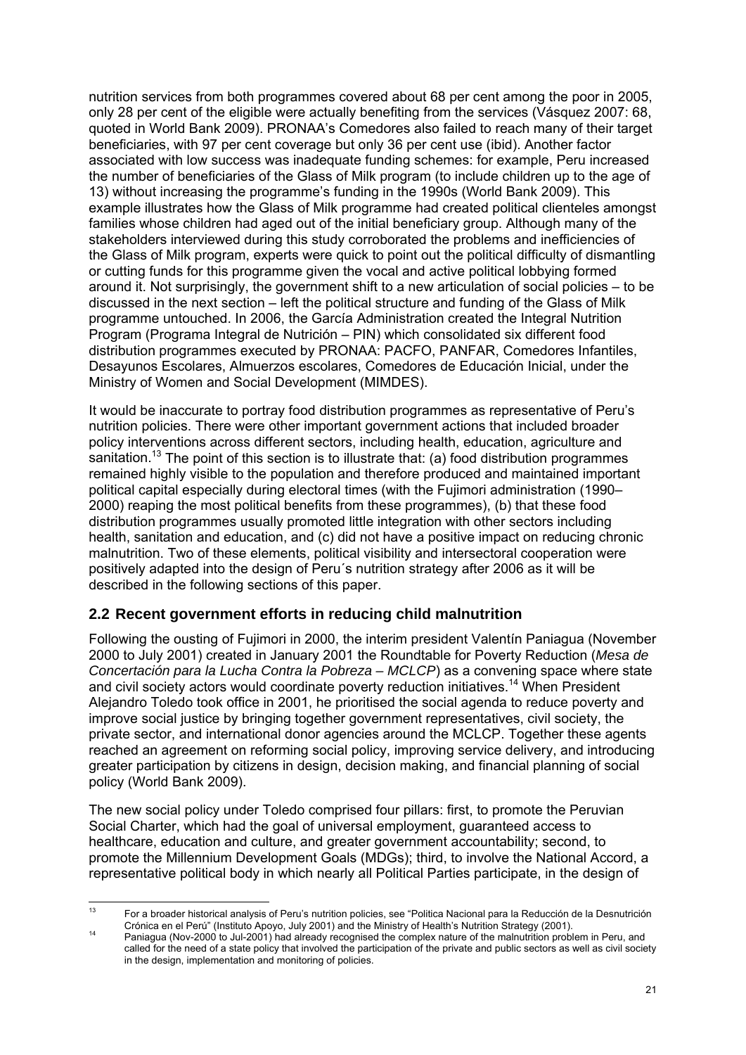nutrition services from both programmes covered about 68 per cent among the poor in 2005, only 28 per cent of the eligible were actually benefiting from the services (Vásquez 2007: 68, quoted in World Bank 2009). PRONAA's Comedores also failed to reach many of their target beneficiaries, with 97 per cent coverage but only 36 per cent use (ibid). Another factor associated with low success was inadequate funding schemes: for example, Peru increased the number of beneficiaries of the Glass of Milk program (to include children up to the age of 13) without increasing the programme's funding in the 1990s (World Bank 2009). This example illustrates how the Glass of Milk programme had created political clienteles amongst families whose children had aged out of the initial beneficiary group. Although many of the stakeholders interviewed during this study corroborated the problems and inefficiencies of the Glass of Milk program, experts were quick to point out the political difficulty of dismantling or cutting funds for this programme given the vocal and active political lobbying formed around it. Not surprisingly, the government shift to a new articulation of social policies – to be discussed in the next section – left the political structure and funding of the Glass of Milk programme untouched. In 2006, the García Administration created the Integral Nutrition Program (Programa Integral de Nutrición – PIN) which consolidated six different food distribution programmes executed by PRONAA: PACFO, PANFAR, Comedores Infantiles, Desayunos Escolares, Almuerzos escolares, Comedores de Educación Inicial, under the Ministry of Women and Social Development (MIMDES).

It would be inaccurate to portray food distribution programmes as representative of Peru's nutrition policies. There were other important government actions that included broader policy interventions across different sectors, including health, education, agriculture and sanitation.[13] The point of this section is to illustrate that: (a) food distribution programmes remained highly visible to the population and therefore produced and maintained important political capital especially during electoral times (with the Fujimori administration (1990–2000) reaping the most political benefits from these programmes), (b) that these food distribution programmes usually promoted little integration with other sectors including health, sanitation and education, and (c) did not have a positive impact on reducing chronic malnutrition. Two of these elements, political visibility and intersectoral cooperation were positively adapted into the design of Peru´s nutrition strategy after 2006 as it will be described in the following sections of this paper.

## 2.2 Recent government efforts in reducing child malnutrition

Following the ousting of Fujimori in 2000, the interim president Valentín Paniagua (November 2000 to July 2001) created in January 2001 the Roundtable for Poverty Reduction (*Mesa de Concertación para la Lucha Contra la Pobreza – MCLCP*) as a convening space where state and civil society actors would coordinate poverty reduction initiatives.[14] When President Alejandro Toledo took office in 2001, he prioritised the social agenda to reduce poverty and improve social justice by bringing together government representatives, civil society, the private sector, and international donor agencies around the MCLCP. Together these agents reached an agreement on reforming social policy, improving service delivery, and introducing greater participation by citizens in design, decision making, and financial planning of social policy (World Bank 2009).

The new social policy under Toledo comprised four pillars: first, to promote the Peruvian Social Charter, which had the goal of universal employment, guaranteed access to healthcare, education and culture, and greater government accountability; second, to promote the Millennium Development Goals (MDGs); third, to involve the National Accord, a representative political body in which nearly all Political Parties participate, in the design of

---

[13] For a broader historical analysis of Peru's nutrition policies, see "Politica Nacional para la Reducción de la Desnutrición Crónica en el Perú" (Instituto Apoyo, July 2001) and the Ministry of Health's Nutrition Strategy (2001).

[14] Paniagua (Nov-2000 to Jul-2001) had already recognised the complex nature of the malnutrition problem in Peru, and called for the need of a state policy that involved the participation of the private and public sectors as well as civil society in the design, implementation and monitoring of policies.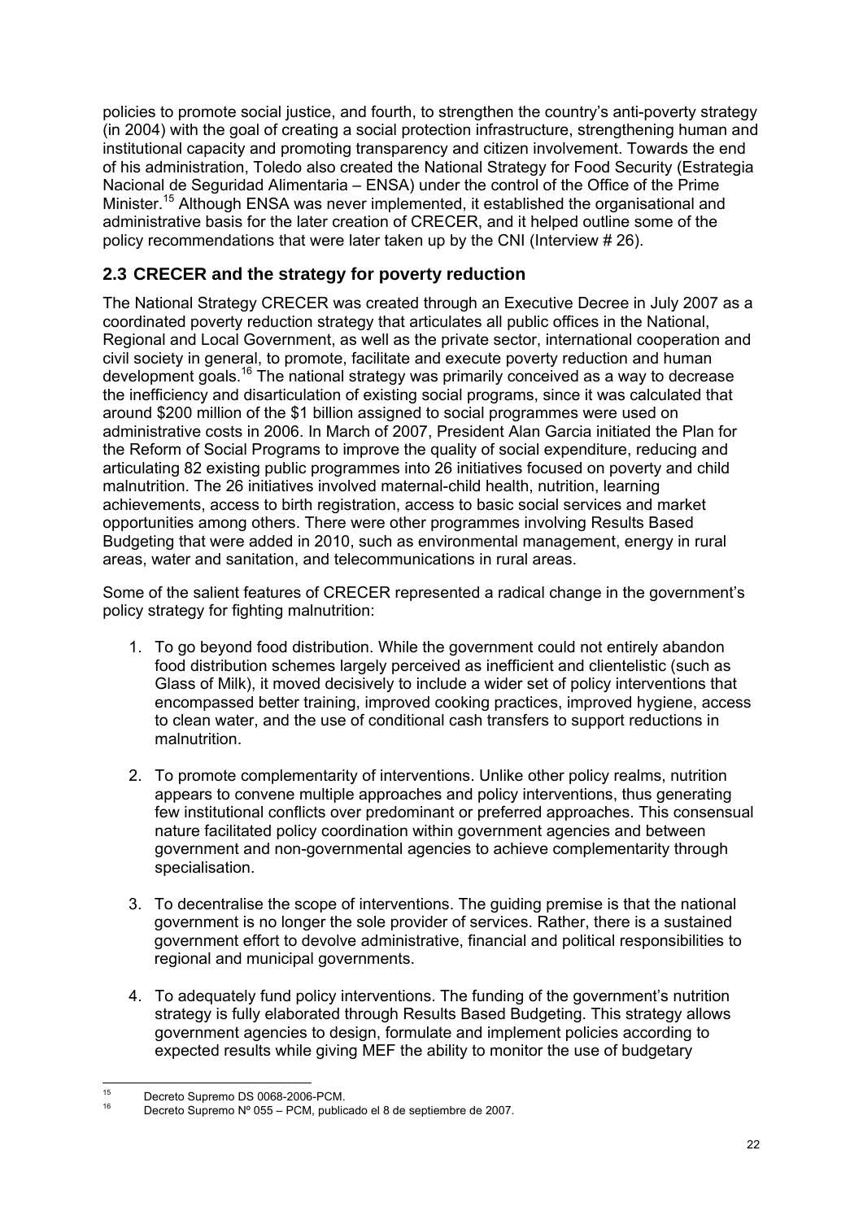policies to promote social justice, and fourth, to strengthen the country's anti-poverty strategy (in 2004) with the goal of creating a social protection infrastructure, strengthening human and institutional capacity and promoting transparency and citizen involvement. Towards the end of his administration, Toledo also created the National Strategy for Food Security (Estrategia Nacional de Seguridad Alimentaria – ENSA) under the control of the Office of the Prime Minister.[15] Although ENSA was never implemented, it established the organisational and administrative basis for the later creation of CRECER, and it helped outline some of the policy recommendations that were later taken up by the CNI (Interview # 26).

## 2.3 CRECER and the strategy for poverty reduction

The National Strategy CRECER was created through an Executive Decree in July 2007 as a coordinated poverty reduction strategy that articulates all public offices in the National, Regional and Local Government, as well as the private sector, international cooperation and civil society in general, to promote, facilitate and execute poverty reduction and human development goals.[16] The national strategy was primarily conceived as a way to decrease the inefficiency and disarticulation of existing social programs, since it was calculated that around $200 million of the $1 billion assigned to social programmes were used on administrative costs in 2006. In March of 2007, President Alan Garcia initiated the Plan for the Reform of Social Programs to improve the quality of social expenditure, reducing and articulating 82 existing public programmes into 26 initiatives focused on poverty and child malnutrition. The 26 initiatives involved maternal-child health, nutrition, learning achievements, access to birth registration, access to basic social services and market opportunities among others. There were other programmes involving Results Based Budgeting that were added in 2010, such as environmental management, energy in rural areas, water and sanitation, and telecommunications in rural areas.

Some of the salient features of CRECER represented a radical change in the government's policy strategy for fighting malnutrition:

1. To go beyond food distribution. While the government could not entirely abandon food distribution schemes largely perceived as inefficient and clientelistic (such as Glass of Milk), it moved decisively to include a wider set of policy interventions that encompassed better training, improved cooking practices, improved hygiene, access to clean water, and the use of conditional cash transfers to support reductions in malnutrition.

2. To promote complementarity of interventions. Unlike other policy realms, nutrition appears to convene multiple approaches and policy interventions, thus generating few institutional conflicts over predominant or preferred approaches. This consensual nature facilitated policy coordination within government agencies and between government and non-governmental agencies to achieve complementarity through specialisation.

3. To decentralise the scope of interventions. The guiding premise is that the national government is no longer the sole provider of services. Rather, there is a sustained government effort to devolve administrative, financial and political responsibilities to regional and municipal governments.

4. To adequately fund policy interventions. The funding of the government's nutrition strategy is fully elaborated through Results Based Budgeting. This strategy allows government agencies to design, formulate and implement policies according to expected results while giving MEF the ability to monitor the use of budgetary

---

[15] Decreto Supremo DS 0068-2006-PCM.

[16] Decreto Supremo Nº 055 – PCM, publicado el 8 de septiembre de 2007.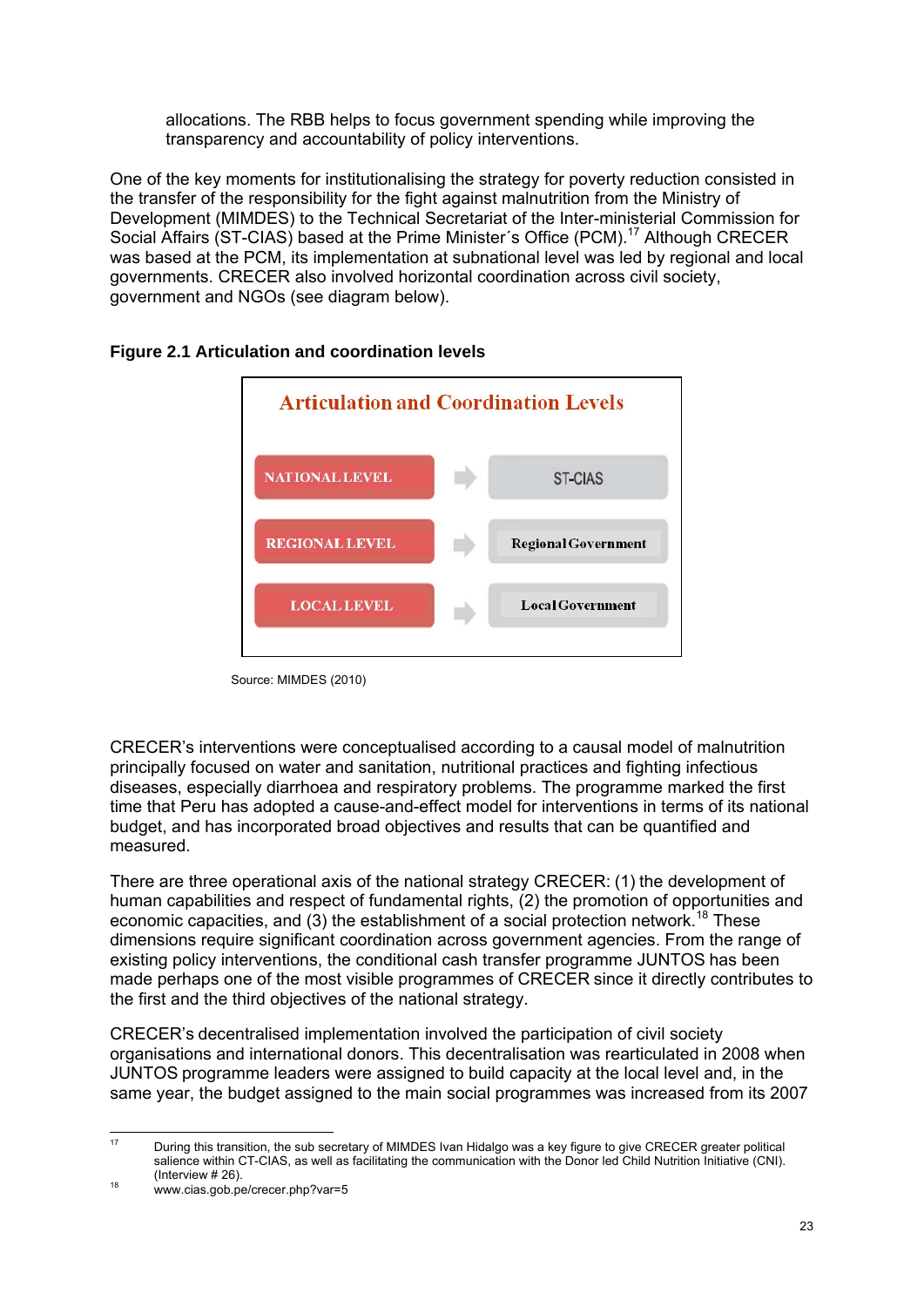allocations. The RBB helps to focus government spending while improving the transparency and accountability of policy interventions.

One of the key moments for institutionalising the strategy for poverty reduction consisted in the transfer of the responsibility for the fight against malnutrition from the Ministry of Development (MIMDES) to the Technical Secretariat of the Inter-ministerial Commission for Social Affairs (ST-CIAS) based at the Prime Minister´s Office (PCM).[17] Although CRECER was based at the PCM, its implementation at subnational level was led by regional and local governments. CRECER also involved horizontal coordination across civil society, government and NGOs (see diagram below).

**Figure 2.1 Articulation and coordination levels**

| Articulation and Coordination Levels | | |
|---|---|---|
| NATIONAL LEVEL | → | ST-CIAS |
| REGIONAL LEVEL | → | Regional Government |
| LOCAL LEVEL | → | Local Government |

Source: MIMDES (2010)

CRECER's interventions were conceptualised according to a causal model of malnutrition principally focused on water and sanitation, nutritional practices and fighting infectious diseases, especially diarrhoea and respiratory problems. The programme marked the first time that Peru has adopted a cause-and-effect model for interventions in terms of its national budget, and has incorporated broad objectives and results that can be quantified and measured.

There are three operational axis of the national strategy CRECER: (1) the development of human capabilities and respect of fundamental rights, (2) the promotion of opportunities and economic capacities, and (3) the establishment of a social protection network.[18] These dimensions require significant coordination across government agencies. From the range of existing policy interventions, the conditional cash transfer programme JUNTOS has been made perhaps one of the most visible programmes of CRECER since it directly contributes to the first and the third objectives of the national strategy.

CRECER's decentralised implementation involved the participation of civil society organisations and international donors. This decentralisation was rearticulated in 2008 when JUNTOS programme leaders were assigned to build capacity at the local level and, in the same year, the budget assigned to the main social programmes was increased from its 2007

---

[17] During this transition, the sub secretary of MIMDES Ivan Hidalgo was a key figure to give CRECER greater political salience within CT-CIAS, as well as facilitating the communication with the Donor led Child Nutrition Initiative (CNI). (Interview # 26).

[18] www.cias.gob.pe/crecer.php?var=5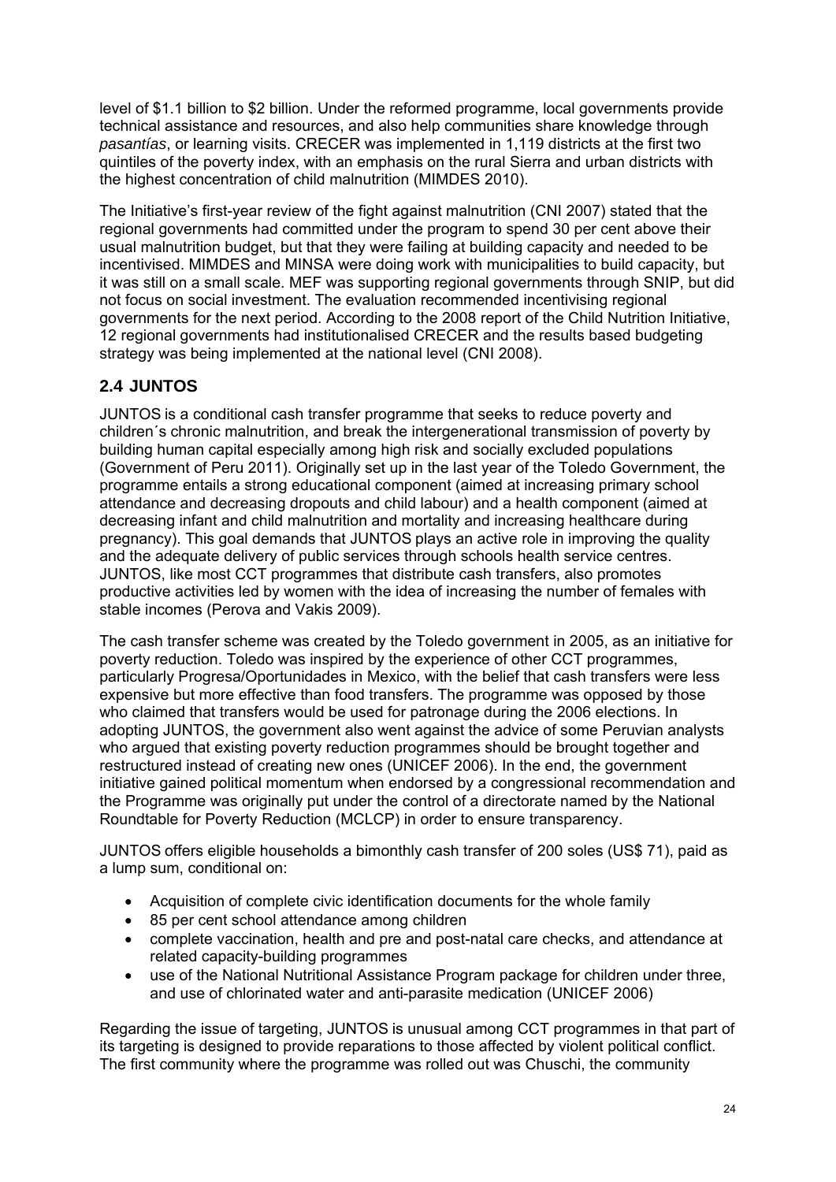level of $1.1 billion to $2 billion. Under the reformed programme, local governments provide technical assistance and resources, and also help communities share knowledge through *pasantías*, or learning visits. CRECER was implemented in 1,119 districts at the first two quintiles of the poverty index, with an emphasis on the rural Sierra and urban districts with the highest concentration of child malnutrition (MIMDES 2010).

The Initiative's first-year review of the fight against malnutrition (CNI 2007) stated that the regional governments had committed under the program to spend 30 per cent above their usual malnutrition budget, but that they were failing at building capacity and needed to be incentivised. MIMDES and MINSA were doing work with municipalities to build capacity, but it was still on a small scale. MEF was supporting regional governments through SNIP, but did not focus on social investment. The evaluation recommended incentivising regional governments for the next period. According to the 2008 report of the Child Nutrition Initiative, 12 regional governments had institutionalised CRECER and the results based budgeting strategy was being implemented at the national level (CNI 2008).

## 2.4 JUNTOS

JUNTOS is a conditional cash transfer programme that seeks to reduce poverty and children´s chronic malnutrition, and break the intergenerational transmission of poverty by building human capital especially among high risk and socially excluded populations (Government of Peru 2011). Originally set up in the last year of the Toledo Government, the programme entails a strong educational component (aimed at increasing primary school attendance and decreasing dropouts and child labour) and a health component (aimed at decreasing infant and child malnutrition and mortality and increasing healthcare during pregnancy). This goal demands that JUNTOS plays an active role in improving the quality and the adequate delivery of public services through schools health service centres. JUNTOS, like most CCT programmes that distribute cash transfers, also promotes productive activities led by women with the idea of increasing the number of females with stable incomes (Perova and Vakis 2009).

The cash transfer scheme was created by the Toledo government in 2005, as an initiative for poverty reduction. Toledo was inspired by the experience of other CCT programmes, particularly Progresa/Oportunidades in Mexico, with the belief that cash transfers were less expensive but more effective than food transfers. The programme was opposed by those who claimed that transfers would be used for patronage during the 2006 elections. In adopting JUNTOS, the government also went against the advice of some Peruvian analysts who argued that existing poverty reduction programmes should be brought together and restructured instead of creating new ones (UNICEF 2006). In the end, the government initiative gained political momentum when endorsed by a congressional recommendation and the Programme was originally put under the control of a directorate named by the National Roundtable for Poverty Reduction (MCLCP) in order to ensure transparency.

JUNTOS offers eligible households a bimonthly cash transfer of 200 soles (US$ 71), paid as a lump sum, conditional on:

- Acquisition of complete civic identification documents for the whole family
- 85 per cent school attendance among children
- complete vaccination, health and pre and post-natal care checks, and attendance at related capacity-building programmes
- use of the National Nutritional Assistance Program package for children under three, and use of chlorinated water and anti-parasite medication (UNICEF 2006)

Regarding the issue of targeting, JUNTOS is unusual among CCT programmes in that part of its targeting is designed to provide reparations to those affected by violent political conflict. The first community where the programme was rolled out was Chuschi, the community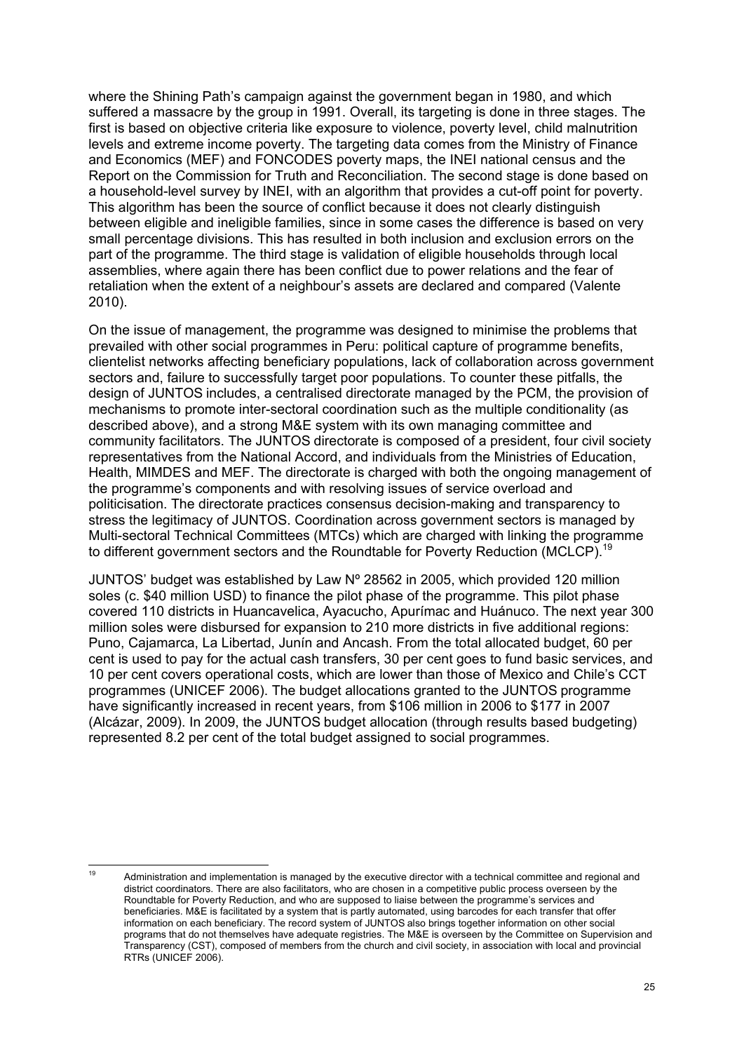where the Shining Path's campaign against the government began in 1980, and which suffered a massacre by the group in 1991. Overall, its targeting is done in three stages. The first is based on objective criteria like exposure to violence, poverty level, child malnutrition levels and extreme income poverty. The targeting data comes from the Ministry of Finance and Economics (MEF) and FONCODES poverty maps, the INEI national census and the Report on the Commission for Truth and Reconciliation. The second stage is done based on a household-level survey by INEI, with an algorithm that provides a cut-off point for poverty. This algorithm has been the source of conflict because it does not clearly distinguish between eligible and ineligible families, since in some cases the difference is based on very small percentage divisions. This has resulted in both inclusion and exclusion errors on the part of the programme. The third stage is validation of eligible households through local assemblies, where again there has been conflict due to power relations and the fear of retaliation when the extent of a neighbour's assets are declared and compared (Valente 2010).

On the issue of management, the programme was designed to minimise the problems that prevailed with other social programmes in Peru: political capture of programme benefits, clientelist networks affecting beneficiary populations, lack of collaboration across government sectors and, failure to successfully target poor populations. To counter these pitfalls, the design of JUNTOS includes, a centralised directorate managed by the PCM, the provision of mechanisms to promote inter-sectoral coordination such as the multiple conditionality (as described above), and a strong M&E system with its own managing committee and community facilitators. The JUNTOS directorate is composed of a president, four civil society representatives from the National Accord, and individuals from the Ministries of Education, Health, MIMDES and MEF. The directorate is charged with both the ongoing management of the programme's components and with resolving issues of service overload and politicisation. The directorate practices consensus decision-making and transparency to stress the legitimacy of JUNTOS. Coordination across government sectors is managed by Multi-sectoral Technical Committees (MTCs) which are charged with linking the programme to different government sectors and the Roundtable for Poverty Reduction (MCLCP).[19]

JUNTOS' budget was established by Law Nº 28562 in 2005, which provided 120 million soles (c. $40 million USD) to finance the pilot phase of the programme. This pilot phase covered 110 districts in Huancavelica, Ayacucho, Apurímac and Huánuco. The next year 300 million soles were disbursed for expansion to 210 more districts in five additional regions: Puno, Cajamarca, La Libertad, Junín and Ancash. From the total allocated budget, 60 per cent is used to pay for the actual cash transfers, 30 per cent goes to fund basic services, and 10 per cent covers operational costs, which are lower than those of Mexico and Chile's CCT programmes (UNICEF 2006). The budget allocations granted to the JUNTOS programme have significantly increased in recent years, from $106 million in 2006 to $177 in 2007 (Alcázar, 2009). In 2009, the JUNTOS budget allocation (through results based budgeting) represented 8.2 per cent of the total budget assigned to social programmes.

---

[19] Administration and implementation is managed by the executive director with a technical committee and regional and district coordinators. There are also facilitators, who are chosen in a competitive public process overseen by the Roundtable for Poverty Reduction, and who are supposed to liaise between the programme's services and beneficiaries. M&E is facilitated by a system that is partly automated, using barcodes for each transfer that offer information on each beneficiary. The record system of JUNTOS also brings together information on other social programs that do not themselves have adequate registries. The M&E is overseen by the Committee on Supervision and Transparency (CST), composed of members from the church and civil society, in association with local and provincial RTRs (UNICEF 2006).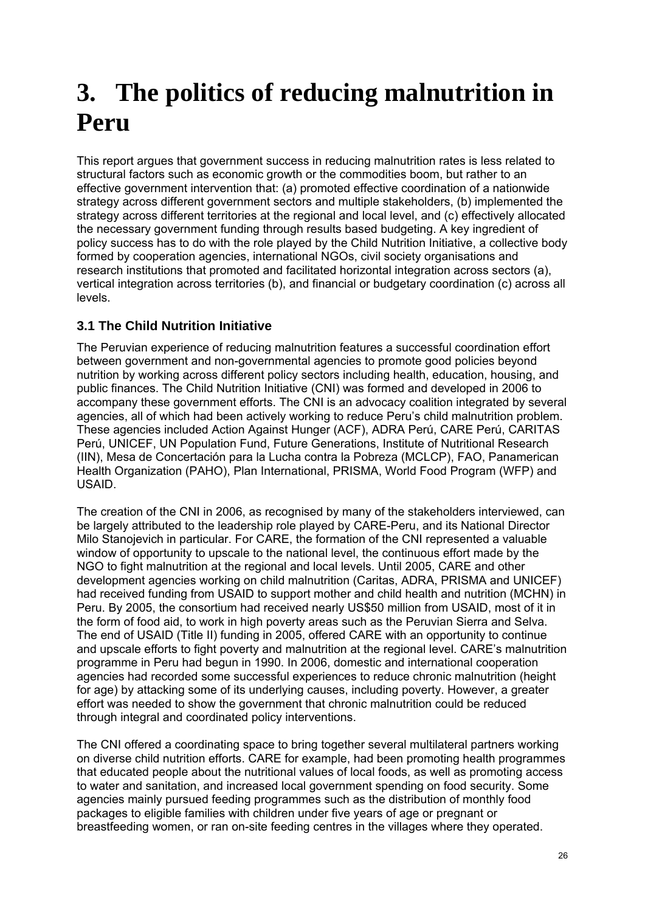# 3. The politics of reducing malnutrition in Peru

This report argues that government success in reducing malnutrition rates is less related to structural factors such as economic growth or the commodities boom, but rather to an effective government intervention that: (a) promoted effective coordination of a nationwide strategy across different government sectors and multiple stakeholders, (b) implemented the strategy across different territories at the regional and local level, and (c) effectively allocated the necessary government funding through results based budgeting. A key ingredient of policy success has to do with the role played by the Child Nutrition Initiative, a collective body formed by cooperation agencies, international NGOs, civil society organisations and research institutions that promoted and facilitated horizontal integration across sectors (a), vertical integration across territories (b), and financial or budgetary coordination (c) across all levels.

## 3.1 The Child Nutrition Initiative

The Peruvian experience of reducing malnutrition features a successful coordination effort between government and non-governmental agencies to promote good policies beyond nutrition by working across different policy sectors including health, education, housing, and public finances. The Child Nutrition Initiative (CNI) was formed and developed in 2006 to accompany these government efforts. The CNI is an advocacy coalition integrated by several agencies, all of which had been actively working to reduce Peru's child malnutrition problem. These agencies included Action Against Hunger (ACF), ADRA Perú, CARE Perú, CARITAS Perú, UNICEF, UN Population Fund, Future Generations, Institute of Nutritional Research (IIN), Mesa de Concertación para la Lucha contra la Pobreza (MCLCP), FAO, Panamerican Health Organization (PAHO), Plan International, PRISMA, World Food Program (WFP) and USAID.

The creation of the CNI in 2006, as recognised by many of the stakeholders interviewed, can be largely attributed to the leadership role played by CARE-Peru, and its National Director Milo Stanojevich in particular. For CARE, the formation of the CNI represented a valuable window of opportunity to upscale to the national level, the continuous effort made by the NGO to fight malnutrition at the regional and local levels. Until 2005, CARE and other development agencies working on child malnutrition (Caritas, ADRA, PRISMA and UNICEF) had received funding from USAID to support mother and child health and nutrition (MCHN) in Peru. By 2005, the consortium had received nearly US$50 million from USAID, most of it in the form of food aid, to work in high poverty areas such as the Peruvian Sierra and Selva. The end of USAID (Title II) funding in 2005, offered CARE with an opportunity to continue and upscale efforts to fight poverty and malnutrition at the regional level. CARE's malnutrition programme in Peru had begun in 1990. In 2006, domestic and international cooperation agencies had recorded some successful experiences to reduce chronic malnutrition (height for age) by attacking some of its underlying causes, including poverty. However, a greater effort was needed to show the government that chronic malnutrition could be reduced through integral and coordinated policy interventions.

The CNI offered a coordinating space to bring together several multilateral partners working on diverse child nutrition efforts. CARE for example, had been promoting health programmes that educated people about the nutritional values of local foods, as well as promoting access to water and sanitation, and increased local government spending on food security. Some agencies mainly pursued feeding programmes such as the distribution of monthly food packages to eligible families with children under five years of age or pregnant or breastfeeding women, or ran on-site feeding centres in the villages where they operated.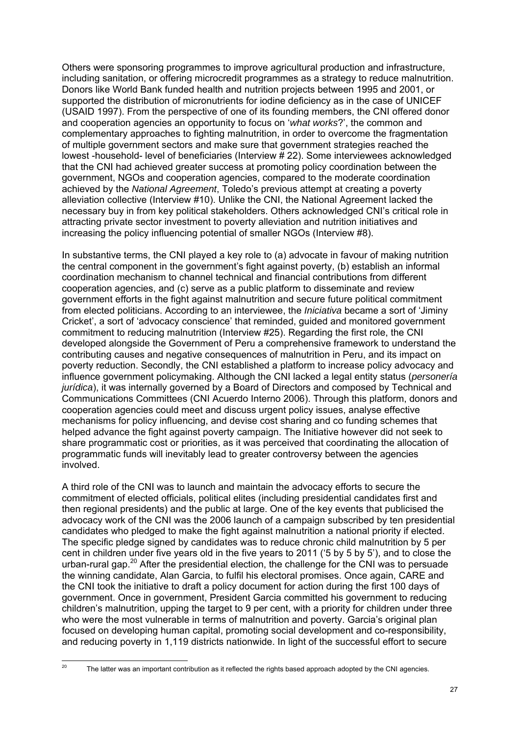Others were sponsoring programmes to improve agricultural production and infrastructure, including sanitation, or offering microcredit programmes as a strategy to reduce malnutrition. Donors like World Bank funded health and nutrition projects between 1995 and 2001, or supported the distribution of micronutrients for iodine deficiency as in the case of UNICEF (USAID 1997). From the perspective of one of its founding members, the CNI offered donor and cooperation agencies an opportunity to focus on '*what works*?', the common and complementary approaches to fighting malnutrition, in order to overcome the fragmentation of multiple government sectors and make sure that government strategies reached the lowest -household- level of beneficiaries (Interview # 22). Some interviewees acknowledged that the CNI had achieved greater success at promoting policy coordination between the government, NGOs and cooperation agencies, compared to the moderate coordination achieved by the *National Agreement*, Toledo's previous attempt at creating a poverty alleviation collective (Interview #10). Unlike the CNI, the National Agreement lacked the necessary buy in from key political stakeholders. Others acknowledged CNI's critical role in attracting private sector investment to poverty alleviation and nutrition initiatives and increasing the policy influencing potential of smaller NGOs (Interview #8).

In substantive terms, the CNI played a key role to (a) advocate in favour of making nutrition the central component in the government's fight against poverty, (b) establish an informal coordination mechanism to channel technical and financial contributions from different cooperation agencies, and (c) serve as a public platform to disseminate and review government efforts in the fight against malnutrition and secure future political commitment from elected politicians. According to an interviewee, the *Iniciativa* became a sort of 'Jiminy Cricket', a sort of 'advocacy conscience' that reminded, guided and monitored government commitment to reducing malnutrition (Interview #25). Regarding the first role, the CNI developed alongside the Government of Peru a comprehensive framework to understand the contributing causes and negative consequences of malnutrition in Peru, and its impact on poverty reduction. Secondly, the CNI established a platform to increase policy advocacy and influence government policymaking. Although the CNI lacked a legal entity status (*personería jurídica*), it was internally governed by a Board of Directors and composed by Technical and Communications Committees (CNI Acuerdo Interno 2006). Through this platform, donors and cooperation agencies could meet and discuss urgent policy issues, analyse effective mechanisms for policy influencing, and devise cost sharing and co funding schemes that helped advance the fight against poverty campaign. The Initiative however did not seek to share programmatic cost or priorities, as it was perceived that coordinating the allocation of programmatic funds will inevitably lead to greater controversy between the agencies involved.

A third role of the CNI was to launch and maintain the advocacy efforts to secure the commitment of elected officials, political elites (including presidential candidates first and then regional presidents) and the public at large. One of the key events that publicised the advocacy work of the CNI was the 2006 launch of a campaign subscribed by ten presidential candidates who pledged to make the fight against malnutrition a national priority if elected. The specific pledge signed by candidates was to reduce chronic child malnutrition by 5 per cent in children under five years old in the five years to 2011 ('5 by 5 by 5'), and to close the urban-rural gap.[20] After the presidential election, the challenge for the CNI was to persuade the winning candidate, Alan Garcia, to fulfil his electoral promises. Once again, CARE and the CNI took the initiative to draft a policy document for action during the first 100 days of government. Once in government, President Garcia committed his government to reducing children's malnutrition, upping the target to 9 per cent, with a priority for children under three who were the most vulnerable in terms of malnutrition and poverty. Garcia's original plan focused on developing human capital, promoting social development and co-responsibility, and reducing poverty in 1,119 districts nationwide. In light of the successful effort to secure

[20] The latter was an important contribution as it reflected the rights based approach adopted by the CNI agencies.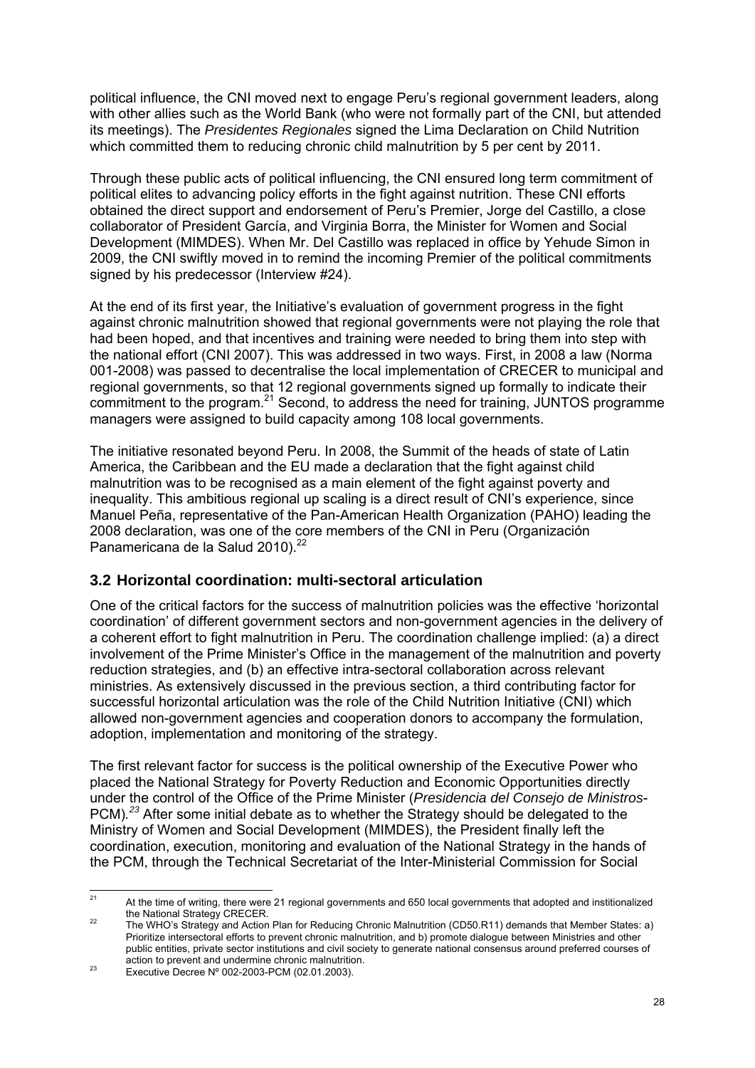political influence, the CNI moved next to engage Peru's regional government leaders, along with other allies such as the World Bank (who were not formally part of the CNI, but attended its meetings). The *Presidentes Regionales* signed the Lima Declaration on Child Nutrition which committed them to reducing chronic child malnutrition by 5 per cent by 2011.

Through these public acts of political influencing, the CNI ensured long term commitment of political elites to advancing policy efforts in the fight against nutrition. These CNI efforts obtained the direct support and endorsement of Peru's Premier, Jorge del Castillo, a close collaborator of President García, and Virginia Borra, the Minister for Women and Social Development (MIMDES). When Mr. Del Castillo was replaced in office by Yehude Simon in 2009, the CNI swiftly moved in to remind the incoming Premier of the political commitments signed by his predecessor (Interview #24).

At the end of its first year, the Initiative's evaluation of government progress in the fight against chronic malnutrition showed that regional governments were not playing the role that had been hoped, and that incentives and training were needed to bring them into step with the national effort (CNI 2007). This was addressed in two ways. First, in 2008 a law (Norma 001-2008) was passed to decentralise the local implementation of CRECER to municipal and regional governments, so that 12 regional governments signed up formally to indicate their commitment to the program.[21] Second, to address the need for training, JUNTOS programme managers were assigned to build capacity among 108 local governments.

The initiative resonated beyond Peru. In 2008, the Summit of the heads of state of Latin America, the Caribbean and the EU made a declaration that the fight against child malnutrition was to be recognised as a main element of the fight against poverty and inequality. This ambitious regional up scaling is a direct result of CNI's experience, since Manuel Peña, representative of the Pan-American Health Organization (PAHO) leading the 2008 declaration, was one of the core members of the CNI in Peru (Organización Panamericana de la Salud 2010).[22]

## 3.2 Horizontal coordination: multi-sectoral articulation

One of the critical factors for the success of malnutrition policies was the effective 'horizontal coordination' of different government sectors and non-government agencies in the delivery of a coherent effort to fight malnutrition in Peru. The coordination challenge implied: (a) a direct involvement of the Prime Minister's Office in the management of the malnutrition and poverty reduction strategies, and (b) an effective intra-sectoral collaboration across relevant ministries. As extensively discussed in the previous section, a third contributing factor for successful horizontal articulation was the role of the Child Nutrition Initiative (CNI) which allowed non-government agencies and cooperation donors to accompany the formulation, adoption, implementation and monitoring of the strategy.

The first relevant factor for success is the political ownership of the Executive Power who placed the National Strategy for Poverty Reduction and Economic Opportunities directly under the control of the Office of the Prime Minister (*Presidencia del Consejo de Ministros*-PCM).[23] After some initial debate as to whether the Strategy should be delegated to the Ministry of Women and Social Development (MIMDES), the President finally left the coordination, execution, monitoring and evaluation of the National Strategy in the hands of the PCM, through the Technical Secretariat of the Inter-Ministerial Commission for Social

---

[21] At the time of writing, there were 21 regional governments and 650 local governments that adopted and institionalized the National Strategy CRECER.

[22] The WHO's Strategy and Action Plan for Reducing Chronic Malnutrition (CD50.R11) demands that Member States: a) Prioritize intersectoral efforts to prevent chronic malnutrition, and b) promote dialogue between Ministries and other public entities, private sector institutions and civil society to generate national consensus around preferred courses of action to prevent and undermine chronic malnutrition.

[23] Executive Decree Nº 002-2003-PCM (02.01.2003).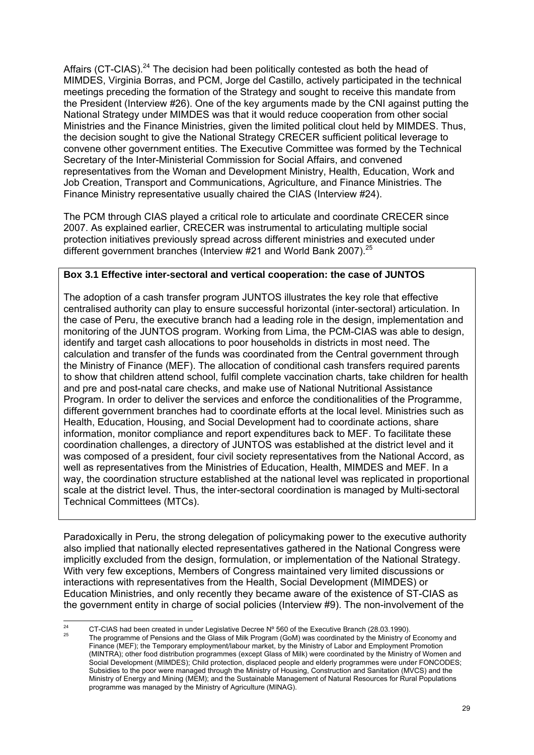Affairs (CT-CIAS).[24] The decision had been politically contested as both the head of MIMDES, Virginia Borras, and PCM, Jorge del Castillo, actively participated in the technical meetings preceding the formation of the Strategy and sought to receive this mandate from the President (Interview #26). One of the key arguments made by the CNI against putting the National Strategy under MIMDES was that it would reduce cooperation from other social Ministries and the Finance Ministries, given the limited political clout held by MIMDES. Thus, the decision sought to give the National Strategy CRECER sufficient political leverage to convene other government entities. The Executive Committee was formed by the Technical Secretary of the Inter-Ministerial Commission for Social Affairs, and convened representatives from the Woman and Development Ministry, Health, Education, Work and Job Creation, Transport and Communications, Agriculture, and Finance Ministries. The Finance Ministry representative usually chaired the CIAS (Interview #24).

The PCM through CIAS played a critical role to articulate and coordinate CRECER since 2007. As explained earlier, CRECER was instrumental to articulating multiple social protection initiatives previously spread across different ministries and executed under different government branches (Interview #21 and World Bank 2007).[25]

**Box 3.1 Effective inter-sectoral and vertical cooperation: the case of JUNTOS**

The adoption of a cash transfer program JUNTOS illustrates the key role that effective centralised authority can play to ensure successful horizontal (inter-sectoral) articulation. In the case of Peru, the executive branch had a leading role in the design, implementation and monitoring of the JUNTOS program. Working from Lima, the PCM-CIAS was able to design, identify and target cash allocations to poor households in districts in most need. The calculation and transfer of the funds was coordinated from the Central government through the Ministry of Finance (MEF). The allocation of conditional cash transfers required parents to show that children attend school, fulfil complete vaccination charts, take children for health and pre and post-natal care checks, and make use of National Nutritional Assistance Program. In order to deliver the services and enforce the conditionalities of the Programme, different government branches had to coordinate efforts at the local level. Ministries such as Health, Education, Housing, and Social Development had to coordinate actions, share information, monitor compliance and report expenditures back to MEF. To facilitate these coordination challenges, a directory of JUNTOS was established at the district level and it was composed of a president, four civil society representatives from the National Accord, as well as representatives from the Ministries of Education, Health, MIMDES and MEF. In a way, the coordination structure established at the national level was replicated in proportional scale at the district level. Thus, the inter-sectoral coordination is managed by Multi-sectoral Technical Committees (MTCs).

Paradoxically in Peru, the strong delegation of policymaking power to the executive authority also implied that nationally elected representatives gathered in the National Congress were implicitly excluded from the design, formulation, or implementation of the National Strategy. With very few exceptions, Members of Congress maintained very limited discussions or interactions with representatives from the Health, Social Development (MIMDES) or Education Ministries, and only recently they became aware of the existence of ST-CIAS as the government entity in charge of social policies (Interview #9). The non-involvement of the

---

[24] CT-CIAS had been created in under Legislative Decree Nº 560 of the Executive Branch (28.03.1990).

[25] The programme of Pensions and the Glass of Milk Program (GoM) was coordinated by the Ministry of Economy and Finance (MEF); the Temporary employment/labour market, by the Ministry of Labor and Employment Promotion (MINTRA); other food distribution programmes (except Glass of Milk) were coordinated by the Ministry of Women and Social Development (MIMDES); Child protection, displaced people and elderly programmes were under FONCODES; Subsidies to the poor were managed through the Ministry of Housing, Construction and Sanitation (MVCS) and the Ministry of Energy and Mining (MEM); and the Sustainable Management of Natural Resources for Rural Populations programme was managed by the Ministry of Agriculture (MINAG).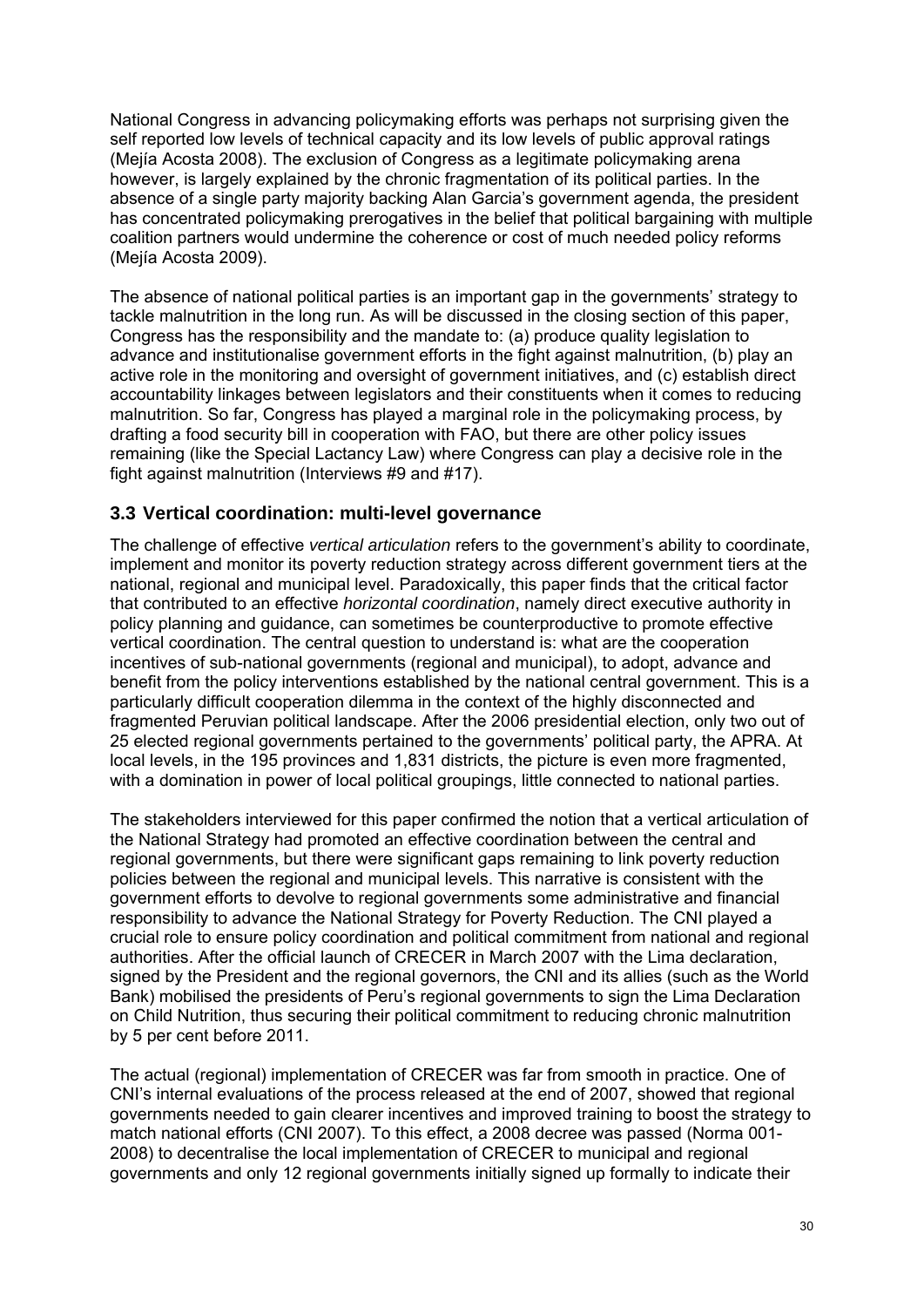National Congress in advancing policymaking efforts was perhaps not surprising given the self reported low levels of technical capacity and its low levels of public approval ratings (Mejía Acosta 2008). The exclusion of Congress as a legitimate policymaking arena however, is largely explained by the chronic fragmentation of its political parties. In the absence of a single party majority backing Alan Garcia's government agenda, the president has concentrated policymaking prerogatives in the belief that political bargaining with multiple coalition partners would undermine the coherence or cost of much needed policy reforms (Mejía Acosta 2009).

The absence of national political parties is an important gap in the governments' strategy to tackle malnutrition in the long run. As will be discussed in the closing section of this paper, Congress has the responsibility and the mandate to: (a) produce quality legislation to advance and institutionalise government efforts in the fight against malnutrition, (b) play an active role in the monitoring and oversight of government initiatives, and (c) establish direct accountability linkages between legislators and their constituents when it comes to reducing malnutrition. So far, Congress has played a marginal role in the policymaking process, by drafting a food security bill in cooperation with FAO, but there are other policy issues remaining (like the Special Lactancy Law) where Congress can play a decisive role in the fight against malnutrition (Interviews #9 and #17).

### 3.3 Vertical coordination: multi-level governance

The challenge of effective *vertical articulation* refers to the government's ability to coordinate, implement and monitor its poverty reduction strategy across different government tiers at the national, regional and municipal level. Paradoxically, this paper finds that the critical factor that contributed to an effective *horizontal coordination*, namely direct executive authority in policy planning and guidance, can sometimes be counterproductive to promote effective vertical coordination. The central question to understand is: what are the cooperation incentives of sub-national governments (regional and municipal), to adopt, advance and benefit from the policy interventions established by the national central government. This is a particularly difficult cooperation dilemma in the context of the highly disconnected and fragmented Peruvian political landscape. After the 2006 presidential election, only two out of 25 elected regional governments pertained to the governments' political party, the APRA. At local levels, in the 195 provinces and 1,831 districts, the picture is even more fragmented, with a domination in power of local political groupings, little connected to national parties.

The stakeholders interviewed for this paper confirmed the notion that a vertical articulation of the National Strategy had promoted an effective coordination between the central and regional governments, but there were significant gaps remaining to link poverty reduction policies between the regional and municipal levels. This narrative is consistent with the government efforts to devolve to regional governments some administrative and financial responsibility to advance the National Strategy for Poverty Reduction. The CNI played a crucial role to ensure policy coordination and political commitment from national and regional authorities. After the official launch of CRECER in March 2007 with the Lima declaration, signed by the President and the regional governors, the CNI and its allies (such as the World Bank) mobilised the presidents of Peru's regional governments to sign the Lima Declaration on Child Nutrition, thus securing their political commitment to reducing chronic malnutrition by 5 per cent before 2011.

The actual (regional) implementation of CRECER was far from smooth in practice. One of CNI's internal evaluations of the process released at the end of 2007, showed that regional governments needed to gain clearer incentives and improved training to boost the strategy to match national efforts (CNI 2007). To this effect, a 2008 decree was passed (Norma 001-2008) to decentralise the local implementation of CRECER to municipal and regional governments and only 12 regional governments initially signed up formally to indicate their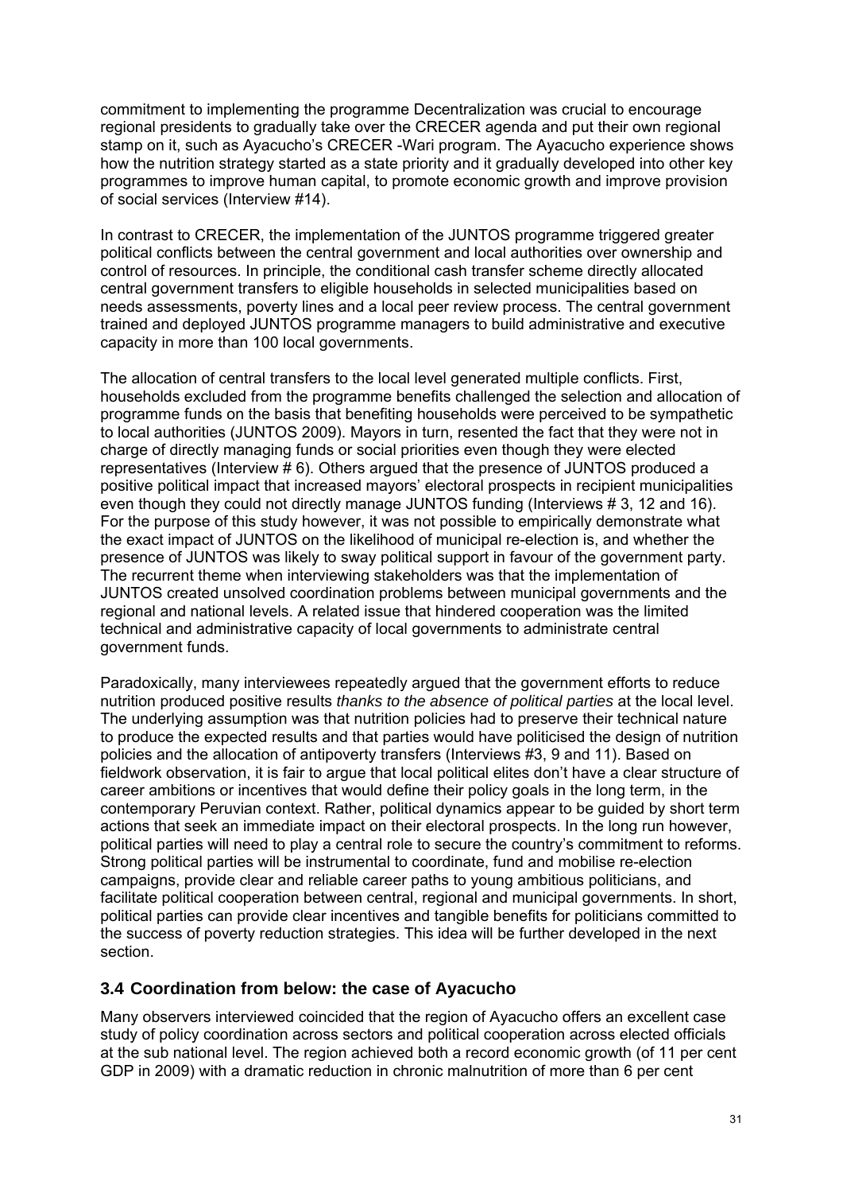commitment to implementing the programme Decentralization was crucial to encourage regional presidents to gradually take over the CRECER agenda and put their own regional stamp on it, such as Ayacucho's CRECER -Wari program. The Ayacucho experience shows how the nutrition strategy started as a state priority and it gradually developed into other key programmes to improve human capital, to promote economic growth and improve provision of social services (Interview #14).

In contrast to CRECER, the implementation of the JUNTOS programme triggered greater political conflicts between the central government and local authorities over ownership and control of resources. In principle, the conditional cash transfer scheme directly allocated central government transfers to eligible households in selected municipalities based on needs assessments, poverty lines and a local peer review process. The central government trained and deployed JUNTOS programme managers to build administrative and executive capacity in more than 100 local governments.

The allocation of central transfers to the local level generated multiple conflicts. First, households excluded from the programme benefits challenged the selection and allocation of programme funds on the basis that benefiting households were perceived to be sympathetic to local authorities (JUNTOS 2009). Mayors in turn, resented the fact that they were not in charge of directly managing funds or social priorities even though they were elected representatives (Interview # 6). Others argued that the presence of JUNTOS produced a positive political impact that increased mayors' electoral prospects in recipient municipalities even though they could not directly manage JUNTOS funding (Interviews # 3, 12 and 16). For the purpose of this study however, it was not possible to empirically demonstrate what the exact impact of JUNTOS on the likelihood of municipal re-election is, and whether the presence of JUNTOS was likely to sway political support in favour of the government party. The recurrent theme when interviewing stakeholders was that the implementation of JUNTOS created unsolved coordination problems between municipal governments and the regional and national levels. A related issue that hindered cooperation was the limited technical and administrative capacity of local governments to administrate central government funds.

Paradoxically, many interviewees repeatedly argued that the government efforts to reduce nutrition produced positive results *thanks to the absence of political parties* at the local level. The underlying assumption was that nutrition policies had to preserve their technical nature to produce the expected results and that parties would have politicised the design of nutrition policies and the allocation of antipoverty transfers (Interviews #3, 9 and 11). Based on fieldwork observation, it is fair to argue that local political elites don't have a clear structure of career ambitions or incentives that would define their policy goals in the long term, in the contemporary Peruvian context. Rather, political dynamics appear to be guided by short term actions that seek an immediate impact on their electoral prospects. In the long run however, political parties will need to play a central role to secure the country's commitment to reforms. Strong political parties will be instrumental to coordinate, fund and mobilise re-election campaigns, provide clear and reliable career paths to young ambitious politicians, and facilitate political cooperation between central, regional and municipal governments. In short, political parties can provide clear incentives and tangible benefits for politicians committed to the success of poverty reduction strategies. This idea will be further developed in the next section.

### 3.4 Coordination from below: the case of Ayacucho

Many observers interviewed coincided that the region of Ayacucho offers an excellent case study of policy coordination across sectors and political cooperation across elected officials at the sub national level. The region achieved both a record economic growth (of 11 per cent GDP in 2009) with a dramatic reduction in chronic malnutrition of more than 6 per cent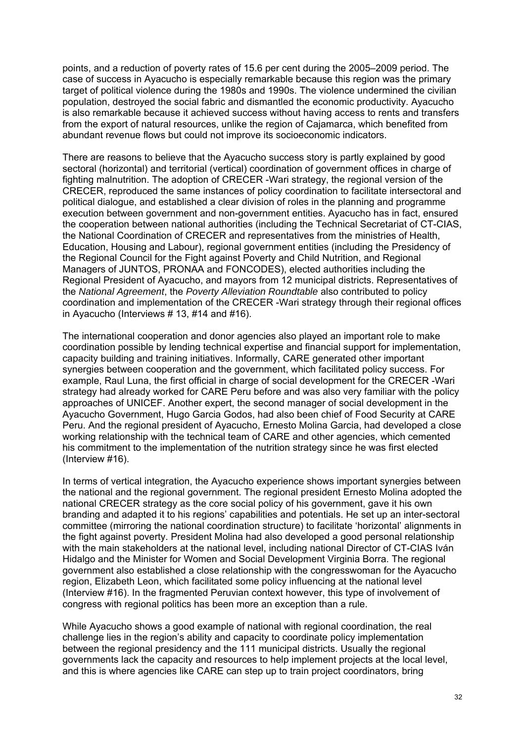points, and a reduction of poverty rates of 15.6 per cent during the 2005–2009 period. The case of success in Ayacucho is especially remarkable because this region was the primary target of political violence during the 1980s and 1990s. The violence undermined the civilian population, destroyed the social fabric and dismantled the economic productivity. Ayacucho is also remarkable because it achieved success without having access to rents and transfers from the export of natural resources, unlike the region of Cajamarca, which benefited from abundant revenue flows but could not improve its socioeconomic indicators.

There are reasons to believe that the Ayacucho success story is partly explained by good sectoral (horizontal) and territorial (vertical) coordination of government offices in charge of fighting malnutrition. The adoption of CRECER -Wari strategy, the regional version of the CRECER, reproduced the same instances of policy coordination to facilitate intersectoral and political dialogue, and established a clear division of roles in the planning and programme execution between government and non-government entities. Ayacucho has in fact, ensured the cooperation between national authorities (including the Technical Secretariat of CT-CIAS, the National Coordination of CRECER and representatives from the ministries of Health, Education, Housing and Labour), regional government entities (including the Presidency of the Regional Council for the Fight against Poverty and Child Nutrition, and Regional Managers of JUNTOS, PRONAA and FONCODES), elected authorities including the Regional President of Ayacucho, and mayors from 12 municipal districts. Representatives of the *National Agreement*, the *Poverty Alleviation Roundtable* also contributed to policy coordination and implementation of the CRECER -Wari strategy through their regional offices in Ayacucho (Interviews # 13, #14 and #16).

The international cooperation and donor agencies also played an important role to make coordination possible by lending technical expertise and financial support for implementation, capacity building and training initiatives. Informally, CARE generated other important synergies between cooperation and the government, which facilitated policy success. For example, Raul Luna, the first official in charge of social development for the CRECER -Wari strategy had already worked for CARE Peru before and was also very familiar with the policy approaches of UNICEF. Another expert, the second manager of social development in the Ayacucho Government, Hugo Garcia Godos, had also been chief of Food Security at CARE Peru. And the regional president of Ayacucho, Ernesto Molina Garcia, had developed a close working relationship with the technical team of CARE and other agencies, which cemented his commitment to the implementation of the nutrition strategy since he was first elected (Interview #16).

In terms of vertical integration, the Ayacucho experience shows important synergies between the national and the regional government. The regional president Ernesto Molina adopted the national CRECER strategy as the core social policy of his government, gave it his own branding and adapted it to his regions' capabilities and potentials. He set up an inter-sectoral committee (mirroring the national coordination structure) to facilitate 'horizontal' alignments in the fight against poverty. President Molina had also developed a good personal relationship with the main stakeholders at the national level, including national Director of CT-CIAS Iván Hidalgo and the Minister for Women and Social Development Virginia Borra. The regional government also established a close relationship with the congresswoman for the Ayacucho region, Elizabeth Leon, which facilitated some policy influencing at the national level (Interview #16). In the fragmented Peruvian context however, this type of involvement of congress with regional politics has been more an exception than a rule.

While Ayacucho shows a good example of national with regional coordination, the real challenge lies in the region's ability and capacity to coordinate policy implementation between the regional presidency and the 111 municipal districts. Usually the regional governments lack the capacity and resources to help implement projects at the local level, and this is where agencies like CARE can step up to train project coordinators, bring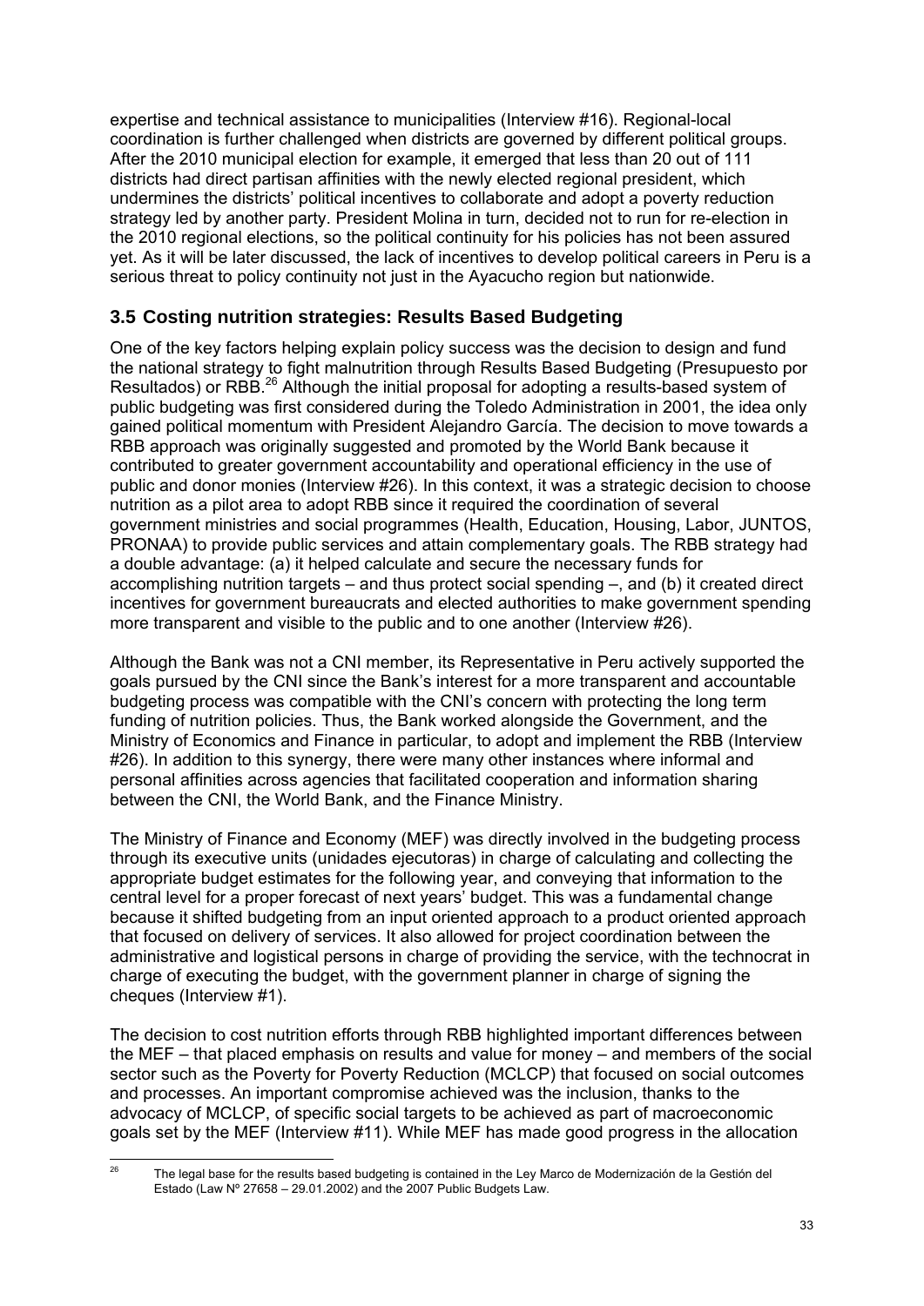expertise and technical assistance to municipalities (Interview #16). Regional-local coordination is further challenged when districts are governed by different political groups. After the 2010 municipal election for example, it emerged that less than 20 out of 111 districts had direct partisan affinities with the newly elected regional president, which undermines the districts' political incentives to collaborate and adopt a poverty reduction strategy led by another party. President Molina in turn, decided not to run for re-election in the 2010 regional elections, so the political continuity for his policies has not been assured yet. As it will be later discussed, the lack of incentives to develop political careers in Peru is a serious threat to policy continuity not just in the Ayacucho region but nationwide.

## 3.5 Costing nutrition strategies: Results Based Budgeting

One of the key factors helping explain policy success was the decision to design and fund the national strategy to fight malnutrition through Results Based Budgeting (Presupuesto por Resultados) or RBB.[26] Although the initial proposal for adopting a results-based system of public budgeting was first considered during the Toledo Administration in 2001, the idea only gained political momentum with President Alejandro García. The decision to move towards a RBB approach was originally suggested and promoted by the World Bank because it contributed to greater government accountability and operational efficiency in the use of public and donor monies (Interview #26). In this context, it was a strategic decision to choose nutrition as a pilot area to adopt RBB since it required the coordination of several government ministries and social programmes (Health, Education, Housing, Labor, JUNTOS, PRONAA) to provide public services and attain complementary goals. The RBB strategy had a double advantage: (a) it helped calculate and secure the necessary funds for accomplishing nutrition targets – and thus protect social spending –, and (b) it created direct incentives for government bureaucrats and elected authorities to make government spending more transparent and visible to the public and to one another (Interview #26).

Although the Bank was not a CNI member, its Representative in Peru actively supported the goals pursued by the CNI since the Bank's interest for a more transparent and accountable budgeting process was compatible with the CNI's concern with protecting the long term funding of nutrition policies. Thus, the Bank worked alongside the Government, and the Ministry of Economics and Finance in particular, to adopt and implement the RBB (Interview #26). In addition to this synergy, there were many other instances where informal and personal affinities across agencies that facilitated cooperation and information sharing between the CNI, the World Bank, and the Finance Ministry.

The Ministry of Finance and Economy (MEF) was directly involved in the budgeting process through its executive units (unidades ejecutoras) in charge of calculating and collecting the appropriate budget estimates for the following year, and conveying that information to the central level for a proper forecast of next years' budget. This was a fundamental change because it shifted budgeting from an input oriented approach to a product oriented approach that focused on delivery of services. It also allowed for project coordination between the administrative and logistical persons in charge of providing the service, with the technocrat in charge of executing the budget, with the government planner in charge of signing the cheques (Interview #1).

The decision to cost nutrition efforts through RBB highlighted important differences between the MEF – that placed emphasis on results and value for money – and members of the social sector such as the Poverty for Poverty Reduction (MCLCP) that focused on social outcomes and processes. An important compromise achieved was the inclusion, thanks to the advocacy of MCLCP, of specific social targets to be achieved as part of macroeconomic goals set by the MEF (Interview #11). While MEF has made good progress in the allocation

[26] The legal base for the results based budgeting is contained in the Ley Marco de Modernización de la Gestión del Estado (Law Nº 27658 – 29.01.2002) and the 2007 Public Budgets Law.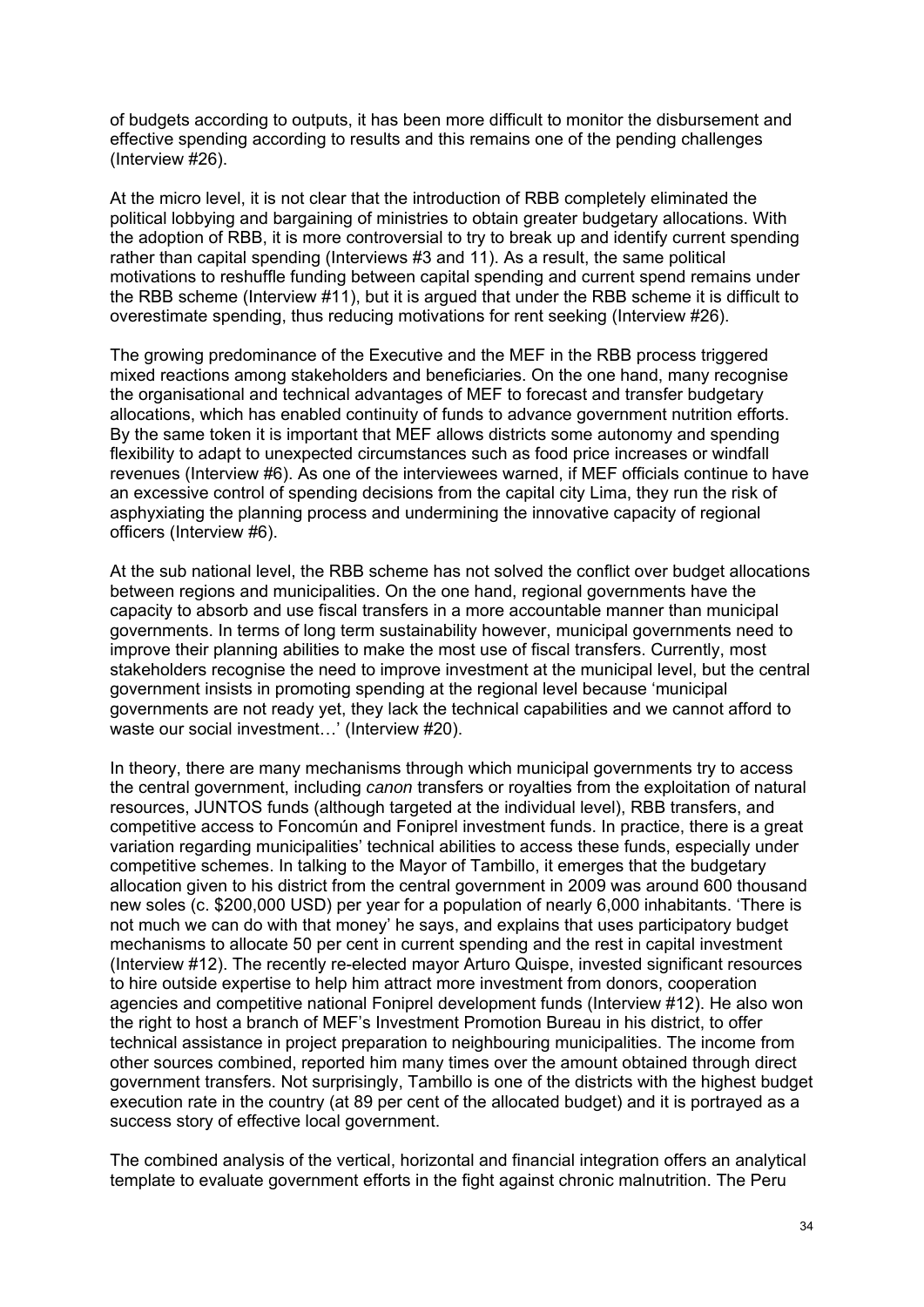of budgets according to outputs, it has been more difficult to monitor the disbursement and effective spending according to results and this remains one of the pending challenges (Interview #26).

At the micro level, it is not clear that the introduction of RBB completely eliminated the political lobbying and bargaining of ministries to obtain greater budgetary allocations. With the adoption of RBB, it is more controversial to try to break up and identify current spending rather than capital spending (Interviews #3 and 11). As a result, the same political motivations to reshuffle funding between capital spending and current spend remains under the RBB scheme (Interview #11), but it is argued that under the RBB scheme it is difficult to overestimate spending, thus reducing motivations for rent seeking (Interview #26).

The growing predominance of the Executive and the MEF in the RBB process triggered mixed reactions among stakeholders and beneficiaries. On the one hand, many recognise the organisational and technical advantages of MEF to forecast and transfer budgetary allocations, which has enabled continuity of funds to advance government nutrition efforts. By the same token it is important that MEF allows districts some autonomy and spending flexibility to adapt to unexpected circumstances such as food price increases or windfall revenues (Interview #6). As one of the interviewees warned, if MEF officials continue to have an excessive control of spending decisions from the capital city Lima, they run the risk of asphyxiating the planning process and undermining the innovative capacity of regional officers (Interview #6).

At the sub national level, the RBB scheme has not solved the conflict over budget allocations between regions and municipalities. On the one hand, regional governments have the capacity to absorb and use fiscal transfers in a more accountable manner than municipal governments. In terms of long term sustainability however, municipal governments need to improve their planning abilities to make the most use of fiscal transfers. Currently, most stakeholders recognise the need to improve investment at the municipal level, but the central government insists in promoting spending at the regional level because 'municipal governments are not ready yet, they lack the technical capabilities and we cannot afford to waste our social investment…' (Interview #20).

In theory, there are many mechanisms through which municipal governments try to access the central government, including *canon* transfers or royalties from the exploitation of natural resources, JUNTOS funds (although targeted at the individual level), RBB transfers, and competitive access to Foncomún and Foniprel investment funds. In practice, there is a great variation regarding municipalities' technical abilities to access these funds, especially under competitive schemes. In talking to the Mayor of Tambillo, it emerges that the budgetary allocation given to his district from the central government in 2009 was around 600 thousand new soles (c. \$200,000 USD) per year for a population of nearly 6,000 inhabitants. 'There is not much we can do with that money' he says, and explains that uses participatory budget mechanisms to allocate 50 per cent in current spending and the rest in capital investment (Interview #12). The recently re-elected mayor Arturo Quispe, invested significant resources to hire outside expertise to help him attract more investment from donors, cooperation agencies and competitive national Foniprel development funds (Interview #12). He also won the right to host a branch of MEF's Investment Promotion Bureau in his district, to offer technical assistance in project preparation to neighbouring municipalities. The income from other sources combined, reported him many times over the amount obtained through direct government transfers. Not surprisingly, Tambillo is one of the districts with the highest budget execution rate in the country (at 89 per cent of the allocated budget) and it is portrayed as a success story of effective local government.

The combined analysis of the vertical, horizontal and financial integration offers an analytical template to evaluate government efforts in the fight against chronic malnutrition. The Peru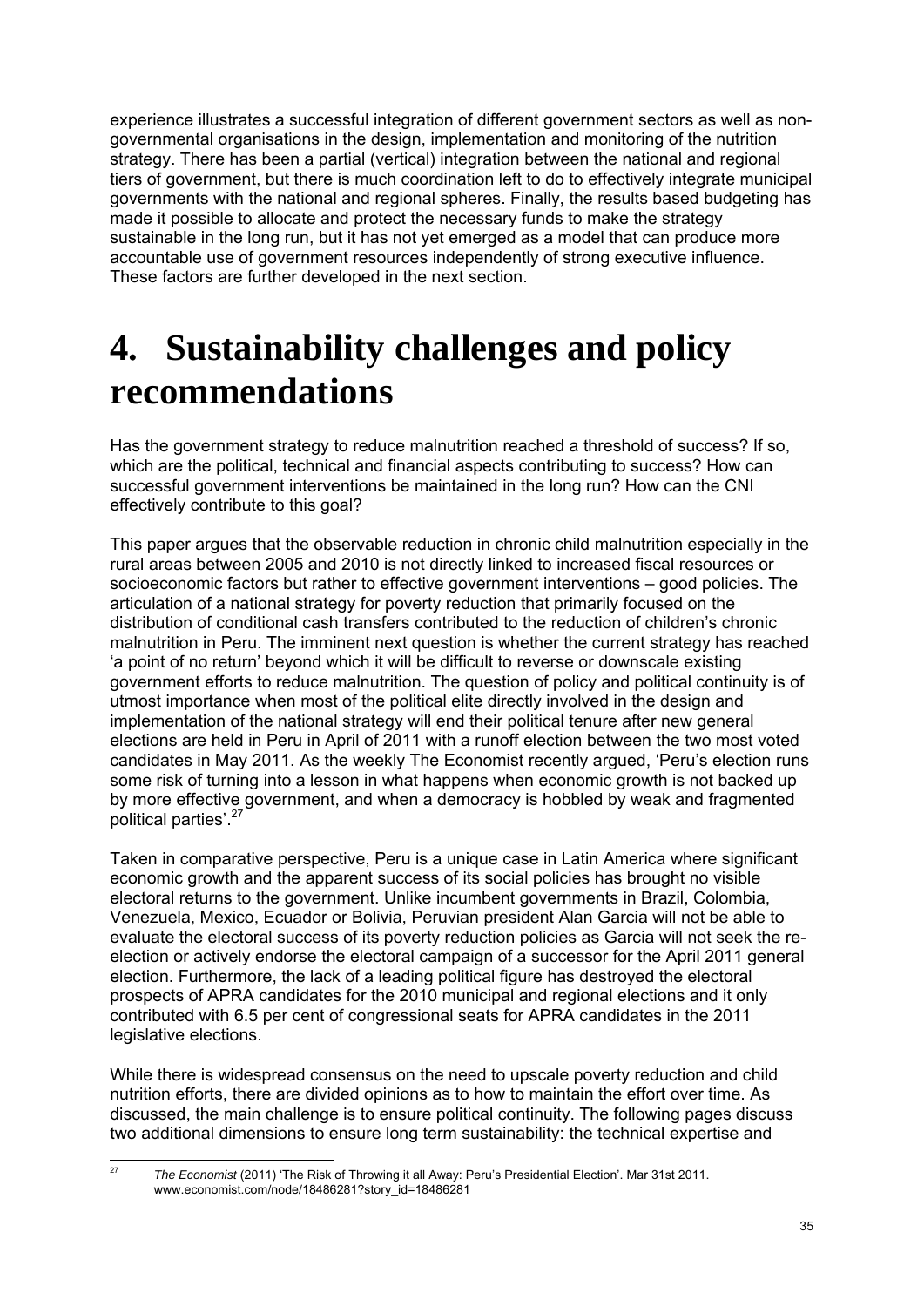experience illustrates a successful integration of different government sectors as well as non-governmental organisations in the design, implementation and monitoring of the nutrition strategy. There has been a partial (vertical) integration between the national and regional tiers of government, but there is much coordination left to do to effectively integrate municipal governments with the national and regional spheres. Finally, the results based budgeting has made it possible to allocate and protect the necessary funds to make the strategy sustainable in the long run, but it has not yet emerged as a model that can produce more accountable use of government resources independently of strong executive influence. These factors are further developed in the next section.

# 4. Sustainability challenges and policy recommendations

Has the government strategy to reduce malnutrition reached a threshold of success? If so, which are the political, technical and financial aspects contributing to success? How can successful government interventions be maintained in the long run? How can the CNI effectively contribute to this goal?

This paper argues that the observable reduction in chronic child malnutrition especially in the rural areas between 2005 and 2010 is not directly linked to increased fiscal resources or socioeconomic factors but rather to effective government interventions – good policies. The articulation of a national strategy for poverty reduction that primarily focused on the distribution of conditional cash transfers contributed to the reduction of children's chronic malnutrition in Peru. The imminent next question is whether the current strategy has reached 'a point of no return' beyond which it will be difficult to reverse or downscale existing government efforts to reduce malnutrition. The question of policy and political continuity is of utmost importance when most of the political elite directly involved in the design and implementation of the national strategy will end their political tenure after new general elections are held in Peru in April of 2011 with a runoff election between the two most voted candidates in May 2011. As the weekly The Economist recently argued, 'Peru's election runs some risk of turning into a lesson in what happens when economic growth is not backed up by more effective government, and when a democracy is hobbled by weak and fragmented political parties'.[27]

Taken in comparative perspective, Peru is a unique case in Latin America where significant economic growth and the apparent success of its social policies has brought no visible electoral returns to the government. Unlike incumbent governments in Brazil, Colombia, Venezuela, Mexico, Ecuador or Bolivia, Peruvian president Alan Garcia will not be able to evaluate the electoral success of its poverty reduction policies as Garcia will not seek the re-election or actively endorse the electoral campaign of a successor for the April 2011 general election. Furthermore, the lack of a leading political figure has destroyed the electoral prospects of APRA candidates for the 2010 municipal and regional elections and it only contributed with 6.5 per cent of congressional seats for APRA candidates in the 2011 legislative elections.

While there is widespread consensus on the need to upscale poverty reduction and child nutrition efforts, there are divided opinions as to how to maintain the effort over time. As discussed, the main challenge is to ensure political continuity. The following pages discuss two additional dimensions to ensure long term sustainability: the technical expertise and

[27] *The Economist* (2011) 'The Risk of Throwing it all Away: Peru's Presidential Election'. Mar 31st 2011. www.economist.com/node/18486281?story_id=18486281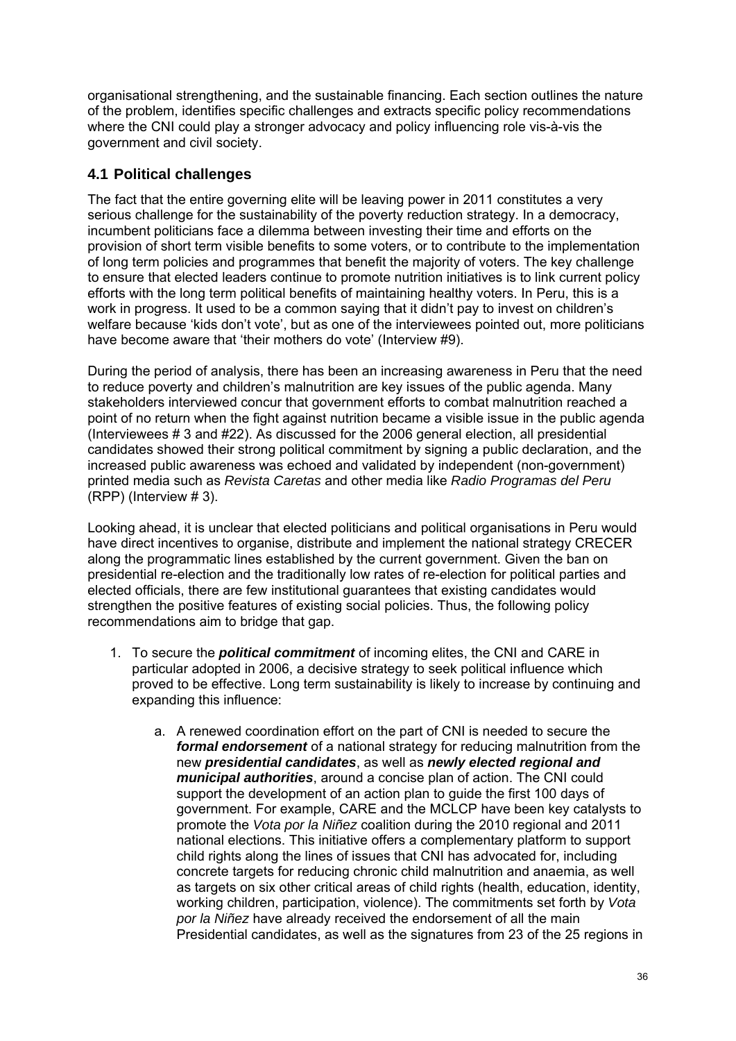organisational strengthening, and the sustainable financing. Each section outlines the nature of the problem, identifies specific challenges and extracts specific policy recommendations where the CNI could play a stronger advocacy and policy influencing role vis-à-vis the government and civil society.

## 4.1 Political challenges

The fact that the entire governing elite will be leaving power in 2011 constitutes a very serious challenge for the sustainability of the poverty reduction strategy. In a democracy, incumbent politicians face a dilemma between investing their time and efforts on the provision of short term visible benefits to some voters, or to contribute to the implementation of long term policies and programmes that benefit the majority of voters. The key challenge to ensure that elected leaders continue to promote nutrition initiatives is to link current policy efforts with the long term political benefits of maintaining healthy voters. In Peru, this is a work in progress. It used to be a common saying that it didn't pay to invest on children's welfare because 'kids don't vote', but as one of the interviewees pointed out, more politicians have become aware that 'their mothers do vote' (Interview #9).

During the period of analysis, there has been an increasing awareness in Peru that the need to reduce poverty and children's malnutrition are key issues of the public agenda. Many stakeholders interviewed concur that government efforts to combat malnutrition reached a point of no return when the fight against nutrition became a visible issue in the public agenda (Interviewees # 3 and #22). As discussed for the 2006 general election, all presidential candidates showed their strong political commitment by signing a public declaration, and the increased public awareness was echoed and validated by independent (non-government) printed media such as *Revista Caretas* and other media like *Radio Programas del Peru* (RPP) (Interview # 3).

Looking ahead, it is unclear that elected politicians and political organisations in Peru would have direct incentives to organise, distribute and implement the national strategy CRECER along the programmatic lines established by the current government. Given the ban on presidential re-election and the traditionally low rates of re-election for political parties and elected officials, there are few institutional guarantees that existing candidates would strengthen the positive features of existing social policies. Thus, the following policy recommendations aim to bridge that gap.

1. To secure the ***political commitment*** of incoming elites, the CNI and CARE in particular adopted in 2006, a decisive strategy to seek political influence which proved to be effective. Long term sustainability is likely to increase by continuing and expanding this influence:

    a. A renewed coordination effort on the part of CNI is needed to secure the ***formal endorsement*** of a national strategy for reducing malnutrition from the new ***presidential candidates***, as well as ***newly elected regional and municipal authorities***, around a concise plan of action. The CNI could support the development of an action plan to guide the first 100 days of government. For example, CARE and the MCLCP have been key catalysts to promote the *Vota por la Niñez* coalition during the 2010 regional and 2011 national elections. This initiative offers a complementary platform to support child rights along the lines of issues that CNI has advocated for, including concrete targets for reducing chronic child malnutrition and anaemia, as well as targets on six other critical areas of child rights (health, education, identity, working children, participation, violence). The commitments set forth by *Vota por la Niñez* have already received the endorsement of all the main Presidential candidates, as well as the signatures from 23 of the 25 regions in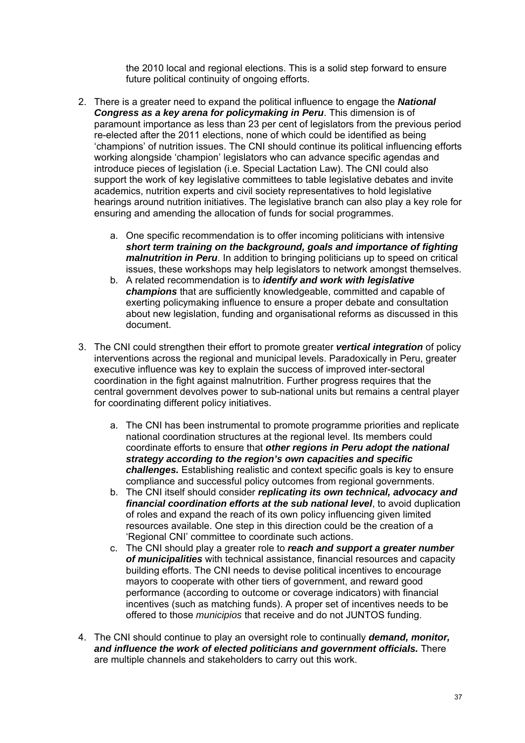the 2010 local and regional elections. This is a solid step forward to ensure future political continuity of ongoing efforts.

2. There is a greater need to expand the political influence to engage the ***National Congress as a key arena for policymaking in Peru***. This dimension is of paramount importance as less than 23 per cent of legislators from the previous period re-elected after the 2011 elections, none of which could be identified as being 'champions' of nutrition issues. The CNI should continue its political influencing efforts working alongside 'champion' legislators who can advance specific agendas and introduce pieces of legislation (i.e. Special Lactation Law). The CNI could also support the work of key legislative committees to table legislative debates and invite academics, nutrition experts and civil society representatives to hold legislative hearings around nutrition initiatives. The legislative branch can also play a key role for ensuring and amending the allocation of funds for social programmes.

    a. One specific recommendation is to offer incoming politicians with intensive ***short term training on the background, goals and importance of fighting malnutrition in Peru***. In addition to bringing politicians up to speed on critical issues, these workshops may help legislators to network amongst themselves.
    b. A related recommendation is to ***identify and work with legislative champions*** that are sufficiently knowledgeable, committed and capable of exerting policymaking influence to ensure a proper debate and consultation about new legislation, funding and organisational reforms as discussed in this document.

3. The CNI could strengthen their effort to promote greater ***vertical integration*** of policy interventions across the regional and municipal levels. Paradoxically in Peru, greater executive influence was key to explain the success of improved inter-sectoral coordination in the fight against malnutrition. Further progress requires that the central government devolves power to sub-national units but remains a central player for coordinating different policy initiatives.

    a. The CNI has been instrumental to promote programme priorities and replicate national coordination structures at the regional level. Its members could coordinate efforts to ensure that ***other regions in Peru adopt the national strategy according to the region's own capacities and specific challenges.*** Establishing realistic and context specific goals is key to ensure compliance and successful policy outcomes from regional governments.
    b. The CNI itself should consider ***replicating its own technical, advocacy and financial coordination efforts at the sub national level***, to avoid duplication of roles and expand the reach of its own policy influencing given limited resources available. One step in this direction could be the creation of a 'Regional CNI' committee to coordinate such actions.
    c. The CNI should play a greater role to ***reach and support a greater number of municipalities*** with technical assistance, financial resources and capacity building efforts. The CNI needs to devise political incentives to encourage mayors to cooperate with other tiers of government, and reward good performance (according to outcome or coverage indicators) with financial incentives (such as matching funds). A proper set of incentives needs to be offered to those *municipios* that receive and do not JUNTOS funding.

4. The CNI should continue to play an oversight role to continually ***demand, monitor, and influence the work of elected politicians and government officials.*** There are multiple channels and stakeholders to carry out this work.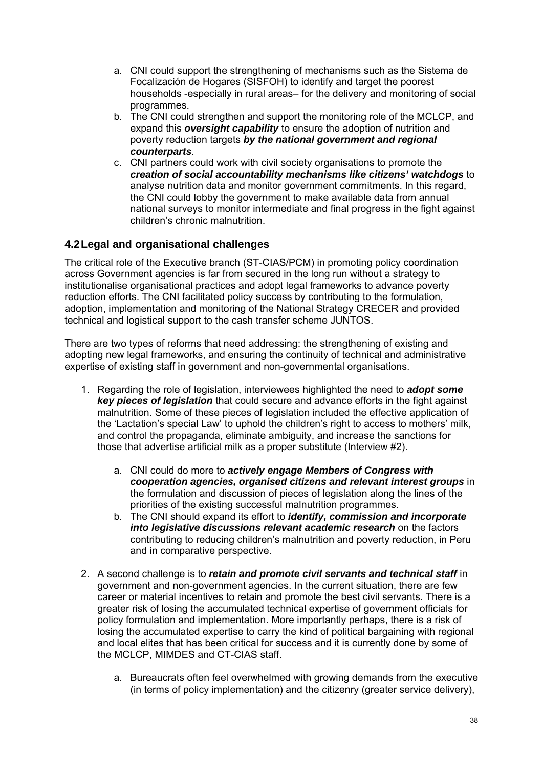a. CNI could support the strengthening of mechanisms such as the Sistema de Focalización de Hogares (SISFOH) to identify and target the poorest households -especially in rural areas– for the delivery and monitoring of social programmes.
b. The CNI could strengthen and support the monitoring role of the MCLCP, and expand this ***oversight capability*** to ensure the adoption of nutrition and poverty reduction targets ***by the national government and regional counterparts***.
c. CNI partners could work with civil society organisations to promote the ***creation of social accountability mechanisms like citizens' watchdogs*** to analyse nutrition data and monitor government commitments. In this regard, the CNI could lobby the government to make available data from annual national surveys to monitor intermediate and final progress in the fight against children's chronic malnutrition.

## 4.2 Legal and organisational challenges

The critical role of the Executive branch (ST-CIAS/PCM) in promoting policy coordination across Government agencies is far from secured in the long run without a strategy to institutionalise organisational practices and adopt legal frameworks to advance poverty reduction efforts. The CNI facilitated policy success by contributing to the formulation, adoption, implementation and monitoring of the National Strategy CRECER and provided technical and logistical support to the cash transfer scheme JUNTOS.

There are two types of reforms that need addressing: the strengthening of existing and adopting new legal frameworks, and ensuring the continuity of technical and administrative expertise of existing staff in government and non-governmental organisations.

1. Regarding the role of legislation, interviewees highlighted the need to ***adopt some key pieces of legislation*** that could secure and advance efforts in the fight against malnutrition. Some of these pieces of legislation included the effective application of the 'Lactation's special Law' to uphold the children's right to access to mothers' milk, and control the propaganda, eliminate ambiguity, and increase the sanctions for those that advertise artificial milk as a proper substitute (Interview #2).

   a. CNI could do more to ***actively engage Members of Congress with cooperation agencies, organised citizens and relevant interest groups*** in the formulation and discussion of pieces of legislation along the lines of the priorities of the existing successful malnutrition programmes.
   b. The CNI should expand its effort to ***identify, commission and incorporate into legislative discussions relevant academic research*** on the factors contributing to reducing children's malnutrition and poverty reduction, in Peru and in comparative perspective.

2. A second challenge is to ***retain and promote civil servants and technical staff*** in government and non-government agencies. In the current situation, there are few career or material incentives to retain and promote the best civil servants. There is a greater risk of losing the accumulated technical expertise of government officials for policy formulation and implementation. More importantly perhaps, there is a risk of losing the accumulated expertise to carry the kind of political bargaining with regional and local elites that has been critical for success and it is currently done by some of the MCLCP, MIMDES and CT-CIAS staff.

   a. Bureaucrats often feel overwhelmed with growing demands from the executive (in terms of policy implementation) and the citizenry (greater service delivery),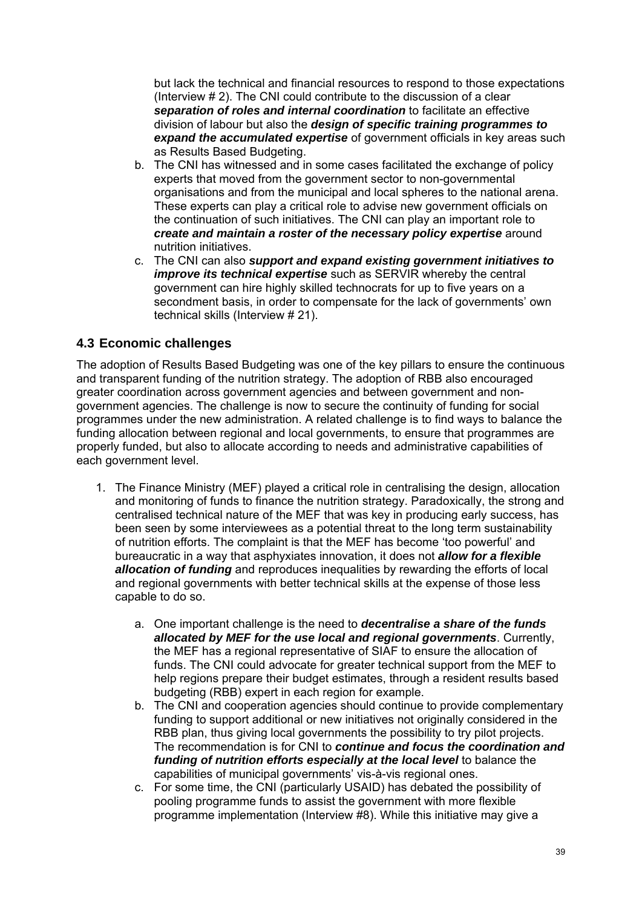but lack the technical and financial resources to respond to those expectations (Interview # 2). The CNI could contribute to the discussion of a clear ***separation of roles and internal coordination*** to facilitate an effective division of labour but also the ***design of specific training programmes to expand the accumulated expertise*** of government officials in key areas such as Results Based Budgeting.

b. The CNI has witnessed and in some cases facilitated the exchange of policy experts that moved from the government sector to non-governmental organisations and from the municipal and local spheres to the national arena. These experts can play a critical role to advise new government officials on the continuation of such initiatives. The CNI can play an important role to ***create and maintain a roster of the necessary policy expertise*** around nutrition initiatives.

c. The CNI can also ***support and expand existing government initiatives to improve its technical expertise*** such as SERVIR whereby the central government can hire highly skilled technocrats for up to five years on a secondment basis, in order to compensate for the lack of governments' own technical skills (Interview # 21).

### 4.3 Economic challenges

The adoption of Results Based Budgeting was one of the key pillars to ensure the continuous and transparent funding of the nutrition strategy. The adoption of RBB also encouraged greater coordination across government agencies and between government and non-government agencies. The challenge is now to secure the continuity of funding for social programmes under the new administration. A related challenge is to find ways to balance the funding allocation between regional and local governments, to ensure that programmes are properly funded, but also to allocate according to needs and administrative capabilities of each government level.

1. The Finance Ministry (MEF) played a critical role in centralising the design, allocation and monitoring of funds to finance the nutrition strategy. Paradoxically, the strong and centralised technical nature of the MEF that was key in producing early success, has been seen by some interviewees as a potential threat to the long term sustainability of nutrition efforts. The complaint is that the MEF has become 'too powerful' and bureaucratic in a way that asphyxiates innovation, it does not ***allow for a flexible allocation of funding*** and reproduces inequalities by rewarding the efforts of local and regional governments with better technical skills at the expense of those less capable to do so.

   a. One important challenge is the need to ***decentralise a share of the funds allocated by MEF for the use local and regional governments***. Currently, the MEF has a regional representative of SIAF to ensure the allocation of funds. The CNI could advocate for greater technical support from the MEF to help regions prepare their budget estimates, through a resident results based budgeting (RBB) expert in each region for example.

   b. The CNI and cooperation agencies should continue to provide complementary funding to support additional or new initiatives not originally considered in the RBB plan, thus giving local governments the possibility to try pilot projects. The recommendation is for CNI to ***continue and focus the coordination and funding of nutrition efforts especially at the local level*** to balance the capabilities of municipal governments' vis-à-vis regional ones.

   c. For some time, the CNI (particularly USAID) has debated the possibility of pooling programme funds to assist the government with more flexible programme implementation (Interview #8). While this initiative may give a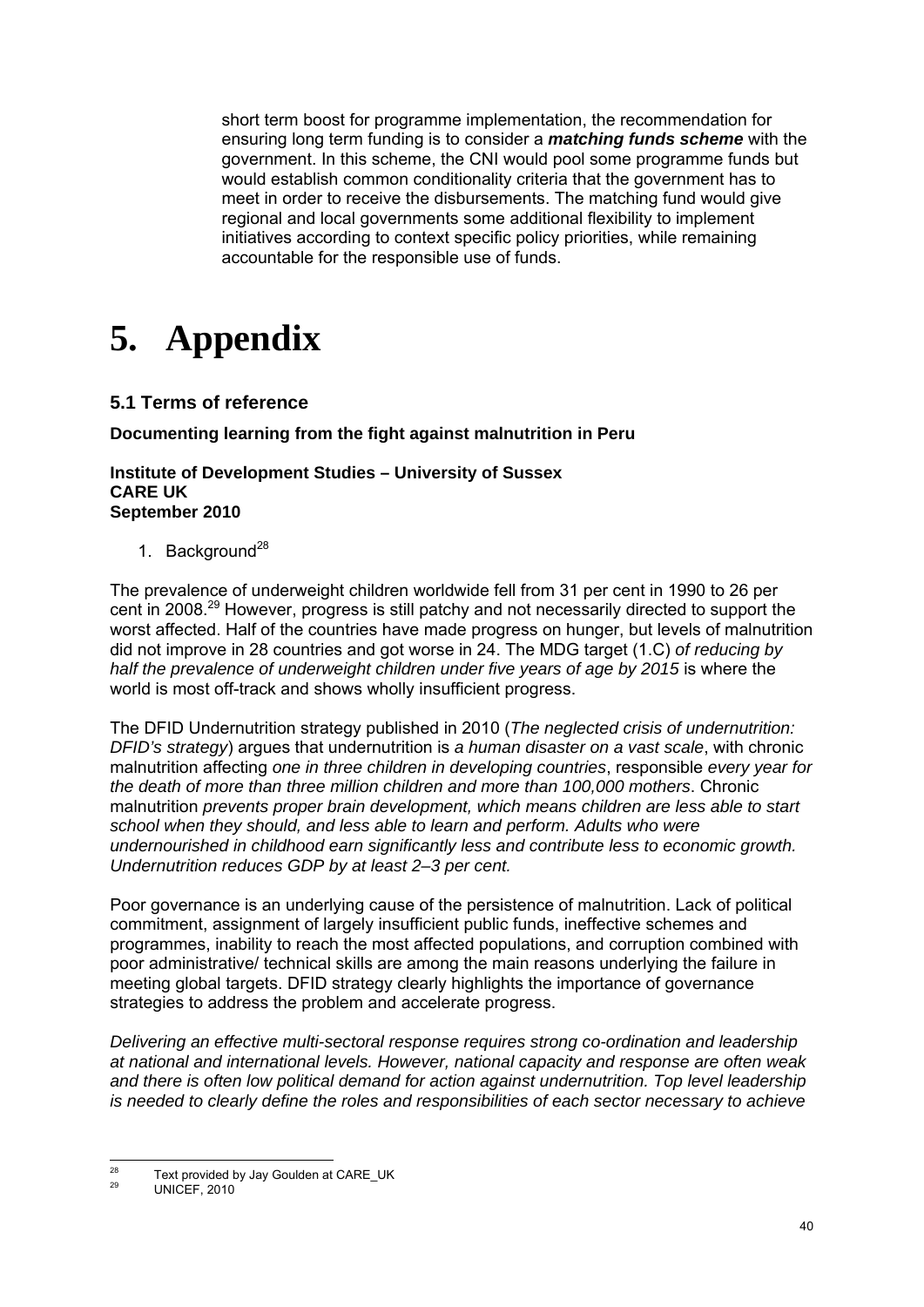short term boost for programme implementation, the recommendation for ensuring long term funding is to consider a ***matching funds scheme*** with the government. In this scheme, the CNI would pool some programme funds but would establish common conditionality criteria that the government has to meet in order to receive the disbursements. The matching fund would give regional and local governments some additional flexibility to implement initiatives according to context specific policy priorities, while remaining accountable for the responsible use of funds.

# 5. Appendix

## 5.1 Terms of reference

**Documenting learning from the fight against malnutrition in Peru**

**Institute of Development Studies – University of Sussex**
**CARE UK**
**September 2010**

1. Background[28]

The prevalence of underweight children worldwide fell from 31 per cent in 1990 to 26 per cent in 2008.[29] However, progress is still patchy and not necessarily directed to support the worst affected. Half of the countries have made progress on hunger, but levels of malnutrition did not improve in 28 countries and got worse in 24. The MDG target (1.C) *of reducing by half the prevalence of underweight children under five years of age by 2015* is where the world is most off-track and shows wholly insufficient progress.

The DFID Undernutrition strategy published in 2010 (*The neglected crisis of undernutrition: DFID's strategy*) argues that undernutrition is *a human disaster on a vast scale*, with chronic malnutrition affecting *one in three children in developing countries*, responsible *every year for the death of more than three million children and more than 100,000 mothers*. Chronic malnutrition *prevents proper brain development, which means children are less able to start school when they should, and less able to learn and perform. Adults who were undernourished in childhood earn significantly less and contribute less to economic growth. Undernutrition reduces GDP by at least 2–3 per cent.*

Poor governance is an underlying cause of the persistence of malnutrition. Lack of political commitment, assignment of largely insufficient public funds, ineffective schemes and programmes, inability to reach the most affected populations, and corruption combined with poor administrative/ technical skills are among the main reasons underlying the failure in meeting global targets. DFID strategy clearly highlights the importance of governance strategies to address the problem and accelerate progress.

*Delivering an effective multi-sectoral response requires strong co-ordination and leadership at national and international levels. However, national capacity and response are often weak and there is often low political demand for action against undernutrition. Top level leadership is needed to clearly define the roles and responsibilities of each sector necessary to achieve*

---

[28] Text provided by Jay Goulden at CARE_UK

[29] UNICEF, 2010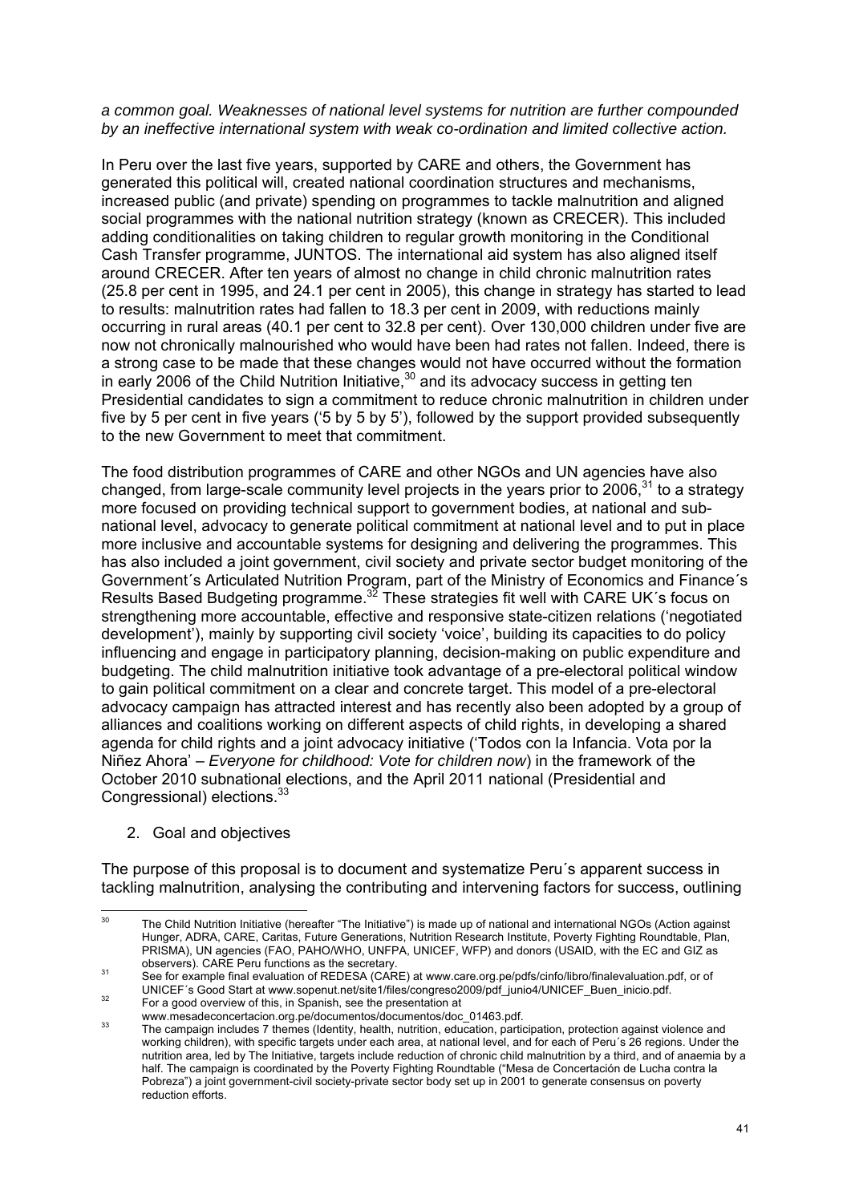*a common goal. Weaknesses of national level systems for nutrition are further compounded by an ineffective international system with weak co-ordination and limited collective action.*

In Peru over the last five years, supported by CARE and others, the Government has generated this political will, created national coordination structures and mechanisms, increased public (and private) spending on programmes to tackle malnutrition and aligned social programmes with the national nutrition strategy (known as CRECER). This included adding conditionalities on taking children to regular growth monitoring in the Conditional Cash Transfer programme, JUNTOS. The international aid system has also aligned itself around CRECER. After ten years of almost no change in child chronic malnutrition rates (25.8 per cent in 1995, and 24.1 per cent in 2005), this change in strategy has started to lead to results: malnutrition rates had fallen to 18.3 per cent in 2009, with reductions mainly occurring in rural areas (40.1 per cent to 32.8 per cent). Over 130,000 children under five are now not chronically malnourished who would have been had rates not fallen. Indeed, there is a strong case to be made that these changes would not have occurred without the formation in early 2006 of the Child Nutrition Initiative,[30] and its advocacy success in getting ten Presidential candidates to sign a commitment to reduce chronic malnutrition in children under five by 5 per cent in five years ('5 by 5 by 5'), followed by the support provided subsequently to the new Government to meet that commitment.

The food distribution programmes of CARE and other NGOs and UN agencies have also changed, from large-scale community level projects in the years prior to 2006,[31] to a strategy more focused on providing technical support to government bodies, at national and sub-national level, advocacy to generate political commitment at national level and to put in place more inclusive and accountable systems for designing and delivering the programmes. This has also included a joint government, civil society and private sector budget monitoring of the Government´s Articulated Nutrition Program, part of the Ministry of Economics and Finance´s Results Based Budgeting programme.[32] These strategies fit well with CARE UK´s focus on strengthening more accountable, effective and responsive state-citizen relations ('negotiated development'), mainly by supporting civil society 'voice', building its capacities to do policy influencing and engage in participatory planning, decision-making on public expenditure and budgeting. The child malnutrition initiative took advantage of a pre-electoral political window to gain political commitment on a clear and concrete target. This model of a pre-electoral advocacy campaign has attracted interest and has recently also been adopted by a group of alliances and coalitions working on different aspects of child rights, in developing a shared agenda for child rights and a joint advocacy initiative ('Todos con la Infancia. Vota por la Niñez Ahora' – *Everyone for childhood: Vote for children now*) in the framework of the October 2010 subnational elections, and the April 2011 national (Presidential and Congressional) elections.[33]

2. Goal and objectives

The purpose of this proposal is to document and systematize Peru´s apparent success in tackling malnutrition, analysing the contributing and intervening factors for success, outlining

---

[30] The Child Nutrition Initiative (hereafter "The Initiative") is made up of national and international NGOs (Action against Hunger, ADRA, CARE, Caritas, Future Generations, Nutrition Research Institute, Poverty Fighting Roundtable, Plan, PRISMA), UN agencies (FAO, PAHO/WHO, UNFPA, UNICEF, WFP) and donors (USAID, with the EC and GIZ as observers). CARE Peru functions as the secretary.

[31] See for example final evaluation of REDESA (CARE) at www.care.org.pe/pdfs/cinfo/libro/finalevaluation.pdf, or of UNICEF´s Good Start at www.sopenut.net/site1/files/congreso2009/pdf_junio4/UNICEF_Buen_inicio.pdf.

[32] For a good overview of this, in Spanish, see the presentation at www.mesadeconcertacion.org.pe/documentos/documentos/doc_01463.pdf.

[33] The campaign includes 7 themes (Identity, health, nutrition, education, participation, protection against violence and working children), with specific targets under each area, at national level, and for each of Peru´s 26 regions. Under the nutrition area, led by The Initiative, targets include reduction of chronic child malnutrition by a third, and of anaemia by a half. The campaign is coordinated by the Poverty Fighting Roundtable ("Mesa de Concertación de Lucha contra la Pobreza") a joint government-civil society-private sector body set up in 2001 to generate consensus on poverty reduction efforts.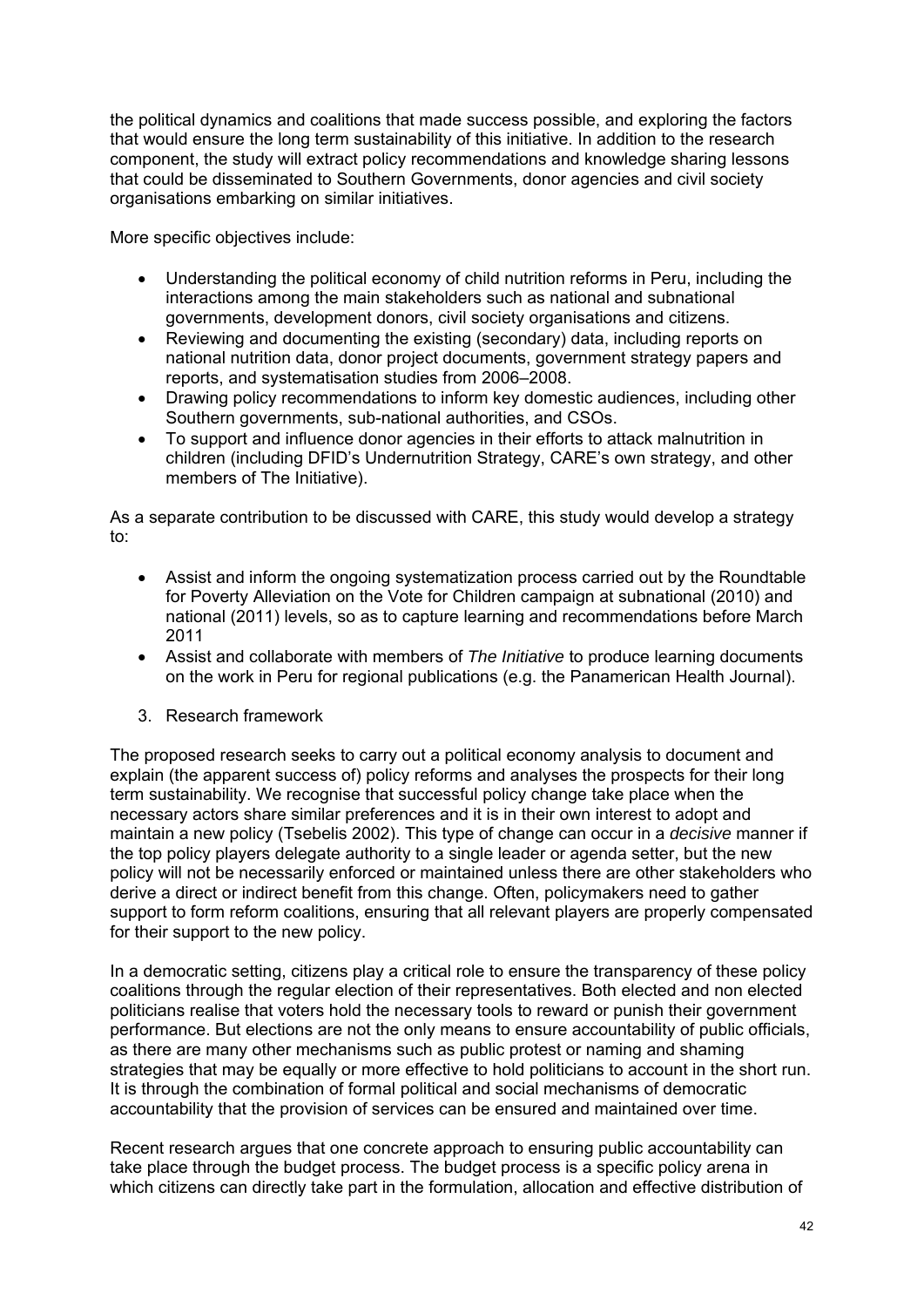the political dynamics and coalitions that made success possible, and exploring the factors that would ensure the long term sustainability of this initiative. In addition to the research component, the study will extract policy recommendations and knowledge sharing lessons that could be disseminated to Southern Governments, donor agencies and civil society organisations embarking on similar initiatives.

More specific objectives include:

- Understanding the political economy of child nutrition reforms in Peru, including the interactions among the main stakeholders such as national and subnational governments, development donors, civil society organisations and citizens.
- Reviewing and documenting the existing (secondary) data, including reports on national nutrition data, donor project documents, government strategy papers and reports, and systematisation studies from 2006–2008.
- Drawing policy recommendations to inform key domestic audiences, including other Southern governments, sub-national authorities, and CSOs.
- To support and influence donor agencies in their efforts to attack malnutrition in children (including DFID's Undernutrition Strategy, CARE's own strategy, and other members of The Initiative).

As a separate contribution to be discussed with CARE, this study would develop a strategy to:

- Assist and inform the ongoing systematization process carried out by the Roundtable for Poverty Alleviation on the Vote for Children campaign at subnational (2010) and national (2011) levels, so as to capture learning and recommendations before March 2011
- Assist and collaborate with members of *The Initiative* to produce learning documents on the work in Peru for regional publications (e.g. the Panamerican Health Journal).

3. Research framework

The proposed research seeks to carry out a political economy analysis to document and explain (the apparent success of) policy reforms and analyses the prospects for their long term sustainability. We recognise that successful policy change take place when the necessary actors share similar preferences and it is in their own interest to adopt and maintain a new policy (Tsebelis 2002). This type of change can occur in a *decisive* manner if the top policy players delegate authority to a single leader or agenda setter, but the new policy will not be necessarily enforced or maintained unless there are other stakeholders who derive a direct or indirect benefit from this change. Often, policymakers need to gather support to form reform coalitions, ensuring that all relevant players are properly compensated for their support to the new policy.

In a democratic setting, citizens play a critical role to ensure the transparency of these policy coalitions through the regular election of their representatives. Both elected and non elected politicians realise that voters hold the necessary tools to reward or punish their government performance. But elections are not the only means to ensure accountability of public officials, as there are many other mechanisms such as public protest or naming and shaming strategies that may be equally or more effective to hold politicians to account in the short run. It is through the combination of formal political and social mechanisms of democratic accountability that the provision of services can be ensured and maintained over time.

Recent research argues that one concrete approach to ensuring public accountability can take place through the budget process. The budget process is a specific policy arena in which citizens can directly take part in the formulation, allocation and effective distribution of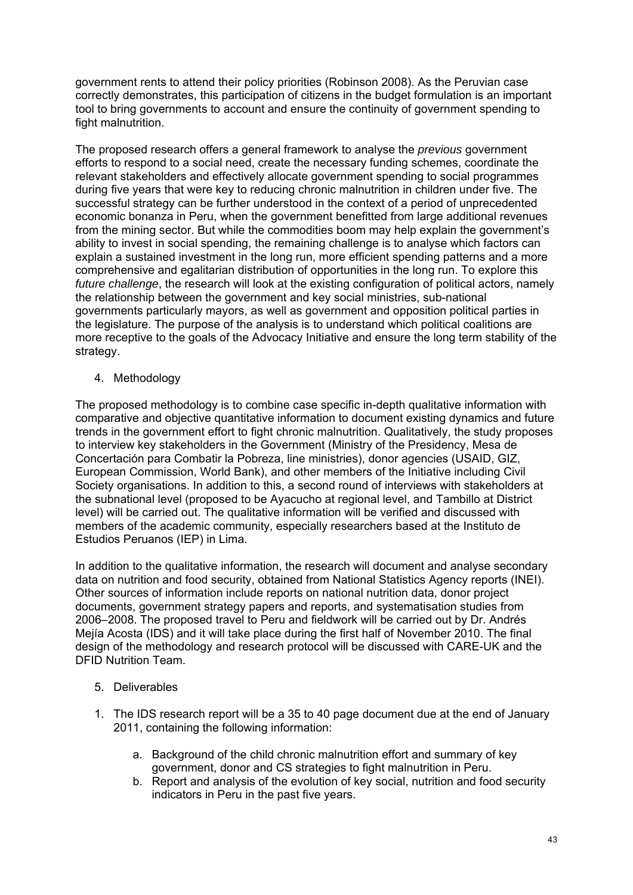government rents to attend their policy priorities (Robinson 2008). As the Peruvian case correctly demonstrates, this participation of citizens in the budget formulation is an important tool to bring governments to account and ensure the continuity of government spending to fight malnutrition.

The proposed research offers a general framework to analyse the *previous* government efforts to respond to a social need, create the necessary funding schemes, coordinate the relevant stakeholders and effectively allocate government spending to social programmes during five years that were key to reducing chronic malnutrition in children under five. The successful strategy can be further understood in the context of a period of unprecedented economic bonanza in Peru, when the government benefitted from large additional revenues from the mining sector. But while the commodities boom may help explain the government's ability to invest in social spending, the remaining challenge is to analyse which factors can explain a sustained investment in the long run, more efficient spending patterns and a more comprehensive and egalitarian distribution of opportunities in the long run. To explore this *future challenge*, the research will look at the existing configuration of political actors, namely the relationship between the government and key social ministries, sub-national governments particularly mayors, as well as government and opposition political parties in the legislature. The purpose of the analysis is to understand which political coalitions are more receptive to the goals of the Advocacy Initiative and ensure the long term stability of the strategy.

4. Methodology

The proposed methodology is to combine case specific in-depth qualitative information with comparative and objective quantitative information to document existing dynamics and future trends in the government effort to fight chronic malnutrition. Qualitatively, the study proposes to interview key stakeholders in the Government (Ministry of the Presidency, Mesa de Concertación para Combatir la Pobreza, line ministries), donor agencies (USAID, GIZ, European Commission, World Bank), and other members of the Initiative including Civil Society organisations. In addition to this, a second round of interviews with stakeholders at the subnational level (proposed to be Ayacucho at regional level, and Tambillo at District level) will be carried out. The qualitative information will be verified and discussed with members of the academic community, especially researchers based at the Instituto de Estudios Peruanos (IEP) in Lima.

In addition to the qualitative information, the research will document and analyse secondary data on nutrition and food security, obtained from National Statistics Agency reports (INEI). Other sources of information include reports on national nutrition data, donor project documents, government strategy papers and reports, and systematisation studies from 2006–2008. The proposed travel to Peru and fieldwork will be carried out by Dr. Andrés Mejía Acosta (IDS) and it will take place during the first half of November 2010. The final design of the methodology and research protocol will be discussed with CARE-UK and the DFID Nutrition Team.

5. Deliverables

1. The IDS research report will be a 35 to 40 page document due at the end of January 2011, containing the following information:
    a. Background of the child chronic malnutrition effort and summary of key government, donor and CS strategies to fight malnutrition in Peru.
    b. Report and analysis of the evolution of key social, nutrition and food security indicators in Peru in the past five years.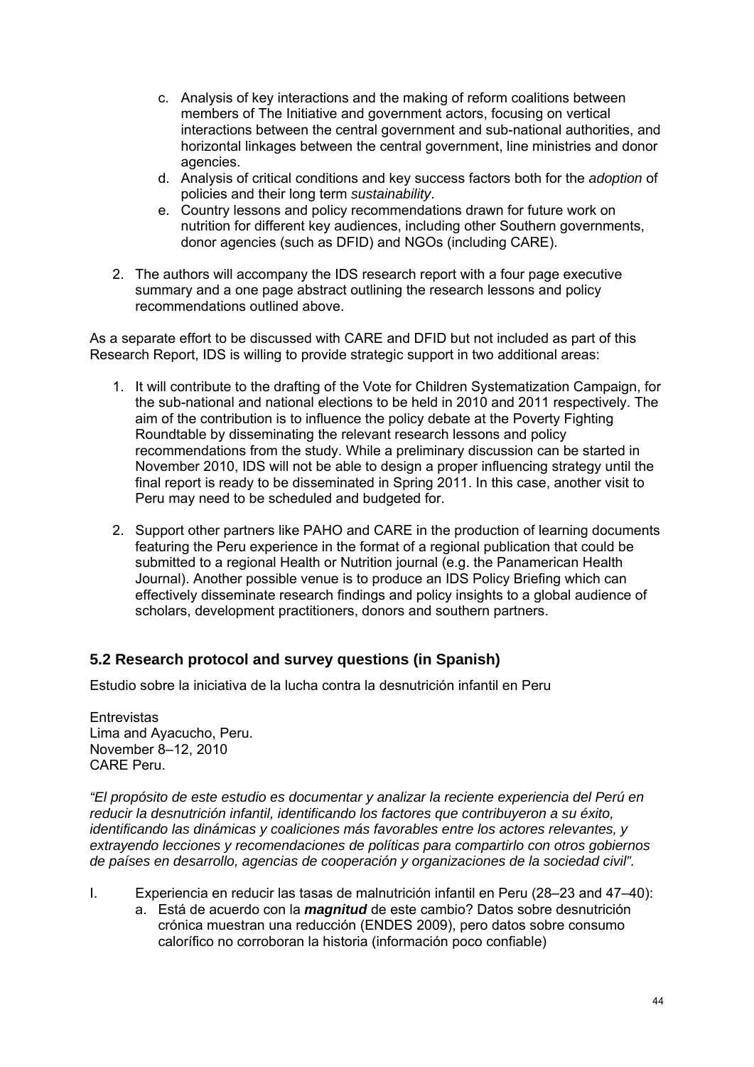c. Analysis of key interactions and the making of reform coalitions between members of The Initiative and government actors, focusing on vertical interactions between the central government and sub-national authorities, and horizontal linkages between the central government, line ministries and donor agencies.
d. Analysis of critical conditions and key success factors both for the *adoption* of policies and their long term *sustainability*.
e. Country lessons and policy recommendations drawn for future work on nutrition for different key audiences, including other Southern governments, donor agencies (such as DFID) and NGOs (including CARE).

2. The authors will accompany the IDS research report with a four page executive summary and a one page abstract outlining the research lessons and policy recommendations outlined above.

As a separate effort to be discussed with CARE and DFID but not included as part of this Research Report, IDS is willing to provide strategic support in two additional areas:

1. It will contribute to the drafting of the Vote for Children Systematization Campaign, for the sub-national and national elections to be held in 2010 and 2011 respectively. The aim of the contribution is to influence the policy debate at the Poverty Fighting Roundtable by disseminating the relevant research lessons and policy recommendations from the study. While a preliminary discussion can be started in November 2010, IDS will not be able to design a proper influencing strategy until the final report is ready to be disseminated in Spring 2011. In this case, another visit to Peru may need to be scheduled and budgeted for.

2. Support other partners like PAHO and CARE in the production of learning documents featuring the Peru experience in the format of a regional publication that could be submitted to a regional Health or Nutrition journal (e.g. the Panamerican Health Journal). Another possible venue is to produce an IDS Policy Briefing which can effectively disseminate research findings and policy insights to a global audience of scholars, development practitioners, donors and southern partners.

## 5.2 Research protocol and survey questions (in Spanish)

Estudio sobre la iniciativa de la lucha contra la desnutrición infantil en Peru

Entrevistas
Lima and Ayacucho, Peru.
November 8–12, 2010
CARE Peru.

*"El propósito de este estudio es documentar y analizar la reciente experiencia del Perú en reducir la desnutrición infantil, identificando los factores que contribuyeron a su éxito, identificando las dinámicas y coaliciones más favorables entre los actores relevantes, y extrayendo lecciones y recomendaciones de políticas para compartirlo con otros gobiernos de países en desarrollo, agencias de cooperación y organizaciones de la sociedad civil".*

I. Experiencia en reducir las tasas de malnutrición infantil en Peru (28–23 and 47–40):
   a. Está de acuerdo con la ***magnitud*** de este cambio? Datos sobre desnutrición crónica muestran una reducción (ENDES 2009), pero datos sobre consumo calorífico no corroboran la historia (información poco confiable)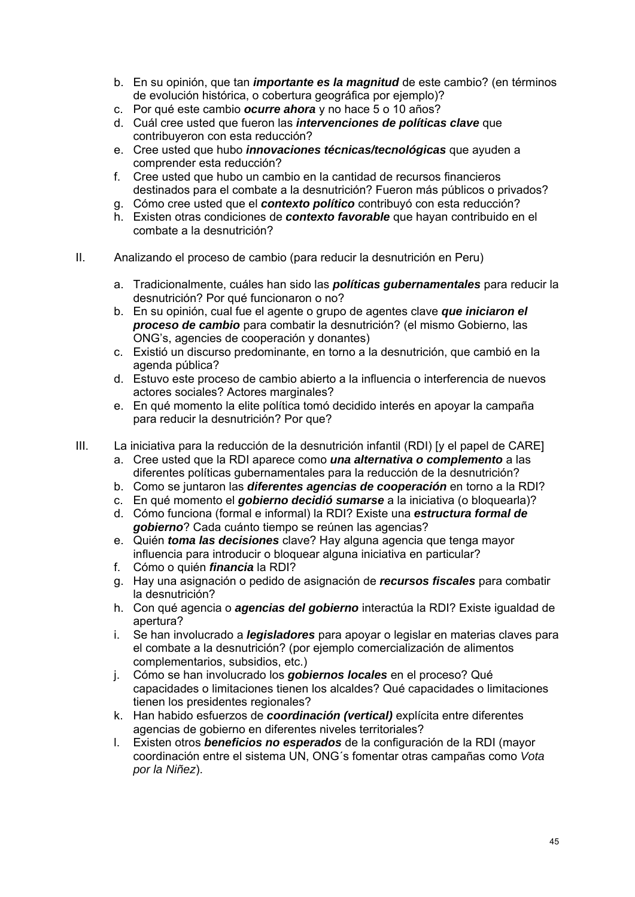b. En su opinión, que tan ***importante es la magnitud*** de este cambio? (en términos de evolución histórica, o cobertura geográfica por ejemplo)?
c. Por qué este cambio ***ocurre ahora*** y no hace 5 o 10 años?
d. Cuál cree usted que fueron las ***intervenciones de políticas clave*** que contribuyeron con esta reducción?
e. Cree usted que hubo ***innovaciones técnicas/tecnológicas*** que ayuden a comprender esta reducción?
f. Cree usted que hubo un cambio en la cantidad de recursos financieros destinados para el combate a la desnutrición? Fueron más públicos o privados?
g. Cómo cree usted que el ***contexto político*** contribuyó con esta reducción?
h. Existen otras condiciones de ***contexto favorable*** que hayan contribuido en el combate a la desnutrición?

II. Analizando el proceso de cambio (para reducir la desnutrición en Peru)

a. Tradicionalmente, cuáles han sido las ***políticas gubernamentales*** para reducir la desnutrición? Por qué funcionaron o no?
b. En su opinión, cual fue el agente o grupo de agentes clave ***que iniciaron el proceso de cambio*** para combatir la desnutrición? (el mismo Gobierno, las ONG's, agencies de cooperación y donantes)
c. Existió un discurso predominante, en torno a la desnutrición, que cambió en la agenda pública?
d. Estuvo este proceso de cambio abierto a la influencia o interferencia de nuevos actores sociales? Actores marginales?
e. En qué momento la elite política tomó decidido interés en apoyar la campaña para reducir la desnutrición? Por que?

III. La iniciativa para la reducción de la desnutrición infantil (RDI) [y el papel de CARE]

a. Cree usted que la RDI aparece como ***una alternativa o complemento*** a las diferentes políticas gubernamentales para la reducción de la desnutrición?
b. Como se juntaron las ***diferentes agencias de cooperación*** en torno a la RDI?
c. En qué momento el ***gobierno decidió sumarse*** a la iniciativa (o bloquearla)?
d. Cómo funciona (formal e informal) la RDI? Existe una ***estructura formal de gobierno***? Cada cuánto tiempo se reúnen las agencias?
e. Quién ***toma las decisiones*** clave? Hay alguna agencia que tenga mayor influencia para introducir o bloquear alguna iniciativa en particular?
f. Cómo o quién ***financia*** la RDI?
g. Hay una asignación o pedido de asignación de ***recursos fiscales*** para combatir la desnutrición?
h. Con qué agencia o ***agencias del gobierno*** interactúa la RDI? Existe igualdad de apertura?
i. Se han involucrado a ***legisladores*** para apoyar o legislar en materias claves para el combate a la desnutrición? (por ejemplo comercialización de alimentos complementarios, subsidios, etc.)
j. Cómo se han involucrado los ***gobiernos locales*** en el proceso? Qué capacidades o limitaciones tienen los alcaldes? Qué capacidades o limitaciones tienen los presidentes regionales?
k. Han habido esfuerzos de ***coordinación (vertical)*** explícita entre diferentes agencias de gobierno en diferentes niveles territoriales?
l. Existen otros ***beneficios no esperados*** de la configuración de la RDI (mayor coordinación entre el sistema UN, ONG´s fomentar otras campañas como *Vota por la Niñez*).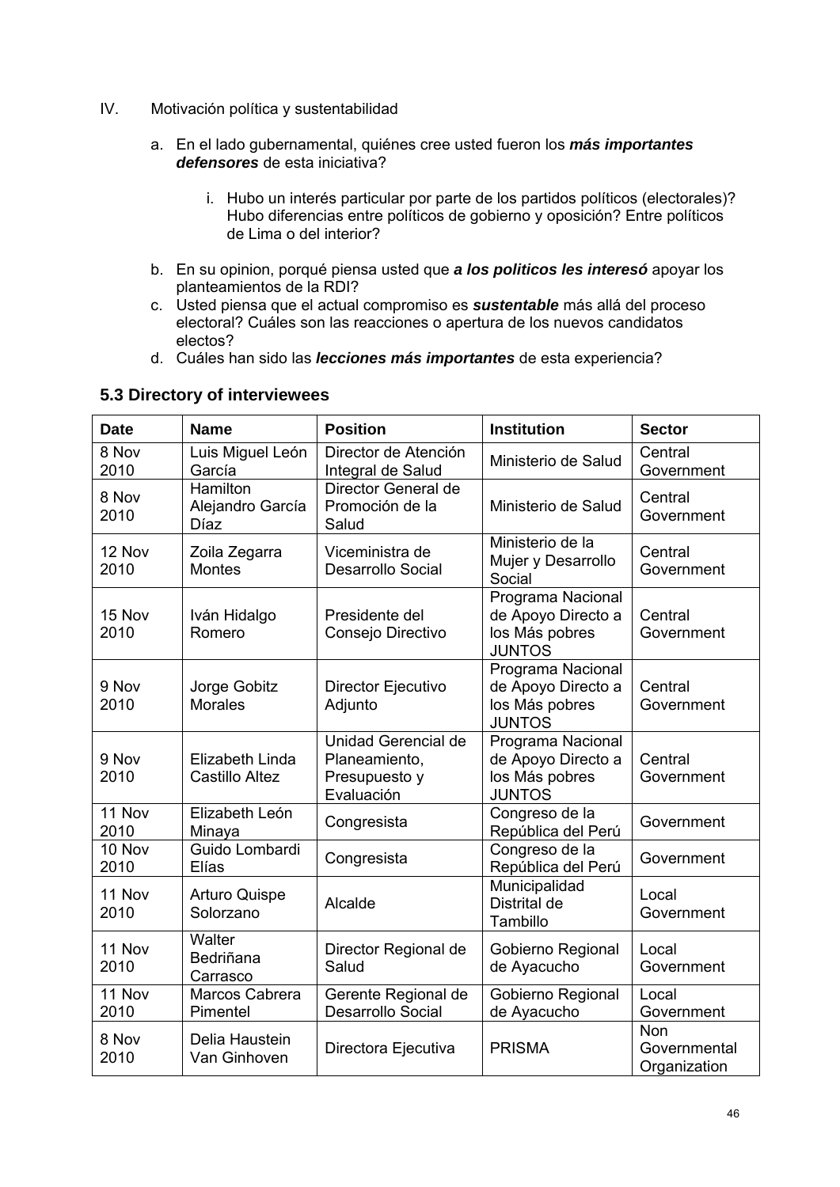IV. Motivación política y sustentabilidad

a. En el lado gubernamental, quiénes cree usted fueron los ***más importantes defensores*** de esta iniciativa?

   i. Hubo un interés particular por parte de los partidos políticos (electorales)? Hubo diferencias entre políticos de gobierno y oposición? Entre políticos de Lima o del interior?

b. En su opinion, porqué piensa usted que ***a los politicos les interesó*** apoyar los planteamientos de la RDI?

c. Usted piensa que el actual compromiso es ***sustentable*** más allá del proceso electoral? Cuáles son las reacciones o apertura de los nuevos candidatos electos?

d. Cuáles han sido las ***lecciones más importantes*** de esta experiencia?

### 5.3 Directory of interviewees

| Date | Name | Position | Institution | Sector |
|---|---|---|---|---|
| 8 Nov 2010 | Luis Miguel León García | Director de Atención Integral de Salud | Ministerio de Salud | Central Government |
| 8 Nov 2010 | Hamilton Alejandro García Díaz | Director General de Promoción de la Salud | Ministerio de Salud | Central Government |
| 12 Nov 2010 | Zoila Zegarra Montes | Viceministra de Desarrollo Social | Ministerio de la Mujer y Desarrollo Social | Central Government |
| 15 Nov 2010 | Iván Hidalgo Romero | Presidente del Consejo Directivo | Programa Nacional de Apoyo Directo a los Más pobres JUNTOS | Central Government |
| 9 Nov 2010 | Jorge Gobitz Morales | Director Ejecutivo Adjunto | Programa Nacional de Apoyo Directo a los Más pobres JUNTOS | Central Government |
| 9 Nov 2010 | Elizabeth Linda Castillo Altez | Unidad Gerencial de Planeamiento, Presupuesto y Evaluación | Programa Nacional de Apoyo Directo a los Más pobres JUNTOS | Central Government |
| 11 Nov 2010 | Elizabeth León Minaya | Congresista | Congreso de la República del Perú | Government |
| 10 Nov 2010 | Guido Lombardi Elías | Congresista | Congreso de la República del Perú | Government |
| 11 Nov 2010 | Arturo Quispe Solorzano | Alcalde | Municipalidad Distrital de Tambillo | Local Government |
| 11 Nov 2010 | Walter Bedriñana Carrasco | Director Regional de Salud | Gobierno Regional de Ayacucho | Local Government |
| 11 Nov 2010 | Marcos Cabrera Pimentel | Gerente Regional de Desarrollo Social | Gobierno Regional de Ayacucho | Local Government |
| 8 Nov 2010 | Delia Haustein Van Ginhoven | Directora Ejecutiva | PRISMA | Non Governmental Organization |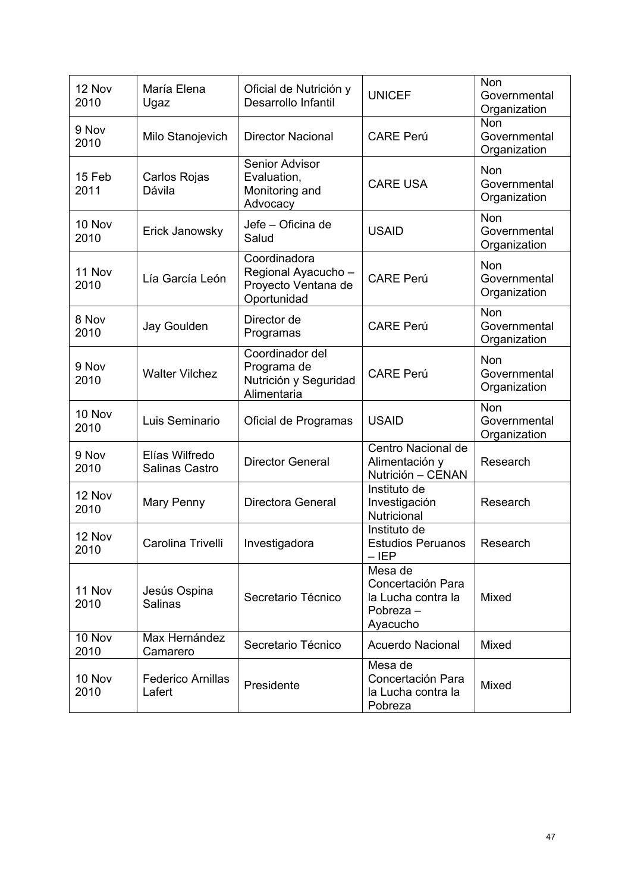| 12 Nov 2010 | María Elena Ugaz | Oficial de Nutrición y Desarrollo Infantil | UNICEF | Non Governmental Organization |
|---|---|---|---|---|
| 9 Nov 2010 | Milo Stanojevich | Director Nacional | CARE Perú | Non Governmental Organization |
| 15 Feb 2011 | Carlos Rojas Dávila | Senior Advisor Evaluation, Monitoring and Advocacy | CARE USA | Non Governmental Organization |
| 10 Nov 2010 | Erick Janowsky | Jefe – Oficina de Salud | USAID | Non Governmental Organization |
| 11 Nov 2010 | Lía García León | Coordinadora Regional Ayacucho – Proyecto Ventana de Oportunidad | CARE Perú | Non Governmental Organization |
| 8 Nov 2010 | Jay Goulden | Director de Programas | CARE Perú | Non Governmental Organization |
| 9 Nov 2010 | Walter Vilchez | Coordinador del Programa de Nutrición y Seguridad Alimentaria | CARE Perú | Non Governmental Organization |
| 10 Nov 2010 | Luis Seminario | Oficial de Programas | USAID | Non Governmental Organization |
| 9 Nov 2010 | Elías Wilfredo Salinas Castro | Director General | Centro Nacional de Alimentación y Nutrición – CENAN | Research |
| 12 Nov 2010 | Mary Penny | Directora General | Instituto de Investigación Nutricional | Research |
| 12 Nov 2010 | Carolina Trivelli | Investigadora | Instituto de Estudios Peruanos – IEP | Research |
| 11 Nov 2010 | Jesús Ospina Salinas | Secretario Técnico | Mesa de Concertación Para la Lucha contra la Pobreza – Ayacucho | Mixed |
| 10 Nov 2010 | Max Hernández Camarero | Secretario Técnico | Acuerdo Nacional | Mixed |
| 10 Nov 2010 | Federico Arnillas Lafert | Presidente | Mesa de Concertación Para la Lucha contra la Pobreza | Mixed |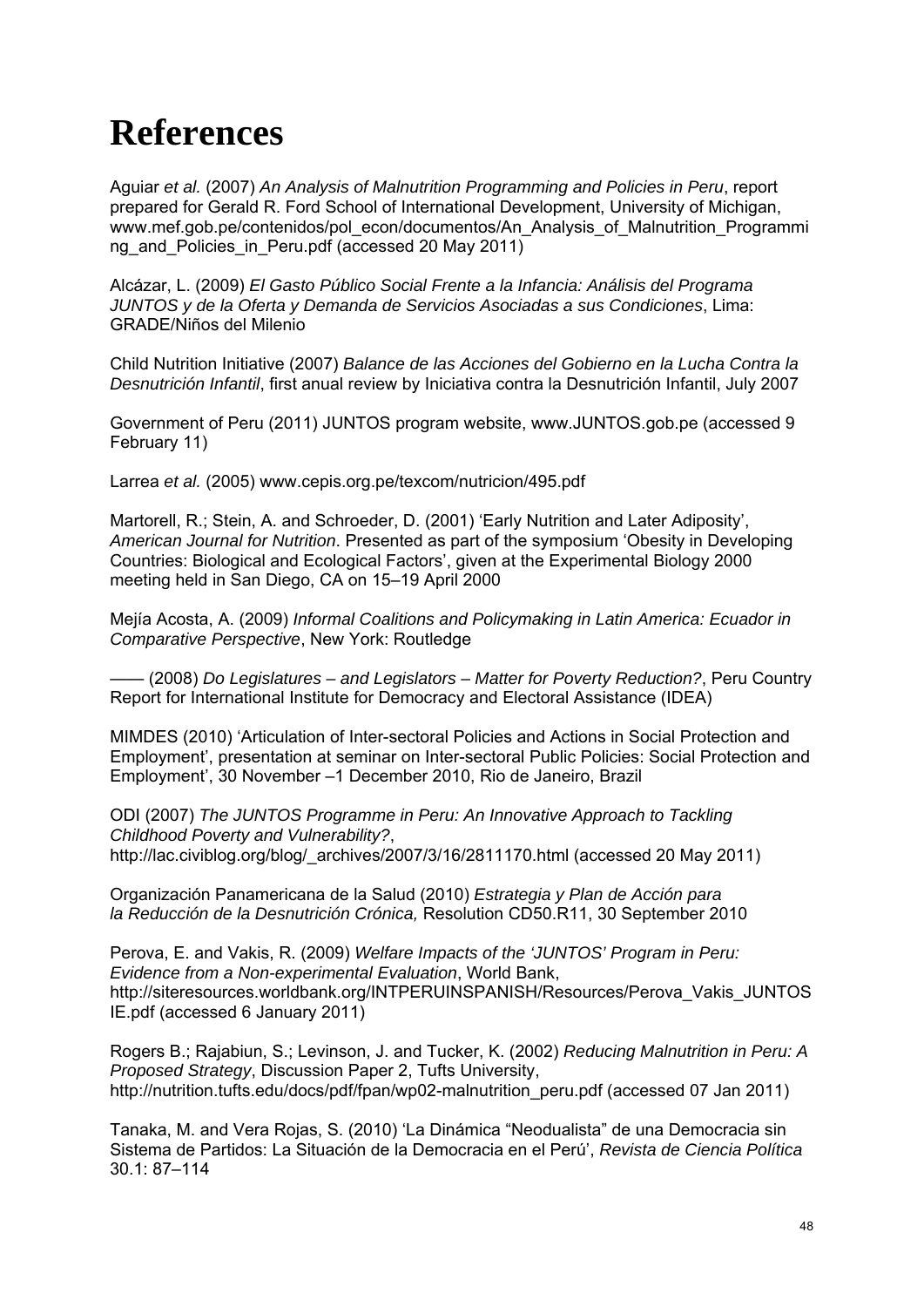# References

Aguiar *et al.* (2007) *An Analysis of Malnutrition Programming and Policies in Peru*, report prepared for Gerald R. Ford School of International Development, University of Michigan, www.mef.gob.pe/contenidos/pol_econ/documentos/An_Analysis_of_Malnutrition_Programming_and_Policies_in_Peru.pdf (accessed 20 May 2011)

Alcázar, L. (2009) *El Gasto Público Social Frente a la Infancia: Análisis del Programa JUNTOS y de la Oferta y Demanda de Servicios Asociadas a sus Condiciones*, Lima: GRADE/Niños del Milenio

Child Nutrition Initiative (2007) *Balance de las Acciones del Gobierno en la Lucha Contra la Desnutrición Infantil*, first anual review by Iniciativa contra la Desnutrición Infantil, July 2007

Government of Peru (2011) JUNTOS program website, www.JUNTOS.gob.pe (accessed 9 February 11)

Larrea *et al.* (2005) www.cepis.org.pe/texcom/nutricion/495.pdf

Martorell, R.; Stein, A. and Schroeder, D. (2001) 'Early Nutrition and Later Adiposity', *American Journal for Nutrition*. Presented as part of the symposium 'Obesity in Developing Countries: Biological and Ecological Factors', given at the Experimental Biology 2000 meeting held in San Diego, CA on 15–19 April 2000

Mejía Acosta, A. (2009) *Informal Coalitions and Policymaking in Latin America: Ecuador in Comparative Perspective*, New York: Routledge

—— (2008) *Do Legislatures – and Legislators – Matter for Poverty Reduction?*, Peru Country Report for International Institute for Democracy and Electoral Assistance (IDEA)

MIMDES (2010) 'Articulation of Inter-sectoral Policies and Actions in Social Protection and Employment', presentation at seminar on Inter-sectoral Public Policies: Social Protection and Employment', 30 November –1 December 2010, Rio de Janeiro, Brazil

ODI (2007) *The JUNTOS Programme in Peru: An Innovative Approach to Tackling Childhood Poverty and Vulnerability?*, http://lac.civiblog.org/blog/_archives/2007/3/16/2811170.html (accessed 20 May 2011)

Organización Panamericana de la Salud (2010) *Estrategia y Plan de Acción para la Reducción de la Desnutrición Crónica,* Resolution CD50.R11, 30 September 2010

Perova, E. and Vakis, R. (2009) *Welfare Impacts of the 'JUNTOS' Program in Peru: Evidence from a Non-experimental Evaluation*, World Bank, http://siteresources.worldbank.org/INTPERUINSPANISH/Resources/Perova_Vakis_JUNTOSIE.pdf (accessed 6 January 2011)

Rogers B.; Rajabiun, S.; Levinson, J. and Tucker, K. (2002) *Reducing Malnutrition in Peru: A Proposed Strategy*, Discussion Paper 2, Tufts University, http://nutrition.tufts.edu/docs/pdf/fpan/wp02-malnutrition_peru.pdf (accessed 07 Jan 2011)

Tanaka, M. and Vera Rojas, S. (2010) 'La Dinámica "Neodualista" de una Democracia sin Sistema de Partidos: La Situación de la Democracia en el Perú', *Revista de Ciencia Política* 30.1: 87–114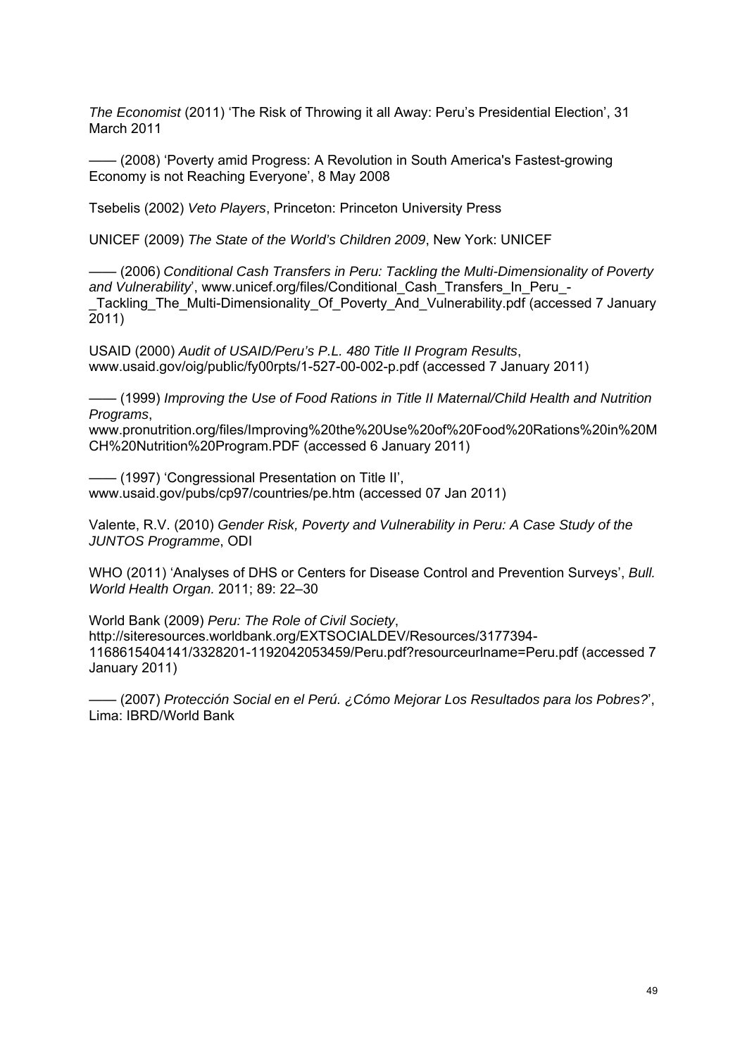*The Economist* (2011) 'The Risk of Throwing it all Away: Peru's Presidential Election', 31 March 2011

—— (2008) 'Poverty amid Progress: A Revolution in South America's Fastest-growing Economy is not Reaching Everyone', 8 May 2008

Tsebelis (2002) *Veto Players*, Princeton: Princeton University Press

UNICEF (2009) *The State of the World's Children 2009*, New York: UNICEF

—— (2006) *Conditional Cash Transfers in Peru: Tackling the Multi-Dimensionality of Poverty and Vulnerability*', www.unicef.org/files/Conditional_Cash_Transfers_In_Peru_-_Tackling_The_Multi-Dimensionality_Of_Poverty_And_Vulnerability.pdf (accessed 7 January 2011)

USAID (2000) *Audit of USAID/Peru's P.L. 480 Title II Program Results*, www.usaid.gov/oig/public/fy00rpts/1-527-00-002-p.pdf (accessed 7 January 2011)

—— (1999) *Improving the Use of Food Rations in Title II Maternal/Child Health and Nutrition Programs*, www.pronutrition.org/files/Improving%20the%20Use%20of%20Food%20Rations%20in%20MCH%20Nutrition%20Program.PDF (accessed 6 January 2011)

—— (1997) 'Congressional Presentation on Title II', www.usaid.gov/pubs/cp97/countries/pe.htm (accessed 07 Jan 2011)

Valente, R.V. (2010) *Gender Risk, Poverty and Vulnerability in Peru: A Case Study of the JUNTOS Programme*, ODI

WHO (2011) 'Analyses of DHS or Centers for Disease Control and Prevention Surveys', *Bull. World Health Organ.* 2011; 89: 22–30

World Bank (2009) *Peru: The Role of Civil Society*, http://siteresources.worldbank.org/EXTSOCIALDEV/Resources/3177394-1168615404141/3328201-1192042053459/Peru.pdf?resourceurlname=Peru.pdf (accessed 7 January 2011)

—— (2007) *Protección Social en el Perú. ¿Cómo Mejorar Los Resultados para los Pobres?*', Lima: IBRD/World Bank